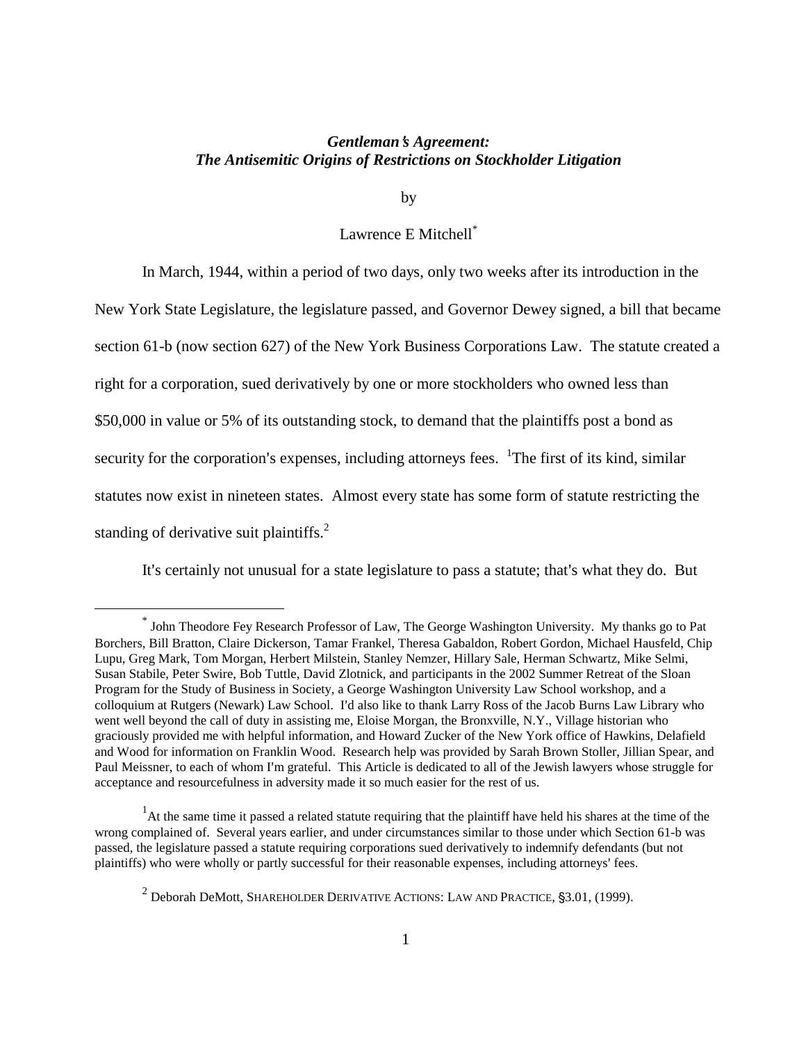# *Gentleman's Agreement:*
# *The Antisemitic Origins of Restrictions on Stockholder Litigation*

by

Lawrence E Mitchell[*]

In March, 1944, within a period of two days, only two weeks after its introduction in the New York State Legislature, the legislature passed, and Governor Dewey signed, a bill that became section 61-b (now section 627) of the New York Business Corporations Law. The statute created a right for a corporation, sued derivatively by one or more stockholders who owned less than $50,000 in value or 5% of its outstanding stock, to demand that the plaintiffs post a bond as security for the corporation's expenses, including attorneys fees. [1]The first of its kind, similar statutes now exist in nineteen states. Almost every state has some form of statute restricting the standing of derivative suit plaintiffs.[2]

It's certainly not unusual for a state legislature to pass a statute; that's what they do. But

---

[*] John Theodore Fey Research Professor of Law, The George Washington University. My thanks go to Pat Borchers, Bill Bratton, Claire Dickerson, Tamar Frankel, Theresa Gabaldon, Robert Gordon, Michael Hausfeld, Chip Lupu, Greg Mark, Tom Morgan, Herbert Milstein, Stanley Nemzer, Hillary Sale, Herman Schwartz, Mike Selmi, Susan Stabile, Peter Swire, Bob Tuttle, David Zlotnick, and participants in the 2002 Summer Retreat of the Sloan Program for the Study of Business in Society, a George Washington University Law School workshop, and a colloquium at Rutgers (Newark) Law School. I'd also like to thank Larry Ross of the Jacob Burns Law Library who went well beyond the call of duty in assisting me, Eloise Morgan, the Bronxville, N.Y., Village historian who graciously provided me with helpful information, and Howard Zucker of the New York office of Hawkins, Delafield and Wood for information on Franklin Wood. Research help was provided by Sarah Brown Stoller, Jillian Spear, and Paul Meissner, to each of whom I'm grateful. This Article is dedicated to all of the Jewish lawyers whose struggle for acceptance and resourcefulness in adversity made it so much easier for the rest of us.

[1] At the same time it passed a related statute requiring that the plaintiff have held his shares at the time of the wrong complained of. Several years earlier, and under circumstances similar to those under which Section 61-b was passed, the legislature passed a statute requiring corporations sued derivatively to indemnify defendants (but not plaintiffs) who were wholly or partly successful for their reasonable expenses, including attorneys' fees.

[2] Deborah DeMott, SHAREHOLDER DERIVATIVE ACTIONS: LAW AND PRACTICE, §3.01, (1999).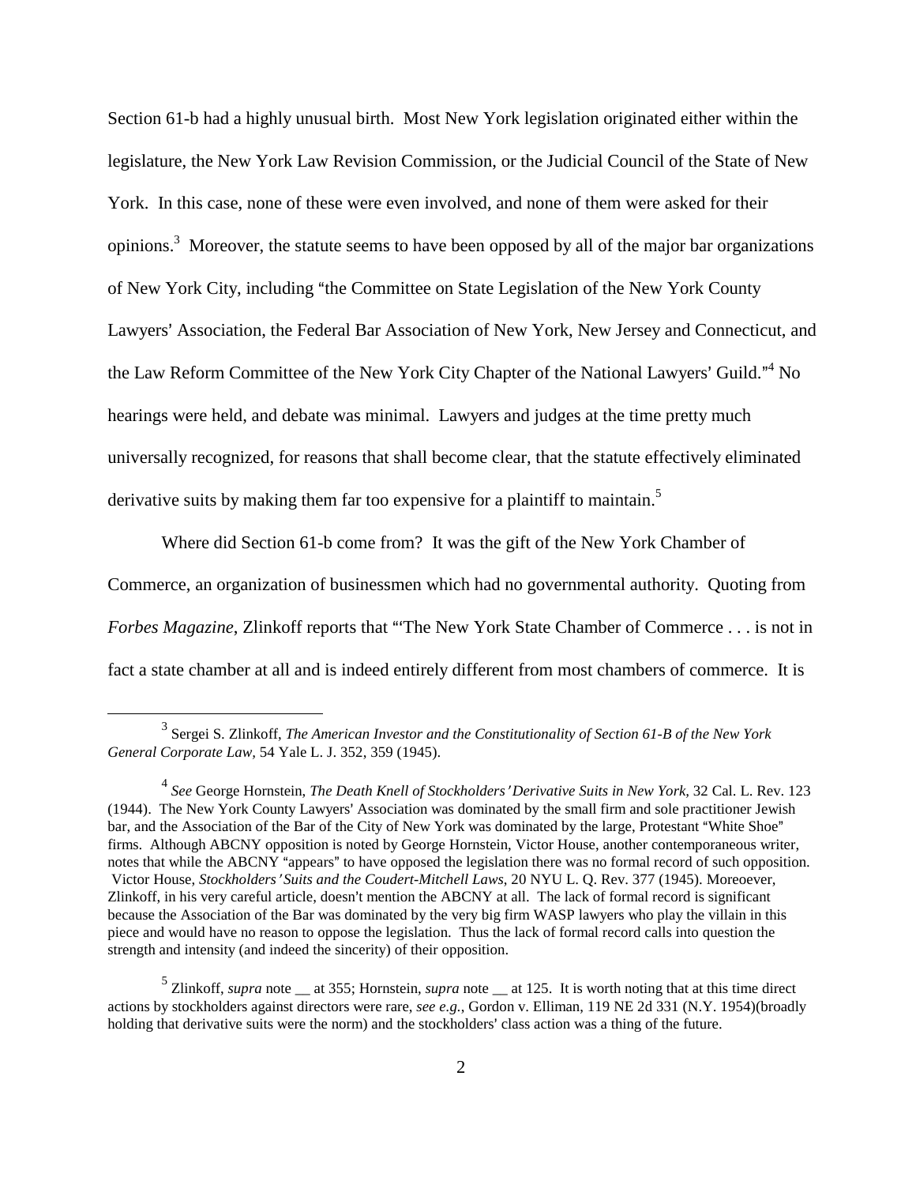Section 61-b had a highly unusual birth. Most New York legislation originated either within the legislature, the New York Law Revision Commission, or the Judicial Council of the State of New York. In this case, none of these were even involved, and none of them were asked for their opinions.[3] Moreover, the statute seems to have been opposed by all of the major bar organizations of New York City, including "the Committee on State Legislation of the New York County Lawyers' Association, the Federal Bar Association of New York, New Jersey and Connecticut, and the Law Reform Committee of the New York City Chapter of the National Lawyers' Guild."[4] No hearings were held, and debate was minimal. Lawyers and judges at the time pretty much universally recognized, for reasons that shall become clear, that the statute effectively eliminated derivative suits by making them far too expensive for a plaintiff to maintain.[5]

Where did Section 61-b come from? It was the gift of the New York Chamber of Commerce, an organization of businessmen which had no governmental authority. Quoting from *Forbes Magazine*, Zlinkoff reports that "'The New York State Chamber of Commerce . . . is not in fact a state chamber at all and is indeed entirely different from most chambers of commerce. It is

---

[3] Sergei S. Zlinkoff, *The American Investor and the Constitutionality of Section 61-B of the New York General Corporate Law*, 54 Yale L. J. 352, 359 (1945).

[4] *See* George Hornstein, *The Death Knell of Stockholders' Derivative Suits in New York*, 32 Cal. L. Rev. 123 (1944). The New York County Lawyers' Association was dominated by the small firm and sole practitioner Jewish bar, and the Association of the Bar of the City of New York was dominated by the large, Protestant "White Shoe" firms. Although ABCNY opposition is noted by George Hornstein, Victor House, another contemporaneous writer, notes that while the ABCNY "appears" to have opposed the legislation there was no formal record of such opposition. Victor House, *Stockholders' Suits and the Coudert-Mitchell Laws*, 20 NYU L. Q. Rev. 377 (1945). Moreoever, Zlinkoff, in his very careful article, doesn't mention the ABCNY at all. The lack of formal record is significant because the Association of the Bar was dominated by the very big firm WASP lawyers who play the villain in this piece and would have no reason to oppose the legislation. Thus the lack of formal record calls into question the strength and intensity (and indeed the sincerity) of their opposition.

[5] Zlinkoff, *supra* note __ at 355; Hornstein, *supra* note __ at 125. It is worth noting that at this time direct actions by stockholders against directors were rare, *see e.g.*, Gordon v. Elliman, 119 NE 2d 331 (N.Y. 1954)(broadly holding that derivative suits were the norm) and the stockholders' class action was a thing of the future.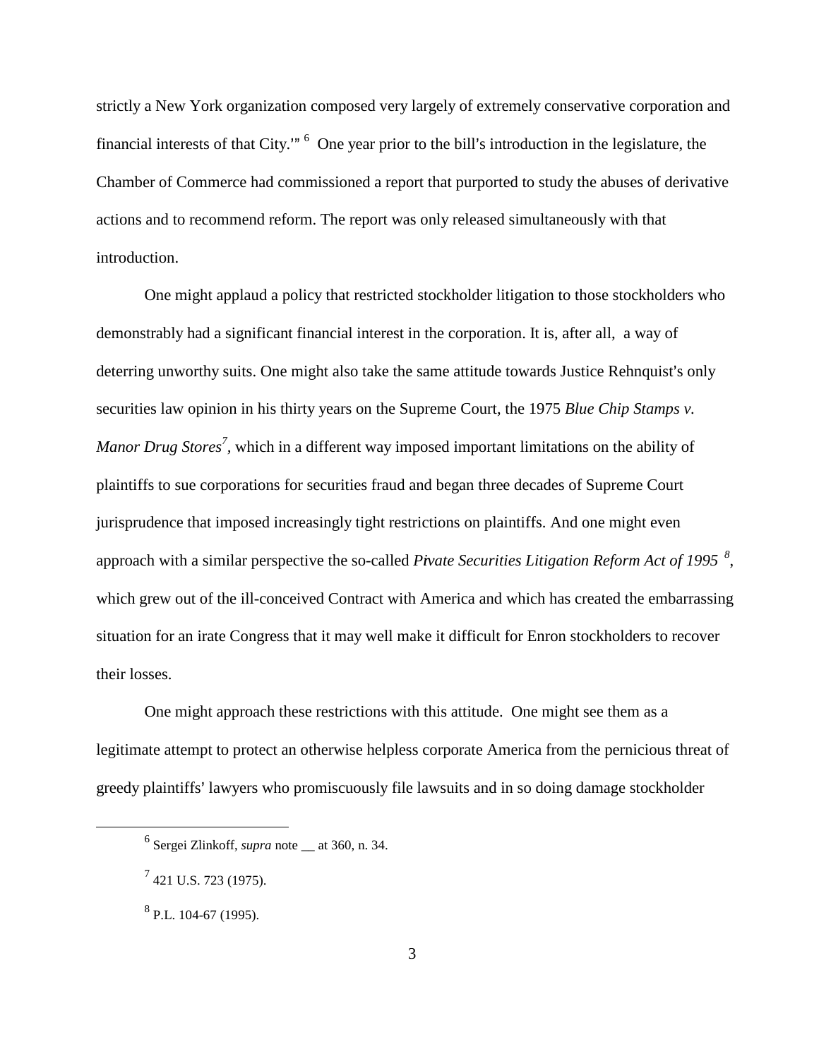strictly a New York organization composed very largely of extremely conservative corporation and financial interests of that City.'" [6] One year prior to the bill's introduction in the legislature, the Chamber of Commerce had commissioned a report that purported to study the abuses of derivative actions and to recommend reform. The report was only released simultaneously with that introduction.

One might applaud a policy that restricted stockholder litigation to those stockholders who demonstrably had a significant financial interest in the corporation. It is, after all, a way of deterring unworthy suits. One might also take the same attitude towards Justice Rehnquist's only securities law opinion in his thirty years on the Supreme Court, the 1975 *Blue Chip Stamps v. Manor Drug Stores*[7], which in a different way imposed important limitations on the ability of plaintiffs to sue corporations for securities fraud and began three decades of Supreme Court jurisprudence that imposed increasingly tight restrictions on plaintiffs. And one might even approach with a similar perspective the so-called *Pivate Securities Litigation Reform Act of 1995* [8], which grew out of the ill-conceived Contract with America and which has created the embarrassing situation for an irate Congress that it may well make it difficult for Enron stockholders to recover their losses.

One might approach these restrictions with this attitude. One might see them as a legitimate attempt to protect an otherwise helpless corporate America from the pernicious threat of greedy plaintiffs' lawyers who promiscuously file lawsuits and in so doing damage stockholder

---

[6] Sergei Zlinkoff, *supra* note __ at 360, n. 34.

[7] 421 U.S. 723 (1975).

[8] P.L. 104-67 (1995).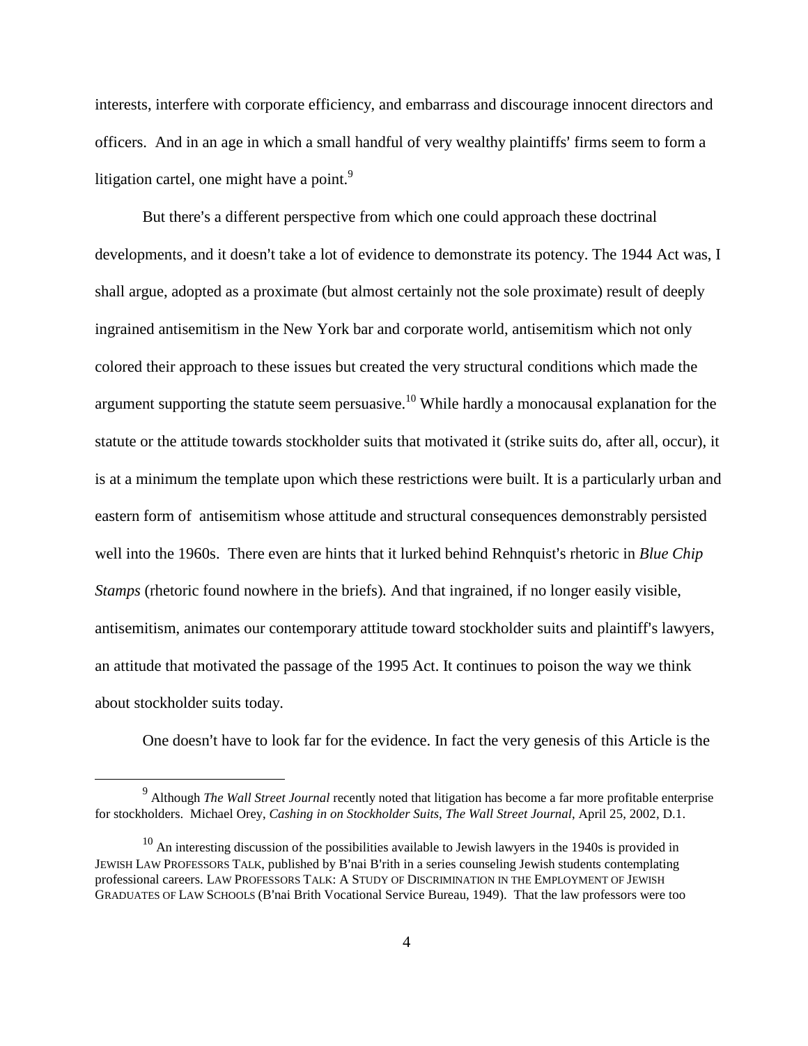interests, interfere with corporate efficiency, and embarrass and discourage innocent directors and officers. And in an age in which a small handful of very wealthy plaintiffs' firms seem to form a litigation cartel, one might have a point.[9]

But there's a different perspective from which one could approach these doctrinal developments, and it doesn't take a lot of evidence to demonstrate its potency. The 1944 Act was, I shall argue, adopted as a proximate (but almost certainly not the sole proximate) result of deeply ingrained antisemitism in the New York bar and corporate world, antisemitism which not only colored their approach to these issues but created the very structural conditions which made the argument supporting the statute seem persuasive.[10] While hardly a monocausal explanation for the statute or the attitude towards stockholder suits that motivated it (strike suits do, after all, occur), it is at a minimum the template upon which these restrictions were built. It is a particularly urban and eastern form of antisemitism whose attitude and structural consequences demonstrably persisted well into the 1960s. There even are hints that it lurked behind Rehnquist's rhetoric in *Blue Chip Stamps* (rhetoric found nowhere in the briefs)*.* And that ingrained, if no longer easily visible, antisemitism, animates our contemporary attitude toward stockholder suits and plaintiff's lawyers, an attitude that motivated the passage of the 1995 Act. It continues to poison the way we think about stockholder suits today.

One doesn't have to look far for the evidence. In fact the very genesis of this Article is the

---

[9] Although *The Wall Street Journal* recently noted that litigation has become a far more profitable enterprise for stockholders. Michael Orey, *Cashing in on Stockholder Suits*, *The Wall Street Journal*, April 25, 2002, D.1.

[10] An interesting discussion of the possibilities available to Jewish lawyers in the 1940s is provided in JEWISH LAW PROFESSORS TALK, published by B'nai B'rith in a series counseling Jewish students contemplating professional careers. LAW PROFESSORS TALK: A STUDY OF DISCRIMINATION IN THE EMPLOYMENT OF JEWISH GRADUATES OF LAW SCHOOLS (B'nai Brith Vocational Service Bureau, 1949). That the law professors were too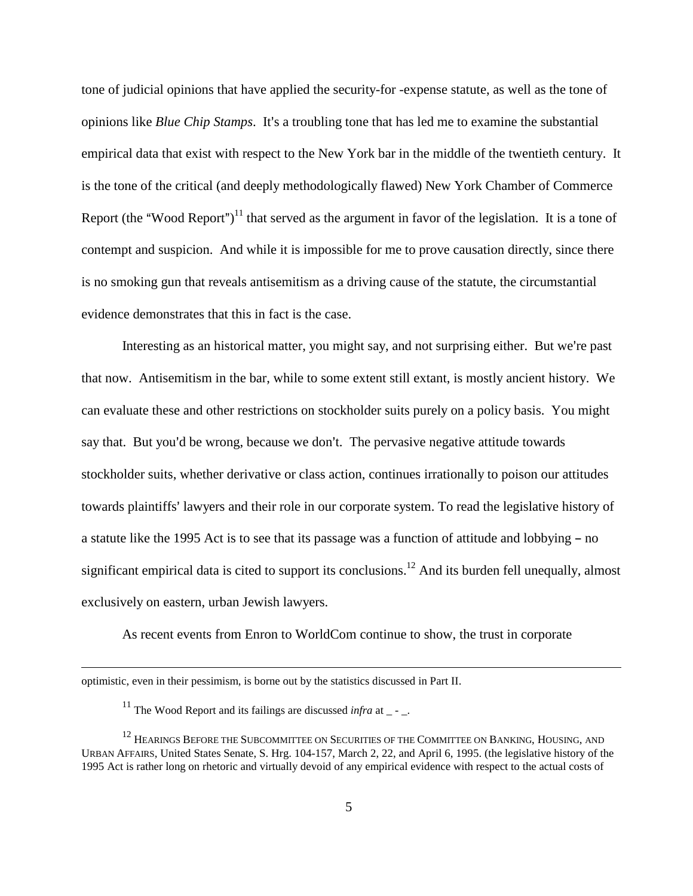tone of judicial opinions that have applied the security-for -expense statute, as well as the tone of opinions like *Blue Chip Stamps*. It's a troubling tone that has led me to examine the substantial empirical data that exist with respect to the New York bar in the middle of the twentieth century. It is the tone of the critical (and deeply methodologically flawed) New York Chamber of Commerce Report (the "Wood Report")[11] that served as the argument in favor of the legislation. It is a tone of contempt and suspicion. And while it is impossible for me to prove causation directly, since there is no smoking gun that reveals antisemitism as a driving cause of the statute, the circumstantial evidence demonstrates that this in fact is the case.

Interesting as an historical matter, you might say, and not surprising either. But we're past that now. Antisemitism in the bar, while to some extent still extant, is mostly ancient history. We can evaluate these and other restrictions on stockholder suits purely on a policy basis. You might say that. But you'd be wrong, because we don't. The pervasive negative attitude towards stockholder suits, whether derivative or class action, continues irrationally to poison our attitudes towards plaintiffs' lawyers and their role in our corporate system. To read the legislative history of a statute like the 1995 Act is to see that its passage was a function of attitude and lobbying – no significant empirical data is cited to support its conclusions.[12] And its burden fell unequally, almost exclusively on eastern, urban Jewish lawyers.

As recent events from Enron to WorldCom continue to show, the trust in corporate

---

optimistic, even in their pessimism, is borne out by the statistics discussed in Part II.

[11] The Wood Report and its failings are discussed *infra* at _ - _.

[12] HEARINGS BEFORE THE SUBCOMMITTEE ON SECURITIES OF THE COMMITTEE ON BANKING, HOUSING, AND URBAN AFFAIRS, United States Senate, S. Hrg. 104-157, March 2, 22, and April 6, 1995. (the legislative history of the 1995 Act is rather long on rhetoric and virtually devoid of any empirical evidence with respect to the actual costs of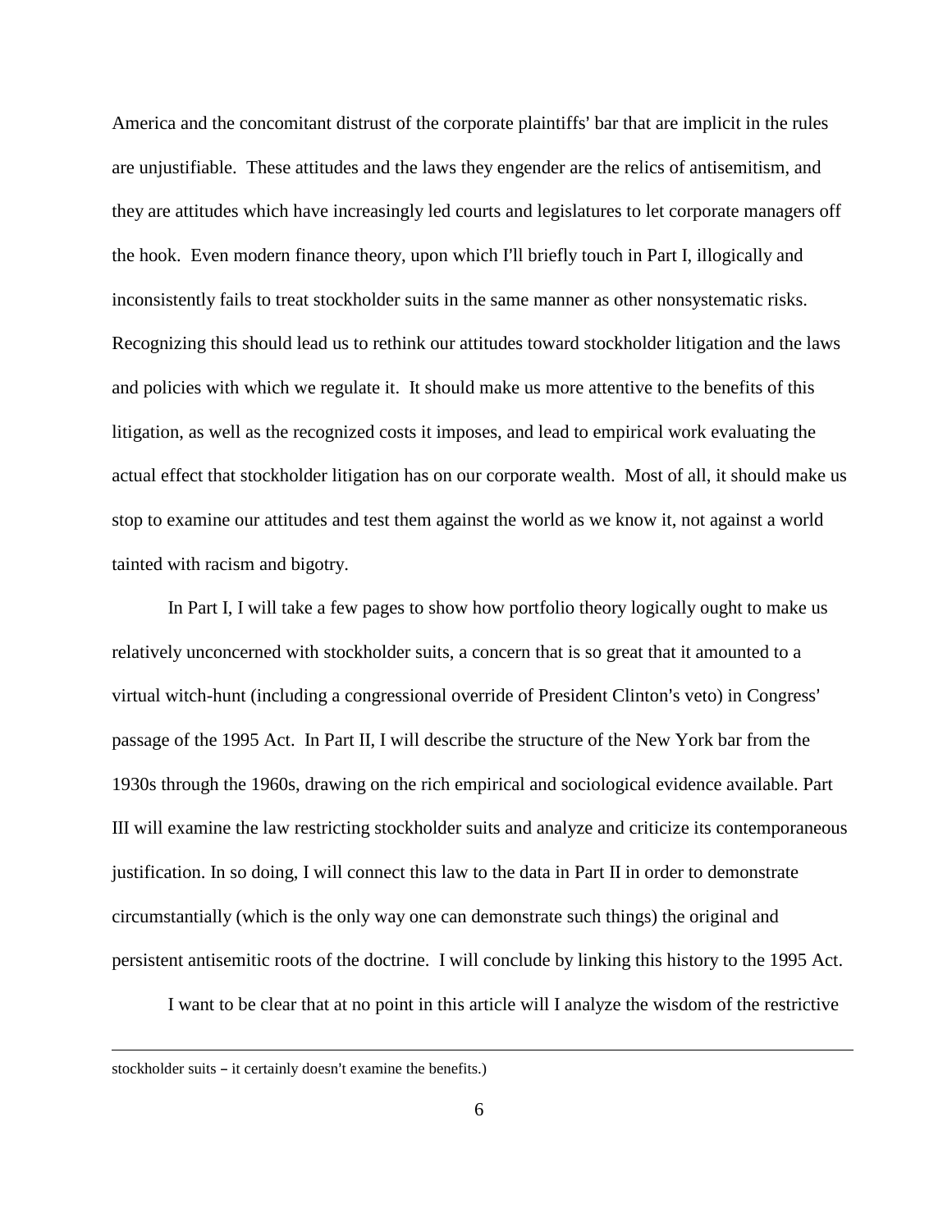America and the concomitant distrust of the corporate plaintiffs' bar that are implicit in the rules are unjustifiable. These attitudes and the laws they engender are the relics of antisemitism, and they are attitudes which have increasingly led courts and legislatures to let corporate managers off the hook. Even modern finance theory, upon which I'll briefly touch in Part I, illogically and inconsistently fails to treat stockholder suits in the same manner as other nonsystematic risks. Recognizing this should lead us to rethink our attitudes toward stockholder litigation and the laws and policies with which we regulate it. It should make us more attentive to the benefits of this litigation, as well as the recognized costs it imposes, and lead to empirical work evaluating the actual effect that stockholder litigation has on our corporate wealth. Most of all, it should make us stop to examine our attitudes and test them against the world as we know it, not against a world tainted with racism and bigotry.

In Part I, I will take a few pages to show how portfolio theory logically ought to make us relatively unconcerned with stockholder suits, a concern that is so great that it amounted to a virtual witch-hunt (including a congressional override of President Clinton's veto) in Congress' passage of the 1995 Act. In Part II, I will describe the structure of the New York bar from the 1930s through the 1960s, drawing on the rich empirical and sociological evidence available. Part III will examine the law restricting stockholder suits and analyze and criticize its contemporaneous justification. In so doing, I will connect this law to the data in Part II in order to demonstrate circumstantially (which is the only way one can demonstrate such things) the original and persistent antisemitic roots of the doctrine. I will conclude by linking this history to the 1995 Act.

I want to be clear that at no point in this article will I analyze the wisdom of the restrictive

---

stockholder suits – it certainly doesn't examine the benefits.)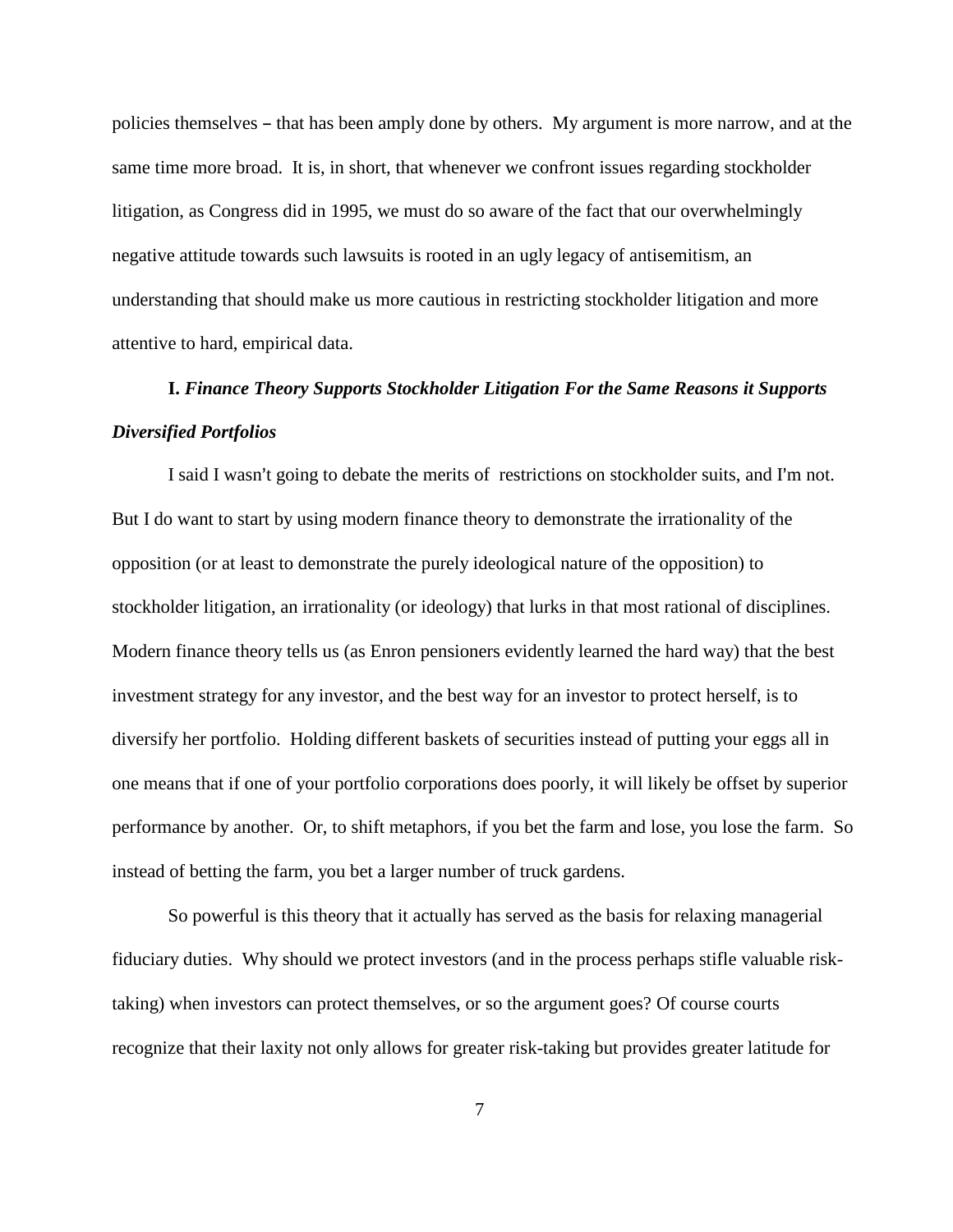policies themselves – that has been amply done by others. My argument is more narrow, and at the same time more broad. It is, in short, that whenever we confront issues regarding stockholder litigation, as Congress did in 1995, we must do so aware of the fact that our overwhelmingly negative attitude towards such lawsuits is rooted in an ugly legacy of antisemitism, an understanding that should make us more cautious in restricting stockholder litigation and more attentive to hard, empirical data.

## I. *Finance Theory Supports Stockholder Litigation For the Same Reasons it Supports Diversified Portfolios*

I said I wasn't going to debate the merits of restrictions on stockholder suits, and I'm not. But I do want to start by using modern finance theory to demonstrate the irrationality of the opposition (or at least to demonstrate the purely ideological nature of the opposition) to stockholder litigation, an irrationality (or ideology) that lurks in that most rational of disciplines. Modern finance theory tells us (as Enron pensioners evidently learned the hard way) that the best investment strategy for any investor, and the best way for an investor to protect herself, is to diversify her portfolio. Holding different baskets of securities instead of putting your eggs all in one means that if one of your portfolio corporations does poorly, it will likely be offset by superior performance by another. Or, to shift metaphors, if you bet the farm and lose, you lose the farm. So instead of betting the farm, you bet a larger number of truck gardens.

So powerful is this theory that it actually has served as the basis for relaxing managerial fiduciary duties. Why should we protect investors (and in the process perhaps stifle valuable risk-taking) when investors can protect themselves, or so the argument goes? Of course courts recognize that their laxity not only allows for greater risk-taking but provides greater latitude for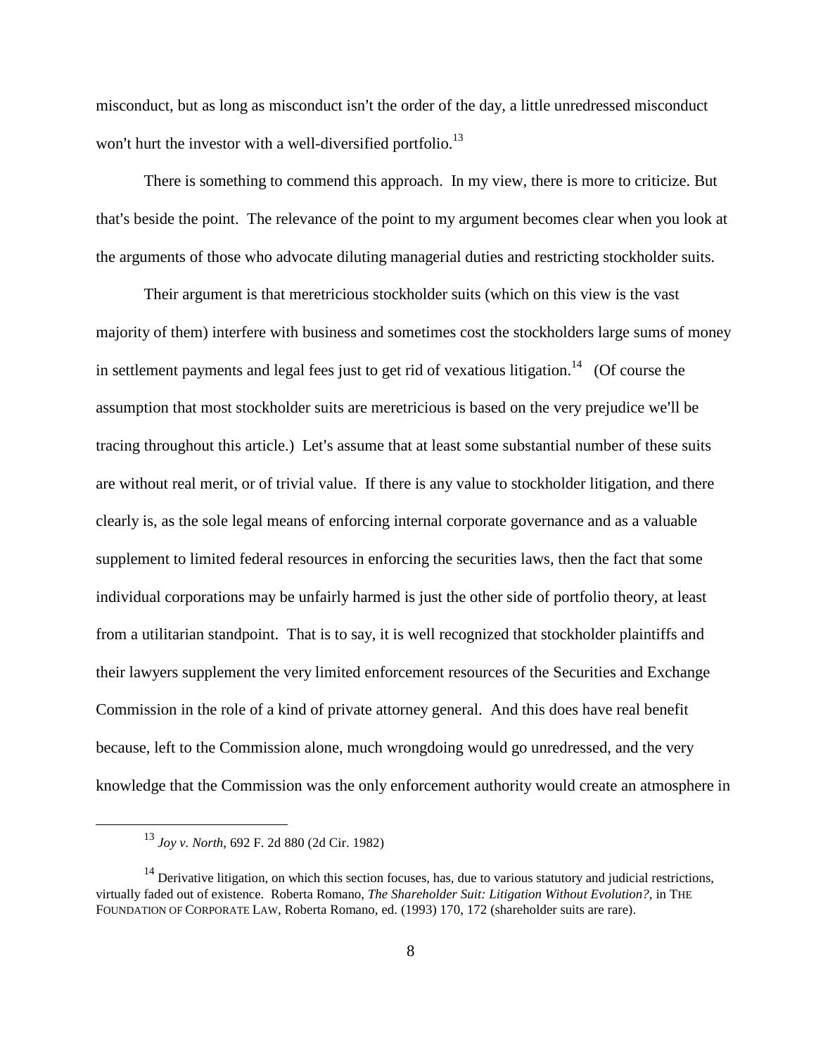misconduct, but as long as misconduct isn't the order of the day, a little unredressed misconduct won't hurt the investor with a well-diversified portfolio.[13]

There is something to commend this approach. In my view, there is more to criticize. But that's beside the point. The relevance of the point to my argument becomes clear when you look at the arguments of those who advocate diluting managerial duties and restricting stockholder suits.

Their argument is that meretricious stockholder suits (which on this view is the vast majority of them) interfere with business and sometimes cost the stockholders large sums of money in settlement payments and legal fees just to get rid of vexatious litigation.[14] (Of course the assumption that most stockholder suits are meretricious is based on the very prejudice we'll be tracing throughout this article.) Let's assume that at least some substantial number of these suits are without real merit, or of trivial value. If there is any value to stockholder litigation, and there clearly is, as the sole legal means of enforcing internal corporate governance and as a valuable supplement to limited federal resources in enforcing the securities laws, then the fact that some individual corporations may be unfairly harmed is just the other side of portfolio theory, at least from a utilitarian standpoint. That is to say, it is well recognized that stockholder plaintiffs and their lawyers supplement the very limited enforcement resources of the Securities and Exchange Commission in the role of a kind of private attorney general. And this does have real benefit because, left to the Commission alone, much wrongdoing would go unredressed, and the very knowledge that the Commission was the only enforcement authority would create an atmosphere in

---

[13] *Joy v. North*, 692 F. 2d 880 (2d Cir. 1982)

[14] Derivative litigation, on which this section focuses, has, due to various statutory and judicial restrictions, virtually faded out of existence. Roberta Romano, *The Shareholder Suit: Litigation Without Evolution?*, in THE FOUNDATION OF CORPORATE LAW, Roberta Romano, ed. (1993) 170, 172 (shareholder suits are rare).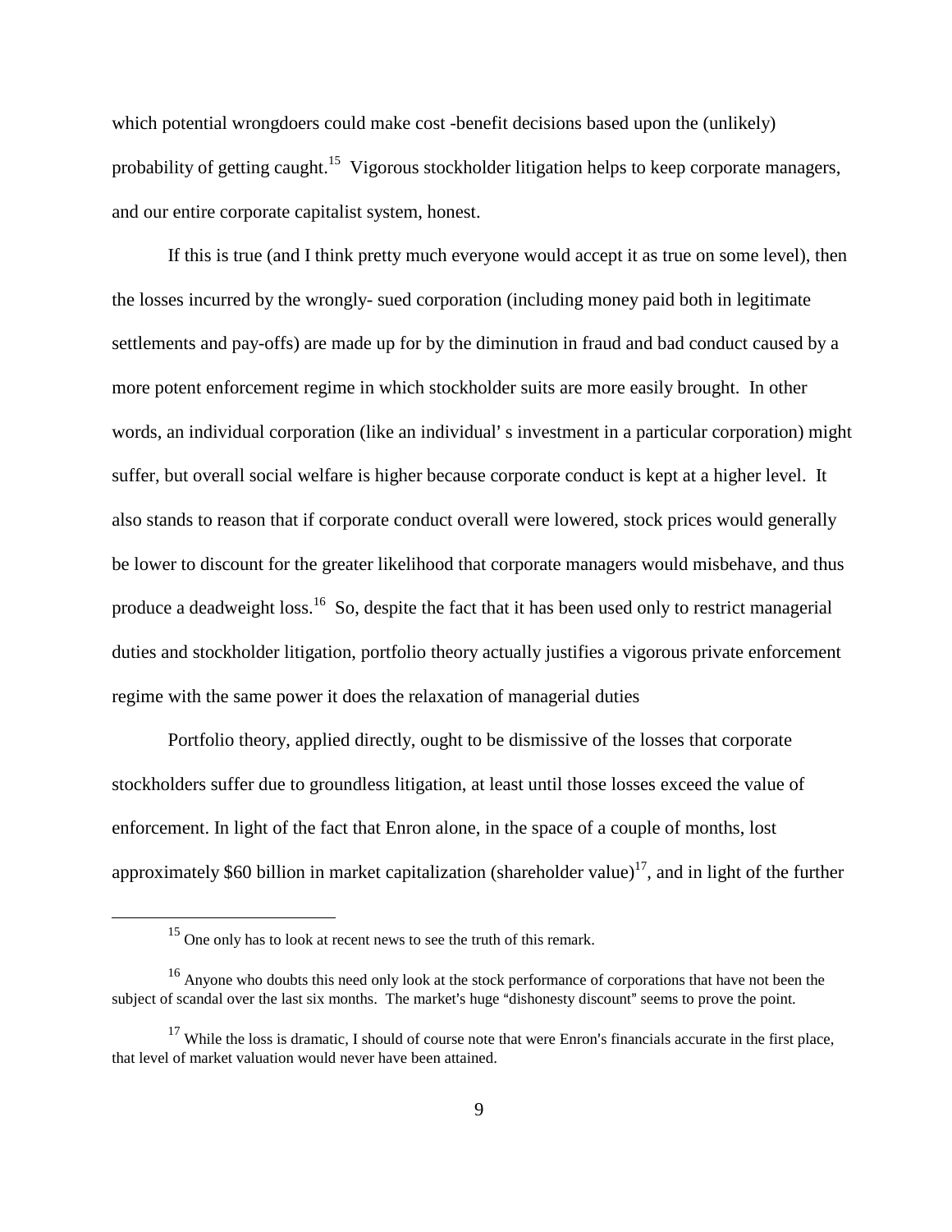which potential wrongdoers could make cost -benefit decisions based upon the (unlikely) probability of getting caught.[15] Vigorous stockholder litigation helps to keep corporate managers, and our entire corporate capitalist system, honest.

If this is true (and I think pretty much everyone would accept it as true on some level), then the losses incurred by the wrongly- sued corporation (including money paid both in legitimate settlements and pay-offs) are made up for by the diminution in fraud and bad conduct caused by a more potent enforcement regime in which stockholder suits are more easily brought. In other words, an individual corporation (like an individual' s investment in a particular corporation) might suffer, but overall social welfare is higher because corporate conduct is kept at a higher level. It also stands to reason that if corporate conduct overall were lowered, stock prices would generally be lower to discount for the greater likelihood that corporate managers would misbehave, and thus produce a deadweight loss.[16] So, despite the fact that it has been used only to restrict managerial duties and stockholder litigation, portfolio theory actually justifies a vigorous private enforcement regime with the same power it does the relaxation of managerial duties

Portfolio theory, applied directly, ought to be dismissive of the losses that corporate stockholders suffer due to groundless litigation, at least until those losses exceed the value of enforcement. In light of the fact that Enron alone, in the space of a couple of months, lost approximately $60 billion in market capitalization (shareholder value)[17], and in light of the further

---

[15] One only has to look at recent news to see the truth of this remark.

[16] Anyone who doubts this need only look at the stock performance of corporations that have not been the subject of scandal over the last six months. The market's huge "dishonesty discount" seems to prove the point.

[17] While the loss is dramatic, I should of course note that were Enron's financials accurate in the first place, that level of market valuation would never have been attained.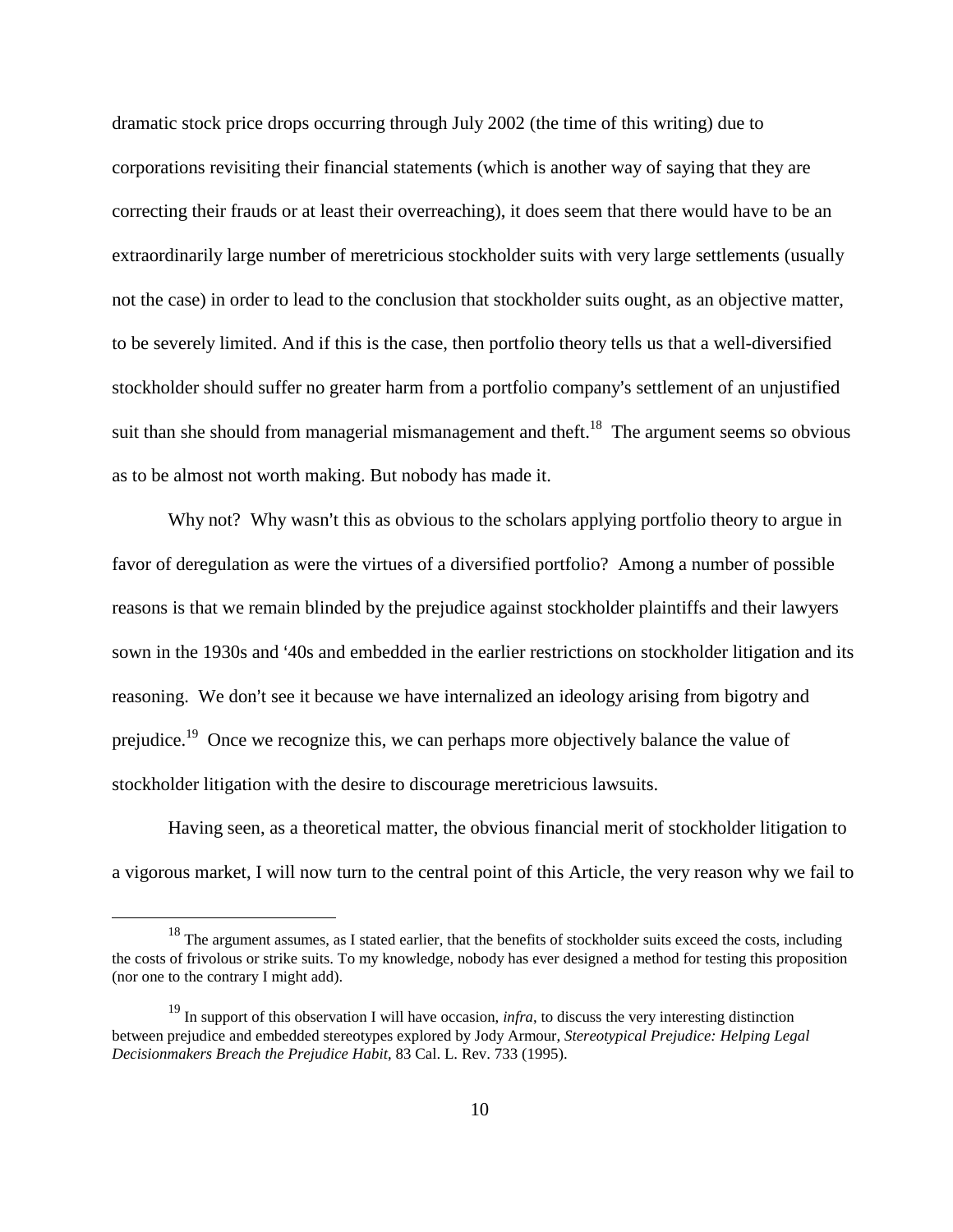dramatic stock price drops occurring through July 2002 (the time of this writing) due to corporations revisiting their financial statements (which is another way of saying that they are correcting their frauds or at least their overreaching), it does seem that there would have to be an extraordinarily large number of meretricious stockholder suits with very large settlements (usually not the case) in order to lead to the conclusion that stockholder suits ought, as an objective matter, to be severely limited. And if this is the case, then portfolio theory tells us that a well-diversified stockholder should suffer no greater harm from a portfolio company's settlement of an unjustified suit than she should from managerial mismanagement and theft.[18] The argument seems so obvious as to be almost not worth making. But nobody has made it.

Why not? Why wasn't this as obvious to the scholars applying portfolio theory to argue in favor of deregulation as were the virtues of a diversified portfolio? Among a number of possible reasons is that we remain blinded by the prejudice against stockholder plaintiffs and their lawyers sown in the 1930s and '40s and embedded in the earlier restrictions on stockholder litigation and its reasoning. We don't see it because we have internalized an ideology arising from bigotry and prejudice.[19] Once we recognize this, we can perhaps more objectively balance the value of stockholder litigation with the desire to discourage meretricious lawsuits.

Having seen, as a theoretical matter, the obvious financial merit of stockholder litigation to a vigorous market, I will now turn to the central point of this Article, the very reason why we fail to

---

[18] The argument assumes, as I stated earlier, that the benefits of stockholder suits exceed the costs, including the costs of frivolous or strike suits. To my knowledge, nobody has ever designed a method for testing this proposition (nor one to the contrary I might add).

[19] In support of this observation I will have occasion, *infra*, to discuss the very interesting distinction between prejudice and embedded stereotypes explored by Jody Armour, *Stereotypical Prejudice: Helping Legal Decisionmakers Breach the Prejudice Habit*, 83 Cal. L. Rev. 733 (1995).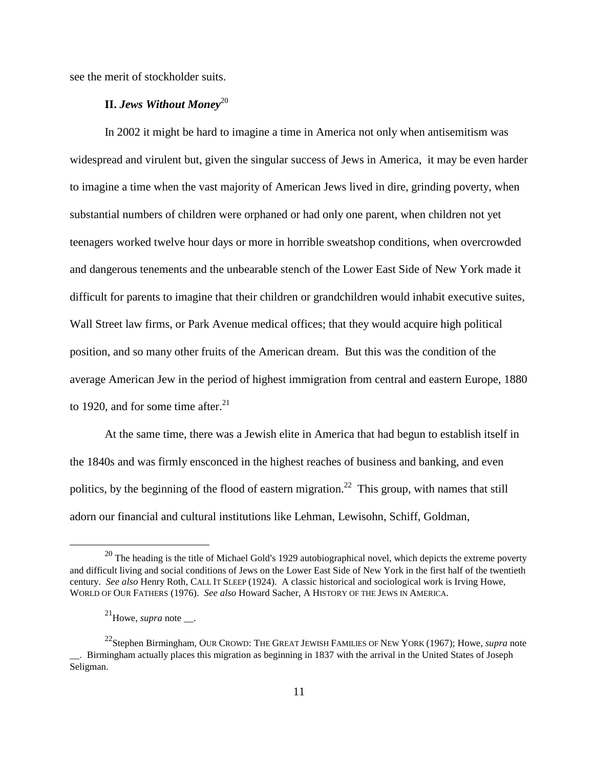see the merit of stockholder suits.

## II. *Jews Without Money*[20]

In 2002 it might be hard to imagine a time in America not only when antisemitism was widespread and virulent but, given the singular success of Jews in America, it may be even harder to imagine a time when the vast majority of American Jews lived in dire, grinding poverty, when substantial numbers of children were orphaned or had only one parent, when children not yet teenagers worked twelve hour days or more in horrible sweatshop conditions, when overcrowded and dangerous tenements and the unbearable stench of the Lower East Side of New York made it difficult for parents to imagine that their children or grandchildren would inhabit executive suites, Wall Street law firms, or Park Avenue medical offices; that they would acquire high political position, and so many other fruits of the American dream. But this was the condition of the average American Jew in the period of highest immigration from central and eastern Europe, 1880 to 1920, and for some time after.[21]

At the same time, there was a Jewish elite in America that had begun to establish itself in the 1840s and was firmly ensconced in the highest reaches of business and banking, and even politics, by the beginning of the flood of eastern migration.[22] This group, with names that still adorn our financial and cultural institutions like Lehman, Lewisohn, Schiff, Goldman,

---

[20] The heading is the title of Michael Gold's 1929 autobiographical novel, which depicts the extreme poverty and difficult living and social conditions of Jews on the Lower East Side of New York in the first half of the twentieth century. *See also* Henry Roth, CALL IT SLEEP (1924). A classic historical and sociological work is Irving Howe, WORLD OF OUR FATHERS (1976). *See also* Howard Sacher, A HISTORY OF THE JEWS IN AMERICA.

[21] Howe, *supra* note __.

[22] Stephen Birmingham, OUR CROWD: THE GREAT JEWISH FAMILIES OF NEW YORK (1967); Howe, *supra* note __. Birmingham actually places this migration as beginning in 1837 with the arrival in the United States of Joseph Seligman.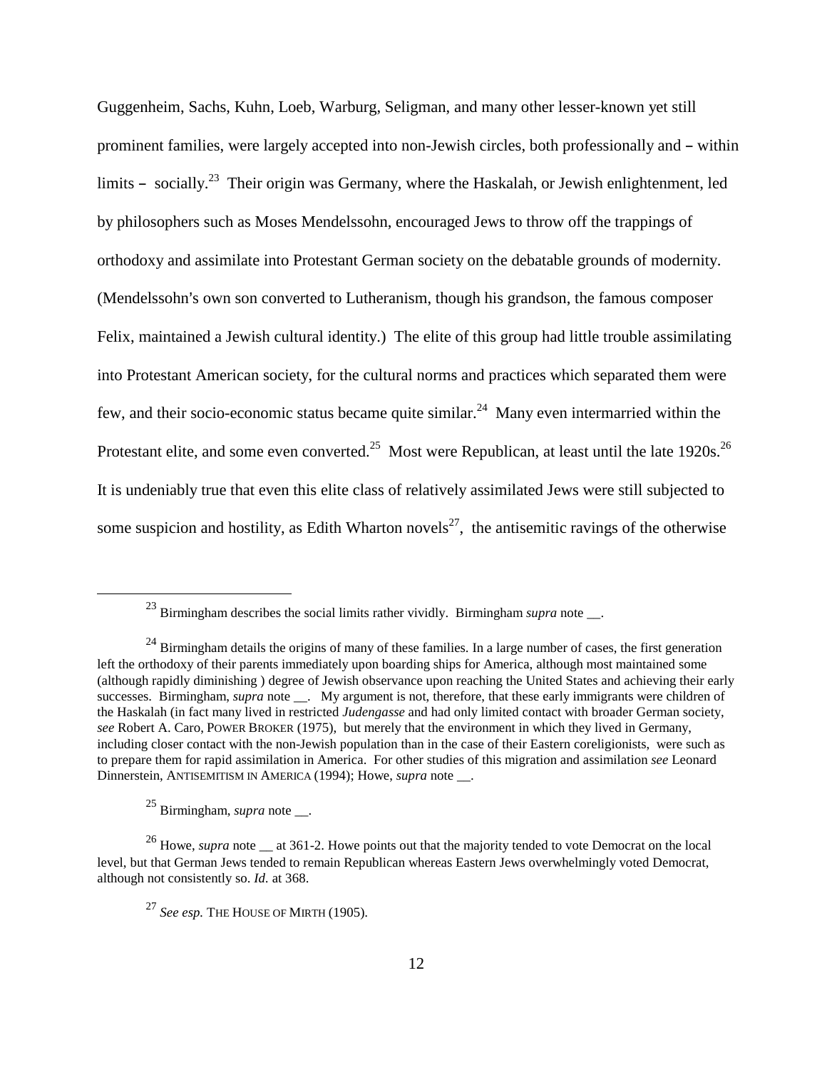Guggenheim, Sachs, Kuhn, Loeb, Warburg, Seligman, and many other lesser-known yet still prominent families, were largely accepted into non-Jewish circles, both professionally and – within limits – socially.[23] Their origin was Germany, where the Haskalah, or Jewish enlightenment, led by philosophers such as Moses Mendelssohn, encouraged Jews to throw off the trappings of orthodoxy and assimilate into Protestant German society on the debatable grounds of modernity. (Mendelssohn's own son converted to Lutheranism, though his grandson, the famous composer Felix, maintained a Jewish cultural identity.) The elite of this group had little trouble assimilating into Protestant American society, for the cultural norms and practices which separated them were few, and their socio-economic status became quite similar.[24] Many even intermarried within the Protestant elite, and some even converted.[25] Most were Republican, at least until the late 1920s.[26] It is undeniably true that even this elite class of relatively assimilated Jews were still subjected to some suspicion and hostility, as Edith Wharton novels[27], the antisemitic ravings of the otherwise

---

[23] Birmingham describes the social limits rather vividly. Birmingham *supra* note __.

[24] Birmingham details the origins of many of these families. In a large number of cases, the first generation left the orthodoxy of their parents immediately upon boarding ships for America, although most maintained some (although rapidly diminishing ) degree of Jewish observance upon reaching the United States and achieving their early successes. Birmingham, *supra* note __. My argument is not, therefore, that these early immigrants were children of the Haskalah (in fact many lived in restricted *Judengasse* and had only limited contact with broader German society, *see* Robert A. Caro, POWER BROKER (1975), but merely that the environment in which they lived in Germany, including closer contact with the non-Jewish population than in the case of their Eastern coreligionists, were such as to prepare them for rapid assimilation in America. For other studies of this migration and assimilation *see* Leonard Dinnerstein, ANTISEMITISM IN AMERICA (1994); Howe, *supra* note __.

[25] Birmingham, *supra* note __.

[26] Howe, *supra* note __ at 361-2. Howe points out that the majority tended to vote Democrat on the local level, but that German Jews tended to remain Republican whereas Eastern Jews overwhelmingly voted Democrat, although not consistently so. *Id.* at 368.

[27] *See esp.* THE HOUSE OF MIRTH (1905).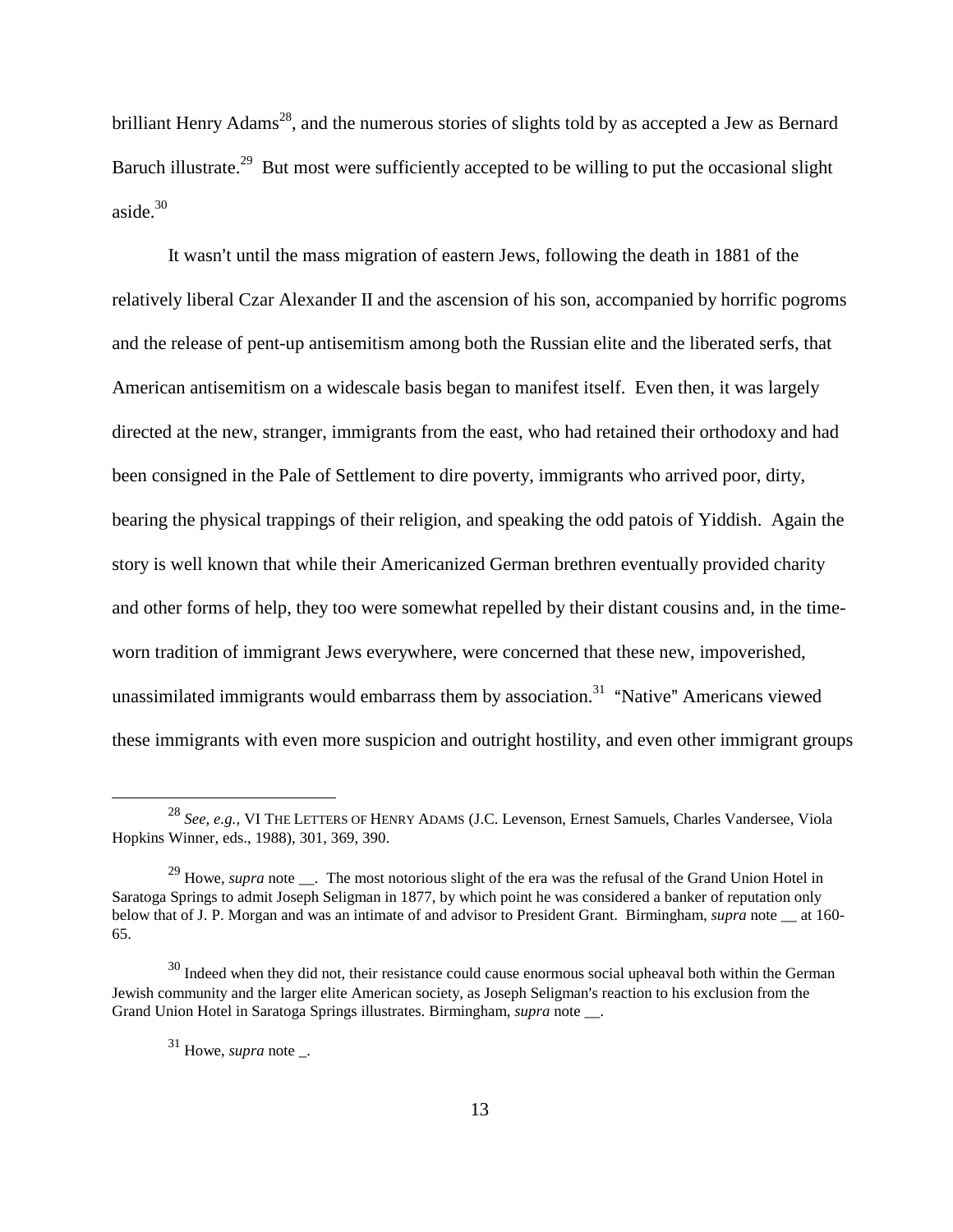brilliant Henry Adams[28], and the numerous stories of slights told by as accepted a Jew as Bernard Baruch illustrate.[29] But most were sufficiently accepted to be willing to put the occasional slight aside.[30]

It wasn't until the mass migration of eastern Jews, following the death in 1881 of the relatively liberal Czar Alexander II and the ascension of his son, accompanied by horrific pogroms and the release of pent-up antisemitism among both the Russian elite and the liberated serfs, that American antisemitism on a widescale basis began to manifest itself. Even then, it was largely directed at the new, stranger, immigrants from the east, who had retained their orthodoxy and had been consigned in the Pale of Settlement to dire poverty, immigrants who arrived poor, dirty, bearing the physical trappings of their religion, and speaking the odd patois of Yiddish. Again the story is well known that while their Americanized German brethren eventually provided charity and other forms of help, they too were somewhat repelled by their distant cousins and, in the time-worn tradition of immigrant Jews everywhere, were concerned that these new, impoverished, unassimilated immigrants would embarrass them by association.[31] "Native" Americans viewed these immigrants with even more suspicion and outright hostility, and even other immigrant groups

---

[28] *See, e.g.,* VI THE LETTERS OF HENRY ADAMS (J.C. Levenson, Ernest Samuels, Charles Vandersee, Viola Hopkins Winner, eds., 1988), 301, 369, 390.

[29] Howe, *supra* note __. The most notorious slight of the era was the refusal of the Grand Union Hotel in Saratoga Springs to admit Joseph Seligman in 1877, by which point he was considered a banker of reputation only below that of J. P. Morgan and was an intimate of and advisor to President Grant. Birmingham, *supra* note __ at 160-65.

[30] Indeed when they did not, their resistance could cause enormous social upheaval both within the German Jewish community and the larger elite American society, as Joseph Seligman's reaction to his exclusion from the Grand Union Hotel in Saratoga Springs illustrates. Birmingham, *supra* note __.

[31] Howe, *supra* note _.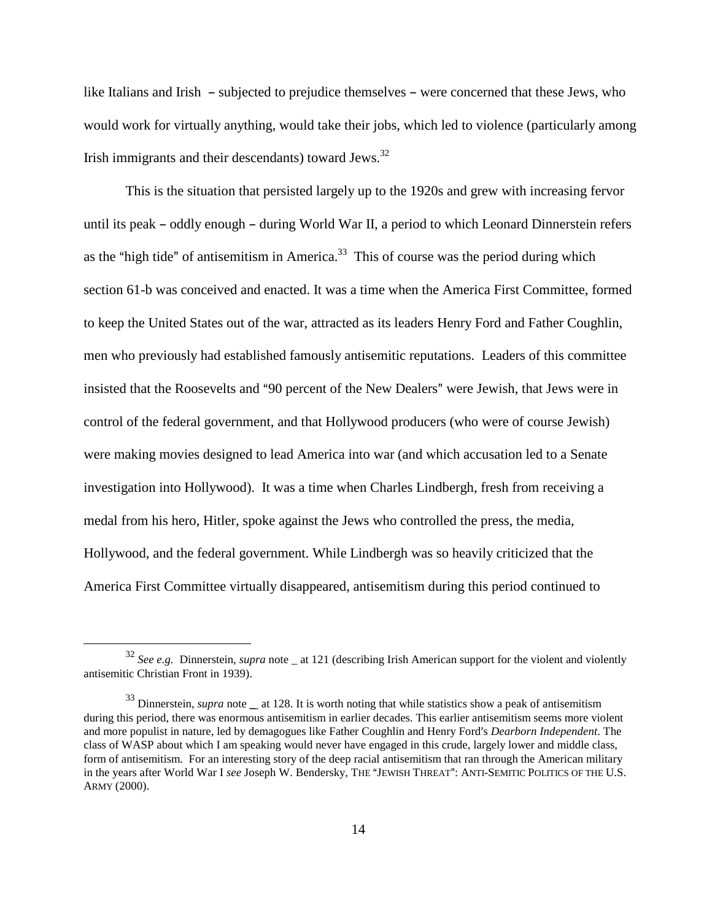like Italians and Irish – subjected to prejudice themselves – were concerned that these Jews, who would work for virtually anything, would take their jobs, which led to violence (particularly among Irish immigrants and their descendants) toward Jews.[32]

This is the situation that persisted largely up to the 1920s and grew with increasing fervor until its peak – oddly enough – during World War II, a period to which Leonard Dinnerstein refers as the "high tide" of antisemitism in America.[33] This of course was the period during which section 61-b was conceived and enacted. It was a time when the America First Committee, formed to keep the United States out of the war, attracted as its leaders Henry Ford and Father Coughlin, men who previously had established famously antisemitic reputations. Leaders of this committee insisted that the Roosevelts and "90 percent of the New Dealers" were Jewish, that Jews were in control of the federal government, and that Hollywood producers (who were of course Jewish) were making movies designed to lead America into war (and which accusation led to a Senate investigation into Hollywood). It was a time when Charles Lindbergh, fresh from receiving a medal from his hero, Hitler, spoke against the Jews who controlled the press, the media, Hollywood, and the federal government. While Lindbergh was so heavily criticized that the America First Committee virtually disappeared, antisemitism during this period continued to

---

[32] *See e.g.* Dinnerstein, *supra* note _ at 121 (describing Irish American support for the violent and violently antisemitic Christian Front in 1939).

[33] Dinnerstein, *supra* note _ at 128. It is worth noting that while statistics show a peak of antisemitism during this period, there was enormous antisemitism in earlier decades. This earlier antisemitism seems more violent and more populist in nature, led by demagogues like Father Coughlin and Henry Ford's *Dearborn Independent*. The class of WASP about which I am speaking would never have engaged in this crude, largely lower and middle class, form of antisemitism. For an interesting story of the deep racial antisemitism that ran through the American military in the years after World War I *see* Joseph W. Bendersky, THE "JEWISH THREAT": ANTI-SEMITIC POLITICS OF THE U.S. ARMY (2000).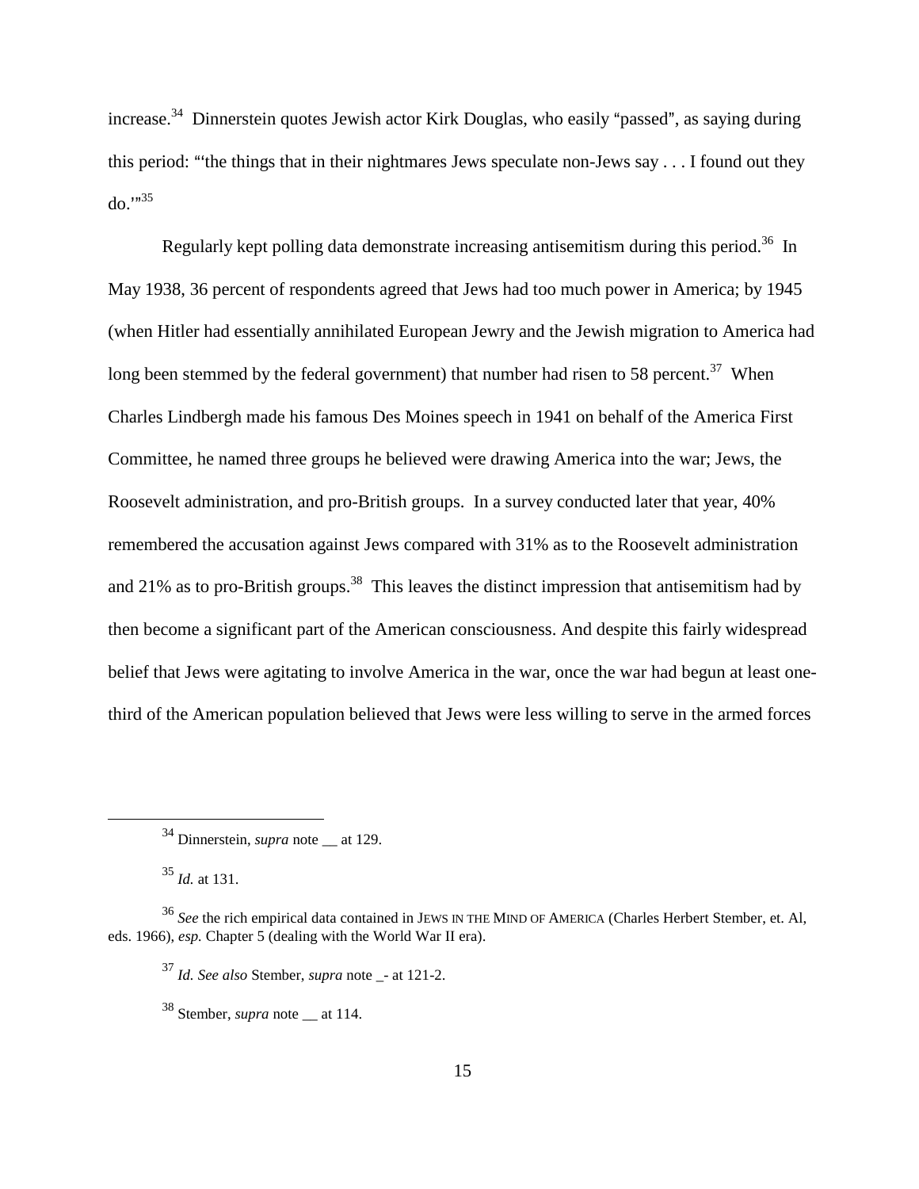increase.[34] Dinnerstein quotes Jewish actor Kirk Douglas, who easily "passed", as saying during this period: "'the things that in their nightmares Jews speculate non-Jews say . . . I found out they do.'"[35]

Regularly kept polling data demonstrate increasing antisemitism during this period.[36] In May 1938, 36 percent of respondents agreed that Jews had too much power in America; by 1945 (when Hitler had essentially annihilated European Jewry and the Jewish migration to America had long been stemmed by the federal government) that number had risen to 58 percent.[37] When Charles Lindbergh made his famous Des Moines speech in 1941 on behalf of the America First Committee, he named three groups he believed were drawing America into the war; Jews, the Roosevelt administration, and pro-British groups. In a survey conducted later that year, 40% remembered the accusation against Jews compared with 31% as to the Roosevelt administration and 21% as to pro-British groups.[38] This leaves the distinct impression that antisemitism had by then become a significant part of the American consciousness. And despite this fairly widespread belief that Jews were agitating to involve America in the war, once the war had begun at least one-third of the American population believed that Jews were less willing to serve in the armed forces

---

[34] Dinnerstein, *supra* note __ at 129.

[35] *Id.* at 131.

[36] *See* the rich empirical data contained in JEWS IN THE MIND OF AMERICA (Charles Herbert Stember, et. Al, eds. 1966), *esp.* Chapter 5 (dealing with the World War II era).

[37] *Id. See also* Stember, *supra* note _- at 121-2.

[38] Stember, *supra* note __ at 114.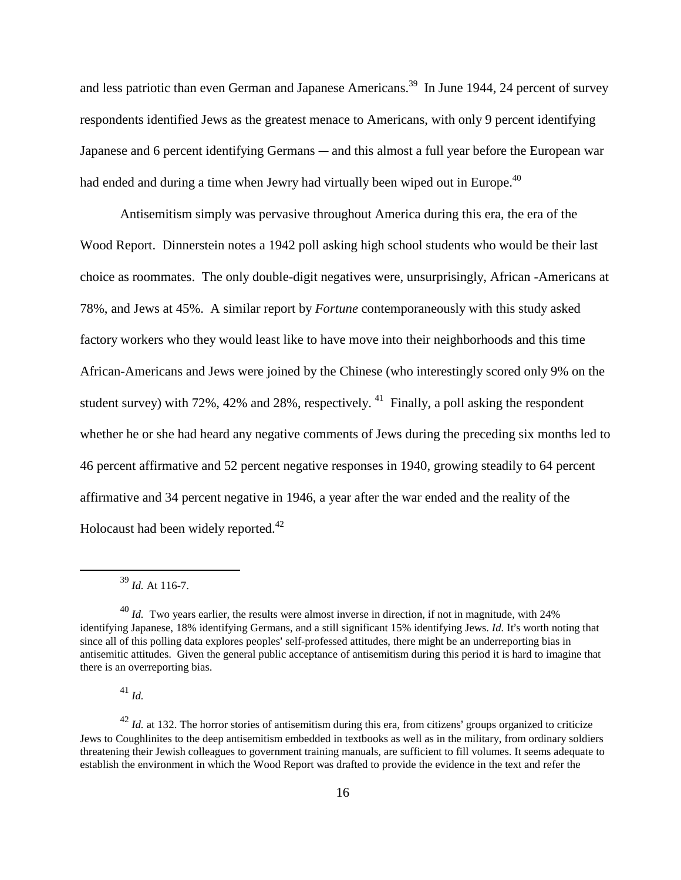and less patriotic than even German and Japanese Americans.[39] In June 1944, 24 percent of survey respondents identified Jews as the greatest menace to Americans, with only 9 percent identifying Japanese and 6 percent identifying Germans ― and this almost a full year before the European war had ended and during a time when Jewry had virtually been wiped out in Europe.[40]

Antisemitism simply was pervasive throughout America during this era, the era of the Wood Report. Dinnerstein notes a 1942 poll asking high school students who would be their last choice as roommates. The only double-digit negatives were, unsurprisingly, African -Americans at 78%, and Jews at 45%. A similar report by *Fortune* contemporaneously with this study asked factory workers who they would least like to have move into their neighborhoods and this time African-Americans and Jews were joined by the Chinese (who interestingly scored only 9% on the student survey) with 72%, 42% and 28%, respectively. [41] Finally, a poll asking the respondent whether he or she had heard any negative comments of Jews during the preceding six months led to 46 percent affirmative and 52 percent negative responses in 1940, growing steadily to 64 percent affirmative and 34 percent negative in 1946, a year after the war ended and the reality of the Holocaust had been widely reported.[42]

---

[39] *Id.* At 116-7.

[40] *Id.* Two years earlier, the results were almost inverse in direction, if not in magnitude, with 24% identifying Japanese, 18% identifying Germans, and a still significant 15% identifying Jews. *Id.* It's worth noting that since all of this polling data explores peoples' self-professed attitudes, there might be an underreporting bias in antisemitic attitudes. Given the general public acceptance of antisemitism during this period it is hard to imagine that there is an overreporting bias.

[41] *Id.*

[42] *Id.* at 132. The horror stories of antisemitism during this era, from citizens' groups organized to criticize Jews to Coughlinites to the deep antisemitism embedded in textbooks as well as in the military, from ordinary soldiers threatening their Jewish colleagues to government training manuals, are sufficient to fill volumes. It seems adequate to establish the environment in which the Wood Report was drafted to provide the evidence in the text and refer the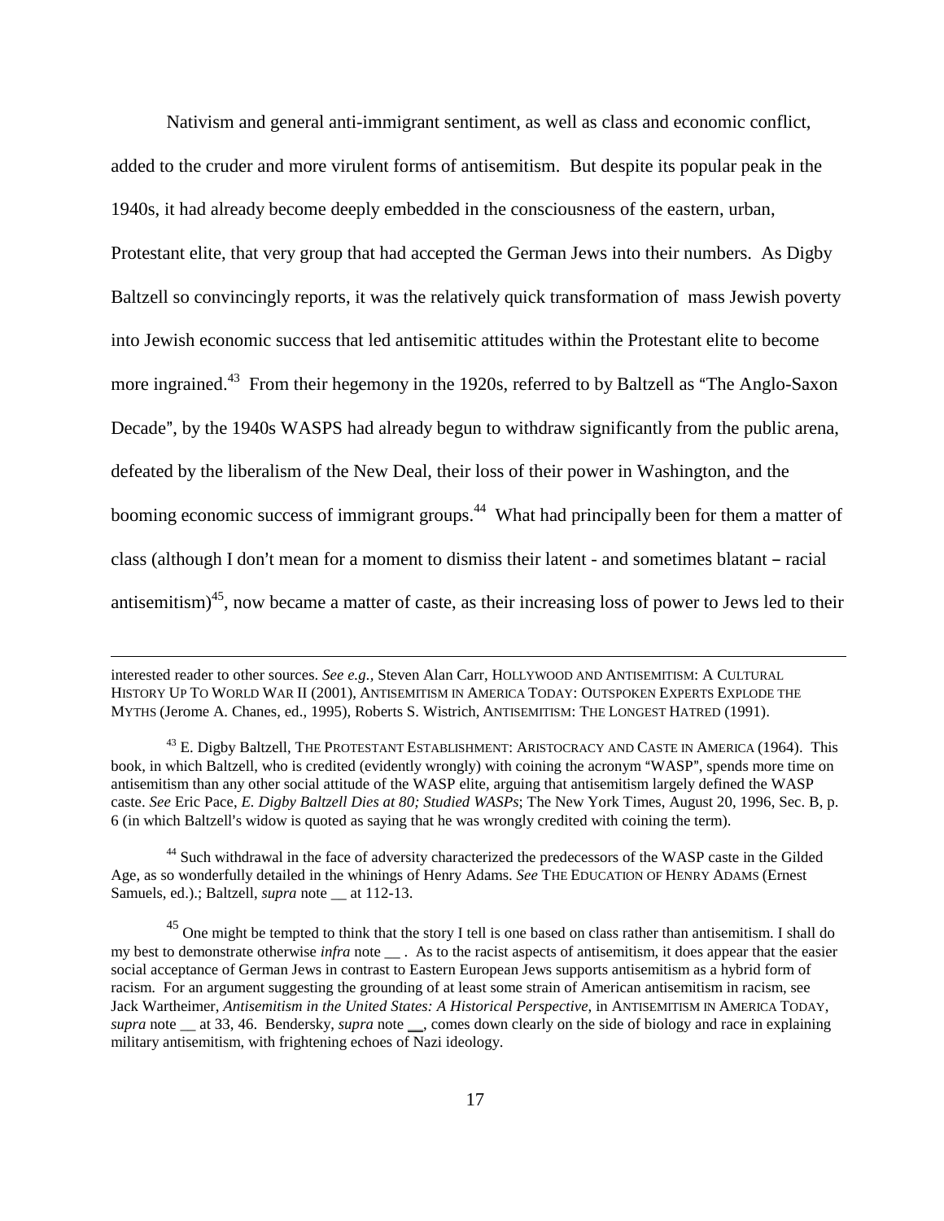Nativism and general anti-immigrant sentiment, as well as class and economic conflict, added to the cruder and more virulent forms of antisemitism. But despite its popular peak in the 1940s, it had already become deeply embedded in the consciousness of the eastern, urban, Protestant elite, that very group that had accepted the German Jews into their numbers. As Digby Baltzell so convincingly reports, it was the relatively quick transformation of mass Jewish poverty into Jewish economic success that led antisemitic attitudes within the Protestant elite to become more ingrained.[43] From their hegemony in the 1920s, referred to by Baltzell as "The Anglo-Saxon Decade", by the 1940s WASPS had already begun to withdraw significantly from the public arena, defeated by the liberalism of the New Deal, their loss of their power in Washington, and the booming economic success of immigrant groups.[44] What had principally been for them a matter of class (although I don't mean for a moment to dismiss their latent - and sometimes blatant – racial antisemitism)[45], now became a matter of caste, as their increasing loss of power to Jews led to their

---

interested reader to other sources. *See e.g.*, Steven Alan Carr, HOLLYWOOD AND ANTISEMITISM: A CULTURAL HISTORY UP TO WORLD WAR II (2001), ANTISEMITISM IN AMERICA TODAY: OUTSPOKEN EXPERTS EXPLODE THE MYTHS (Jerome A. Chanes, ed., 1995), Roberts S. Wistrich, ANTISEMITISM: THE LONGEST HATRED (1991).

[43] E. Digby Baltzell, THE PROTESTANT ESTABLISHMENT: ARISTOCRACY AND CASTE IN AMERICA (1964). This book, in which Baltzell, who is credited (evidently wrongly) with coining the acronym "WASP", spends more time on antisemitism than any other social attitude of the WASP elite, arguing that antisemitism largely defined the WASP caste. *See* Eric Pace, *E. Digby Baltzell Dies at 80; Studied WASPs*; The New York Times, August 20, 1996, Sec. B, p. 6 (in which Baltzell's widow is quoted as saying that he was wrongly credited with coining the term).

[44] Such withdrawal in the face of adversity characterized the predecessors of the WASP caste in the Gilded Age, as so wonderfully detailed in the whinings of Henry Adams. *See* THE EDUCATION OF HENRY ADAMS (Ernest Samuels, ed.).; Baltzell, *supra* note __ at 112-13.

[45] One might be tempted to think that the story I tell is one based on class rather than antisemitism. I shall do my best to demonstrate otherwise *infra* note __ . As to the racist aspects of antisemitism, it does appear that the easier social acceptance of German Jews in contrast to Eastern European Jews supports antisemitism as a hybrid form of racism. For an argument suggesting the grounding of at least some strain of American antisemitism in racism, see Jack Wartheimer, *Antisemitism in the United States: A Historical Perspective*, in ANTISEMITISM IN AMERICA TODAY, *supra* note __ at 33, 46. Bendersky, *supra* note __, comes down clearly on the side of biology and race in explaining military antisemitism, with frightening echoes of Nazi ideology.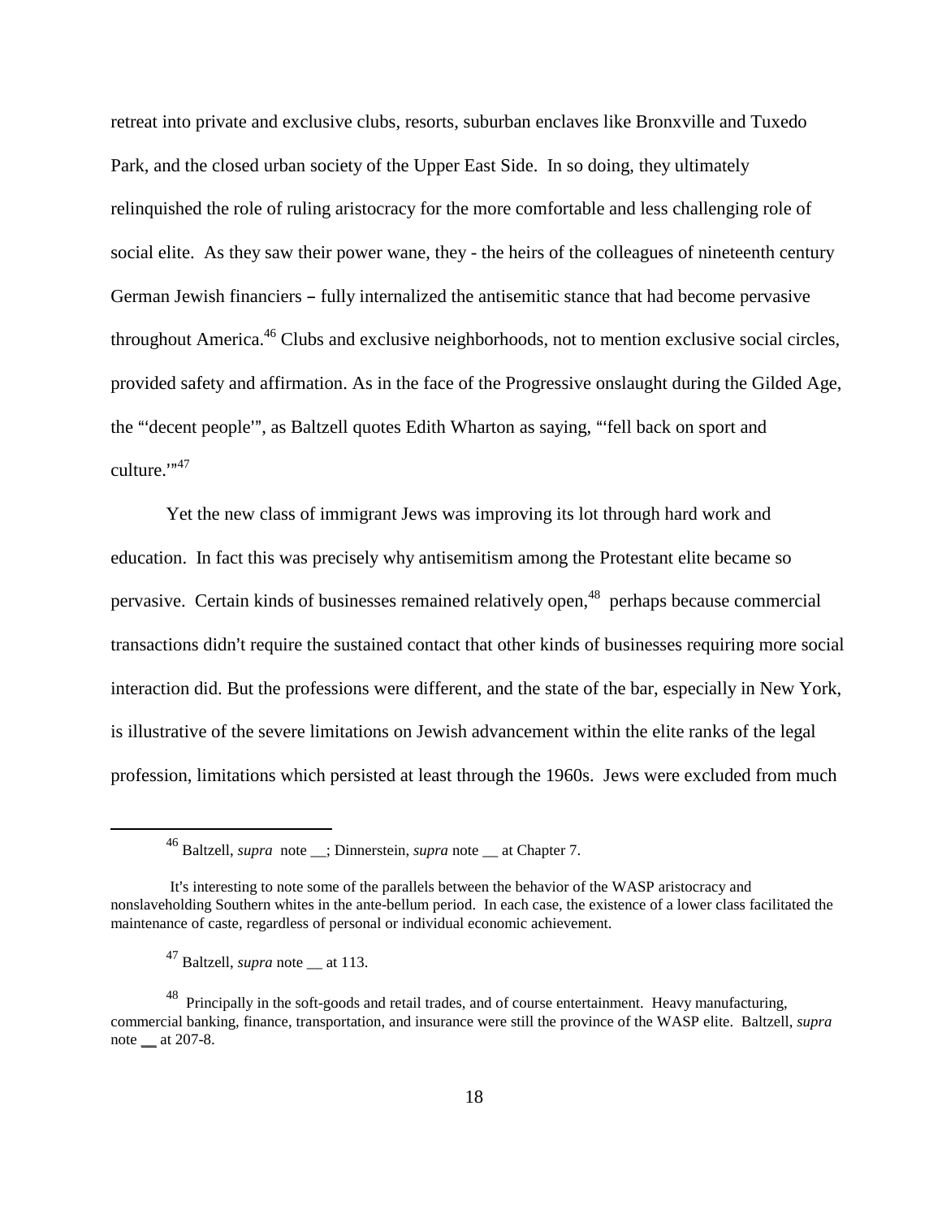retreat into private and exclusive clubs, resorts, suburban enclaves like Bronxville and Tuxedo Park, and the closed urban society of the Upper East Side. In so doing, they ultimately relinquished the role of ruling aristocracy for the more comfortable and less challenging role of social elite. As they saw their power wane, they - the heirs of the colleagues of nineteenth century German Jewish financiers – fully internalized the antisemitic stance that had become pervasive throughout America.[46] Clubs and exclusive neighborhoods, not to mention exclusive social circles, provided safety and affirmation. As in the face of the Progressive onslaught during the Gilded Age, the "'decent people'", as Baltzell quotes Edith Wharton as saying, "'fell back on sport and culture.'"[47]

Yet the new class of immigrant Jews was improving its lot through hard work and education. In fact this was precisely why antisemitism among the Protestant elite became so pervasive. Certain kinds of businesses remained relatively open,[48] perhaps because commercial transactions didn't require the sustained contact that other kinds of businesses requiring more social interaction did. But the professions were different, and the state of the bar, especially in New York, is illustrative of the severe limitations on Jewish advancement within the elite ranks of the legal profession, limitations which persisted at least through the 1960s. Jews were excluded from much

---

[46] Baltzell, *supra* note __; Dinnerstein, *supra* note __ at Chapter 7.

It's interesting to note some of the parallels between the behavior of the WASP aristocracy and nonslaveholding Southern whites in the ante-bellum period. In each case, the existence of a lower class facilitated the maintenance of caste, regardless of personal or individual economic achievement.

[47] Baltzell, *supra* note __ at 113.

[48] Principally in the soft-goods and retail trades, and of course entertainment. Heavy manufacturing, commercial banking, finance, transportation, and insurance were still the province of the WASP elite. Baltzell, *supra* note __ at 207-8.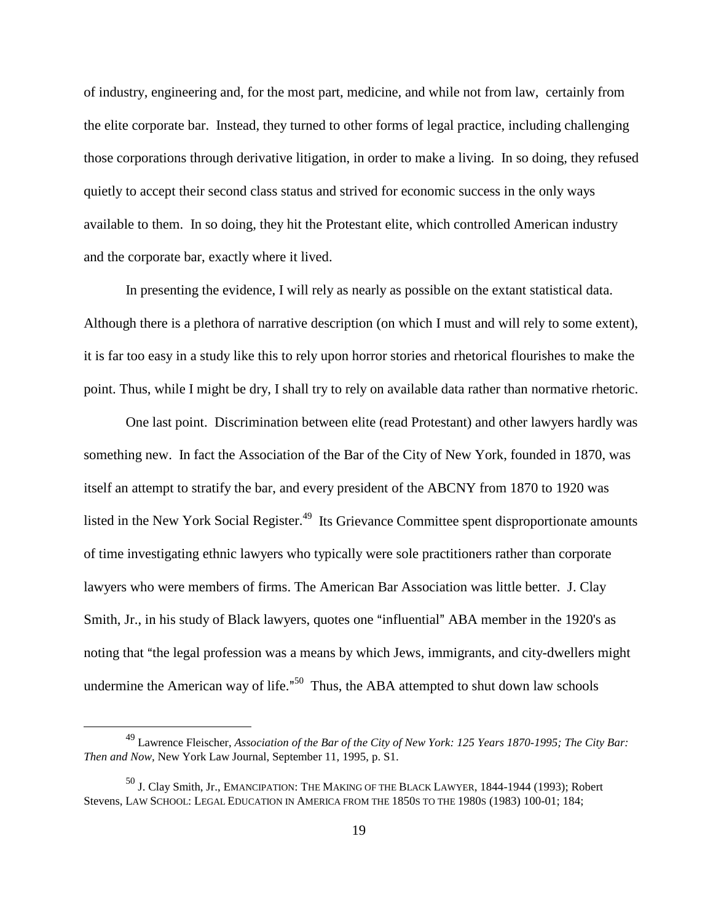of industry, engineering and, for the most part, medicine, and while not from law, certainly from the elite corporate bar. Instead, they turned to other forms of legal practice, including challenging those corporations through derivative litigation, in order to make a living. In so doing, they refused quietly to accept their second class status and strived for economic success in the only ways available to them. In so doing, they hit the Protestant elite, which controlled American industry and the corporate bar, exactly where it lived.

In presenting the evidence, I will rely as nearly as possible on the extant statistical data. Although there is a plethora of narrative description (on which I must and will rely to some extent), it is far too easy in a study like this to rely upon horror stories and rhetorical flourishes to make the point. Thus, while I might be dry, I shall try to rely on available data rather than normative rhetoric.

One last point. Discrimination between elite (read Protestant) and other lawyers hardly was something new. In fact the Association of the Bar of the City of New York, founded in 1870, was itself an attempt to stratify the bar, and every president of the ABCNY from 1870 to 1920 was listed in the New York Social Register.[49] Its Grievance Committee spent disproportionate amounts of time investigating ethnic lawyers who typically were sole practitioners rather than corporate lawyers who were members of firms. The American Bar Association was little better. J. Clay Smith, Jr., in his study of Black lawyers, quotes one "influential" ABA member in the 1920's as noting that "the legal profession was a means by which Jews, immigrants, and city-dwellers might undermine the American way of life."[50] Thus, the ABA attempted to shut down law schools

---

[49] Lawrence Fleischer, *Association of the Bar of the City of New York: 125 Years 1870-1995; The City Bar: Then and Now*, New York Law Journal, September 11, 1995, p. S1.

[50] J. Clay Smith, Jr., EMANCIPATION: THE MAKING OF THE BLACK LAWYER, 1844-1944 (1993); Robert Stevens, LAW SCHOOL: LEGAL EDUCATION IN AMERICA FROM THE 1850S TO THE 1980S (1983) 100-01; 184;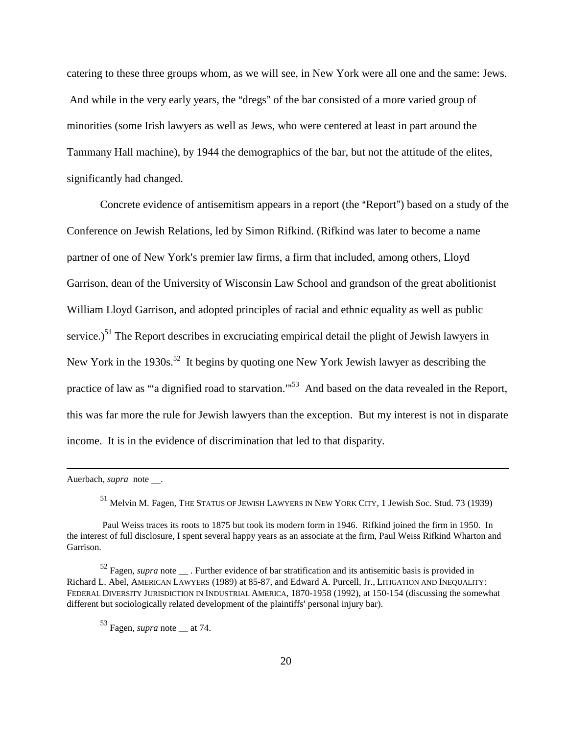catering to these three groups whom, as we will see, in New York were all one and the same: Jews. And while in the very early years, the "dregs" of the bar consisted of a more varied group of minorities (some Irish lawyers as well as Jews, who were centered at least in part around the Tammany Hall machine), by 1944 the demographics of the bar, but not the attitude of the elites, significantly had changed.

Concrete evidence of antisemitism appears in a report (the "Report") based on a study of the Conference on Jewish Relations, led by Simon Rifkind. (Rifkind was later to become a name partner of one of New York's premier law firms, a firm that included, among others, Lloyd Garrison, dean of the University of Wisconsin Law School and grandson of the great abolitionist William Lloyd Garrison, and adopted principles of racial and ethnic equality as well as public service.)[51] The Report describes in excruciating empirical detail the plight of Jewish lawyers in New York in the 1930s.[52] It begins by quoting one New York Jewish lawyer as describing the practice of law as "'a dignified road to starvation.'"[53] And based on the data revealed in the Report, this was far more the rule for Jewish lawyers than the exception. But my interest is not in disparate income. It is in the evidence of discrimination that led to that disparity.

---

Auerbach, *supra* note __.

[51] Melvin M. Fagen, THE STATUS OF JEWISH LAWYERS IN NEW YORK CITY, 1 Jewish Soc. Stud. 73 (1939)

Paul Weiss traces its roots to 1875 but took its modern form in 1946. Rifkind joined the firm in 1950. In the interest of full disclosure, I spent several happy years as an associate at the firm, Paul Weiss Rifkind Wharton and Garrison.

[52] Fagen, *supra* note __ . Further evidence of bar stratification and its antisemitic basis is provided in Richard L. Abel, AMERICAN LAWYERS (1989) at 85-87, and Edward A. Purcell, Jr., LITIGATION AND INEQUALITY: FEDERAL DIVERSITY JURISDICTION IN INDUSTRIAL AMERICA, 1870-1958 (1992), at 150-154 (discussing the somewhat different but sociologically related development of the plaintiffs' personal injury bar).

[53] Fagen, *supra* note __ at 74.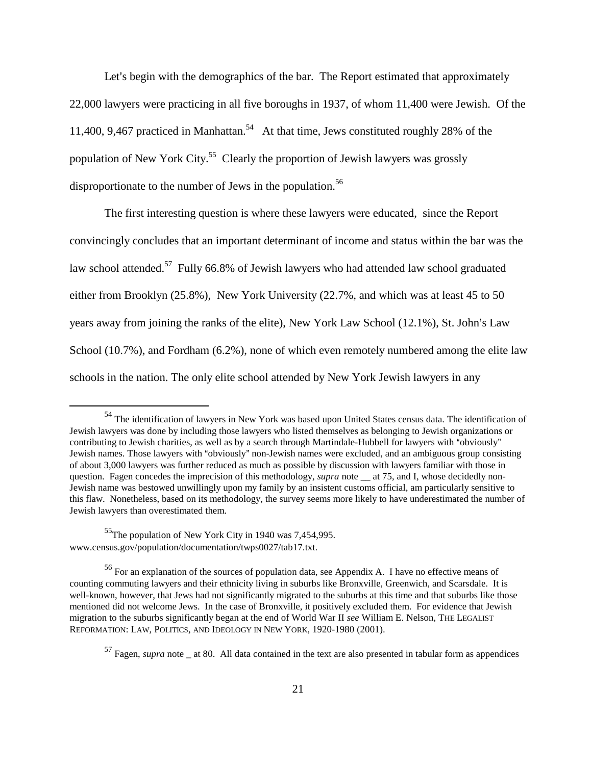Let's begin with the demographics of the bar. The Report estimated that approximately 22,000 lawyers were practicing in all five boroughs in 1937, of whom 11,400 were Jewish. Of the 11,400, 9,467 practiced in Manhattan.[54] At that time, Jews constituted roughly 28% of the population of New York City.[55] Clearly the proportion of Jewish lawyers was grossly disproportionate to the number of Jews in the population.[56]

The first interesting question is where these lawyers were educated, since the Report convincingly concludes that an important determinant of income and status within the bar was the law school attended.[57] Fully 66.8% of Jewish lawyers who had attended law school graduated either from Brooklyn (25.8%), New York University (22.7%, and which was at least 45 to 50 years away from joining the ranks of the elite), New York Law School (12.1%), St. John's Law School (10.7%), and Fordham (6.2%), none of which even remotely numbered among the elite law schools in the nation. The only elite school attended by New York Jewish lawyers in any

---

[54] The identification of lawyers in New York was based upon United States census data. The identification of Jewish lawyers was done by including those lawyers who listed themselves as belonging to Jewish organizations or contributing to Jewish charities, as well as by a search through Martindale-Hubbell for lawyers with "obviously" Jewish names. Those lawyers with "obviously" non-Jewish names were excluded, and an ambiguous group consisting of about 3,000 lawyers was further reduced as much as possible by discussion with lawyers familiar with those in question. Fagen concedes the imprecision of this methodology, *supra* note __ at 75, and I, whose decidedly non-Jewish name was bestowed unwillingly upon my family by an insistent customs official, am particularly sensitive to this flaw. Nonetheless, based on its methodology, the survey seems more likely to have underestimated the number of Jewish lawyers than overestimated them.

[55] The population of New York City in 1940 was 7,454,995. www.census.gov/population/documentation/twps0027/tab17.txt.

[56] For an explanation of the sources of population data, see Appendix A. I have no effective means of counting commuting lawyers and their ethnicity living in suburbs like Bronxville, Greenwich, and Scarsdale. It is well-known, however, that Jews had not significantly migrated to the suburbs at this time and that suburbs like those mentioned did not welcome Jews. In the case of Bronxville, it positively excluded them. For evidence that Jewish migration to the suburbs significantly began at the end of World War II *see* William E. Nelson, THE LEGALIST REFORMATION: LAW, POLITICS, AND IDEOLOGY IN NEW YORK, 1920-1980 (2001).

[57] Fagen, *supra* note _ at 80. All data contained in the text are also presented in tabular form as appendices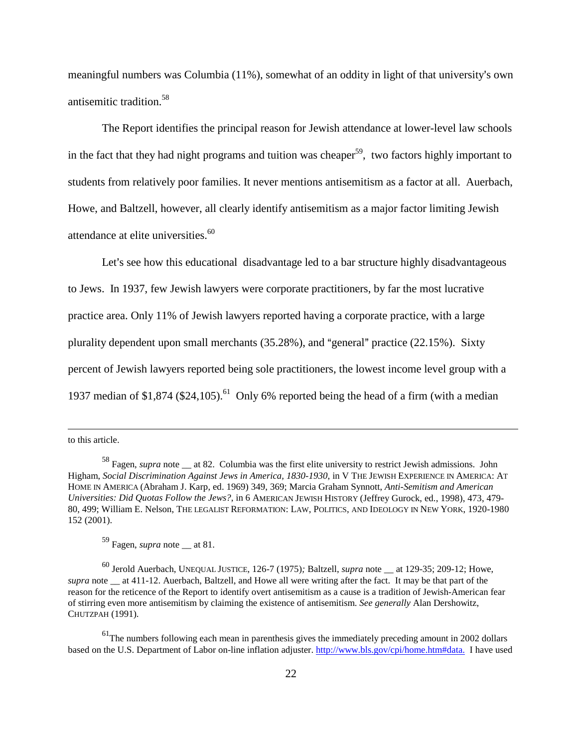meaningful numbers was Columbia (11%), somewhat of an oddity in light of that university's own antisemitic tradition.[58]

The Report identifies the principal reason for Jewish attendance at lower-level law schools in the fact that they had night programs and tuition was cheaper[59], two factors highly important to students from relatively poor families. It never mentions antisemitism as a factor at all. Auerbach, Howe, and Baltzell, however, all clearly identify antisemitism as a major factor limiting Jewish attendance at elite universities.[60]

Let's see how this educational disadvantage led to a bar structure highly disadvantageous to Jews. In 1937, few Jewish lawyers were corporate practitioners, by far the most lucrative practice area. Only 11% of Jewish lawyers reported having a corporate practice, with a large plurality dependent upon small merchants (35.28%), and "general" practice (22.15%). Sixty percent of Jewish lawyers reported being sole practitioners, the lowest income level group with a 1937 median of $1,874 ($24,105).[61] Only 6% reported being the head of a firm (with a median

---

to this article.

[58] Fagen, *supra* note __ at 82. Columbia was the first elite university to restrict Jewish admissions. John Higham, *Social Discrimination Against Jews in America, 1830-1930*, in V THE JEWISH EXPERIENCE IN AMERICA: AT HOME IN AMERICA (Abraham J. Karp, ed. 1969) 349, 369; Marcia Graham Synnott, *Anti-Semitism and American Universities: Did Quotas Follow the Jews?*, in 6 AMERICAN JEWISH HISTORY (Jeffrey Gurock, ed., 1998), 473, 479-80, 499; William E. Nelson, THE LEGALIST REFORMATION: LAW, POLITICS, AND IDEOLOGY IN NEW YORK, 1920-1980 152 (2001).

[59] Fagen, *supra* note __ at 81.

[60] Jerold Auerbach, UNEQUAL JUSTICE, 126-7 (1975); Baltzell, *supra* note __ at 129-35; 209-12; Howe, *supra* note __ at 411-12. Auerbach, Baltzell, and Howe all were writing after the fact. It may be that part of the reason for the reticence of the Report to identify overt antisemitism as a cause is a tradition of Jewish-American fear of stirring even more antisemitism by claiming the existence of antisemitism. *See generally* Alan Dershowitz, CHUTZPAH (1991).

[61] The numbers following each mean in parenthesis gives the immediately preceding amount in 2002 dollars based on the U.S. Department of Labor on-line inflation adjuster. http://www.bls.gov/cpi/home.htm#data. I have used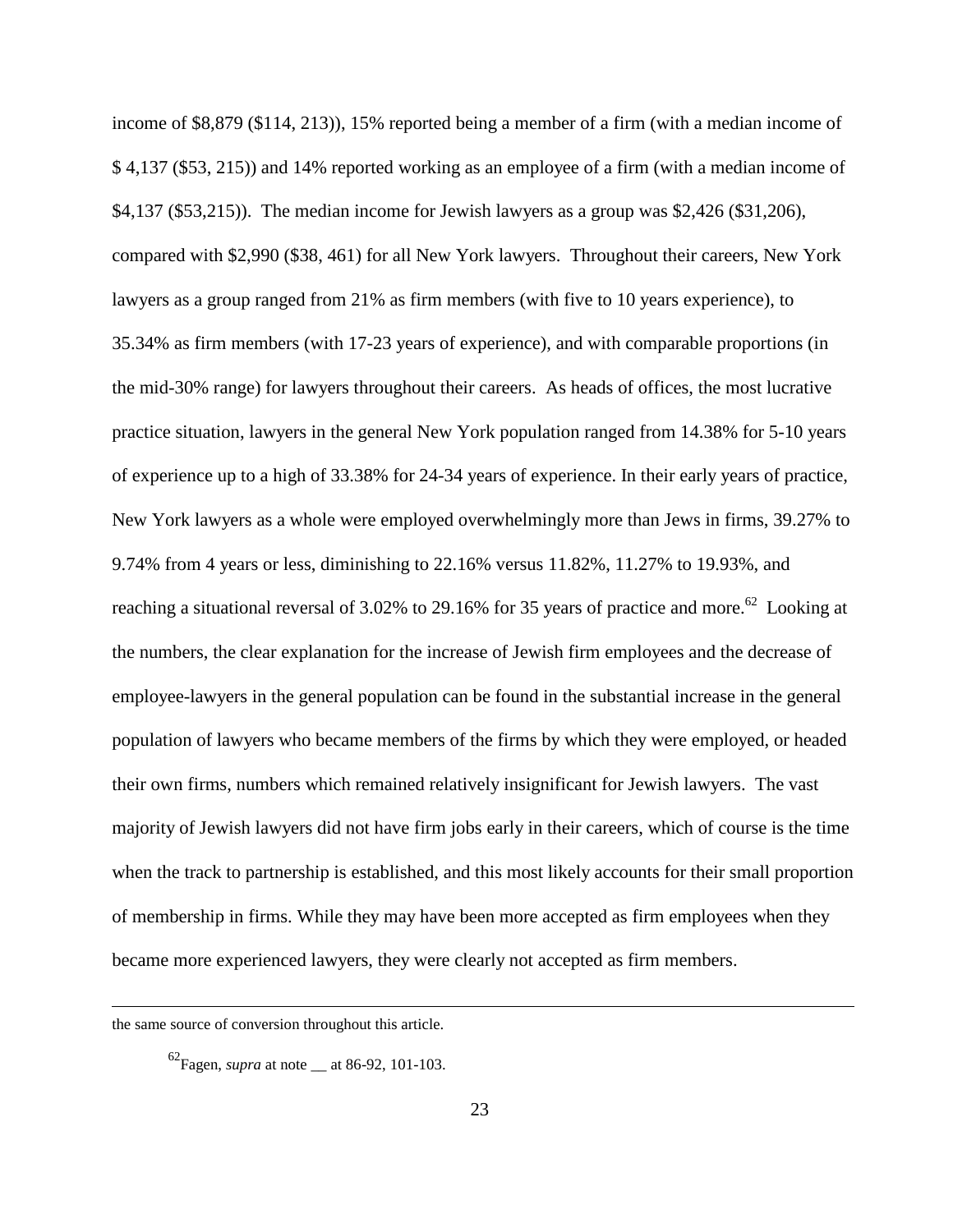income of $8,879 ($114, 213)), 15% reported being a member of a firm (with a median income of $ 4,137 ($53, 215)) and 14% reported working as an employee of a firm (with a median income of $4,137 ($53,215)). The median income for Jewish lawyers as a group was $2,426 ($31,206), compared with $2,990 ($38, 461) for all New York lawyers. Throughout their careers, New York lawyers as a group ranged from 21% as firm members (with five to 10 years experience), to 35.34% as firm members (with 17-23 years of experience), and with comparable proportions (in the mid-30% range) for lawyers throughout their careers. As heads of offices, the most lucrative practice situation, lawyers in the general New York population ranged from 14.38% for 5-10 years of experience up to a high of 33.38% for 24-34 years of experience. In their early years of practice, New York lawyers as a whole were employed overwhelmingly more than Jews in firms, 39.27% to 9.74% from 4 years or less, diminishing to 22.16% versus 11.82%, 11.27% to 19.93%, and reaching a situational reversal of 3.02% to 29.16% for 35 years of practice and more.[62] Looking at the numbers, the clear explanation for the increase of Jewish firm employees and the decrease of employee-lawyers in the general population can be found in the substantial increase in the general population of lawyers who became members of the firms by which they were employed, or headed their own firms, numbers which remained relatively insignificant for Jewish lawyers. The vast majority of Jewish lawyers did not have firm jobs early in their careers, which of course is the time when the track to partnership is established, and this most likely accounts for their small proportion of membership in firms. While they may have been more accepted as firm employees when they became more experienced lawyers, they were clearly not accepted as firm members.

---

the same source of conversion throughout this article.

[62]Fagen, *supra* at note __ at 86-92, 101-103.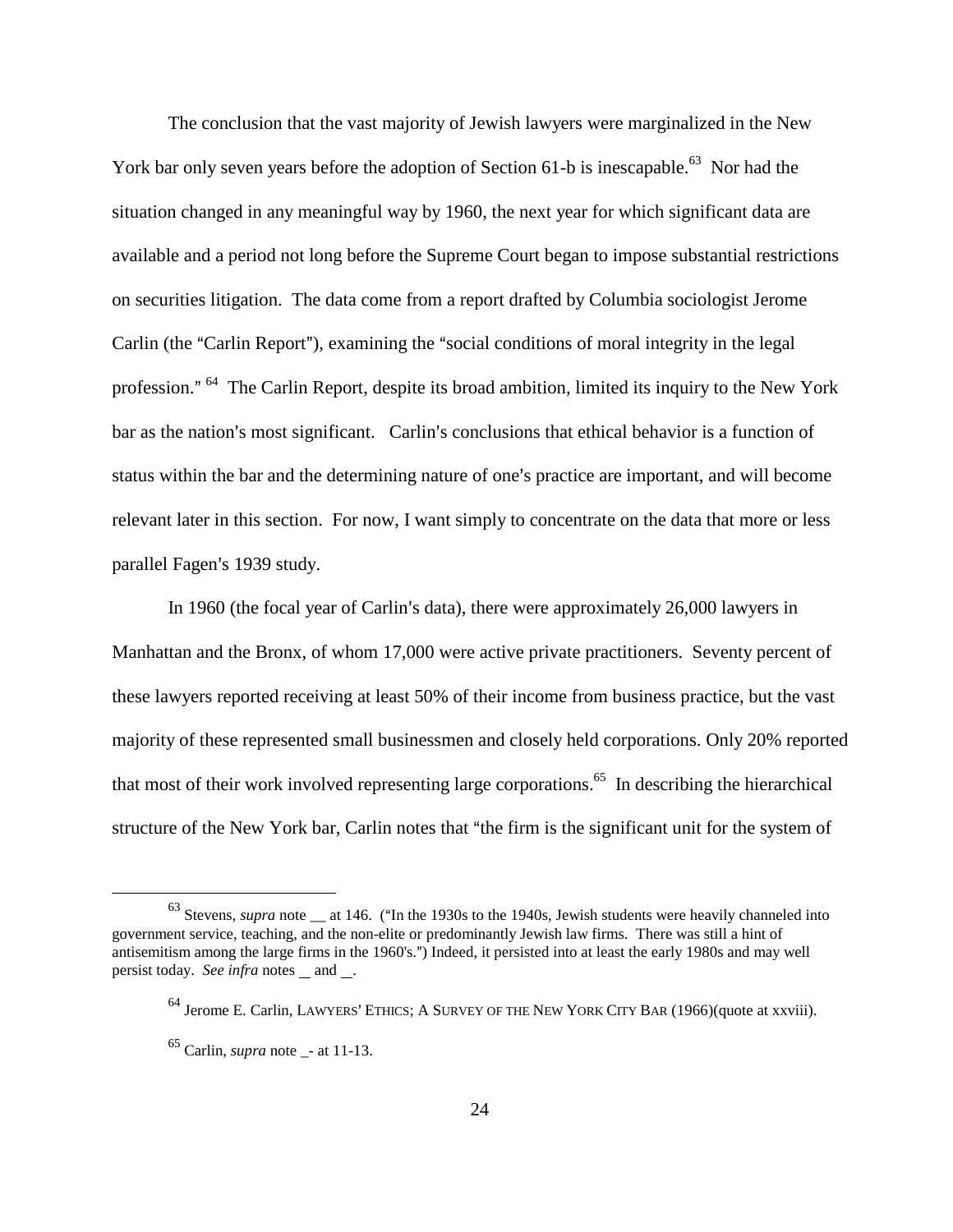The conclusion that the vast majority of Jewish lawyers were marginalized in the New York bar only seven years before the adoption of Section 61-b is inescapable.[63] Nor had the situation changed in any meaningful way by 1960, the next year for which significant data are available and a period not long before the Supreme Court began to impose substantial restrictions on securities litigation. The data come from a report drafted by Columbia sociologist Jerome Carlin (the "Carlin Report"), examining the "social conditions of moral integrity in the legal profession." [64] The Carlin Report, despite its broad ambition, limited its inquiry to the New York bar as the nation's most significant. Carlin's conclusions that ethical behavior is a function of status within the bar and the determining nature of one's practice are important, and will become relevant later in this section. For now, I want simply to concentrate on the data that more or less parallel Fagen's 1939 study.

In 1960 (the focal year of Carlin's data), there were approximately 26,000 lawyers in Manhattan and the Bronx, of whom 17,000 were active private practitioners. Seventy percent of these lawyers reported receiving at least 50% of their income from business practice, but the vast majority of these represented small businessmen and closely held corporations. Only 20% reported that most of their work involved representing large corporations.[65] In describing the hierarchical structure of the New York bar, Carlin notes that "the firm is the significant unit for the system of

---

[63] Stevens, *supra* note __ at 146. ("In the 1930s to the 1940s, Jewish students were heavily channeled into government service, teaching, and the non-elite or predominantly Jewish law firms. There was still a hint of antisemitism among the large firms in the 1960's.") Indeed, it persisted into at least the early 1980s and may well persist today. *See infra* notes __ and __.

[64] Jerome E. Carlin, LAWYERS' ETHICS; A SURVEY OF THE NEW YORK CITY BAR (1966)(quote at xxviii).

[65] Carlin, *supra* note _- at 11-13.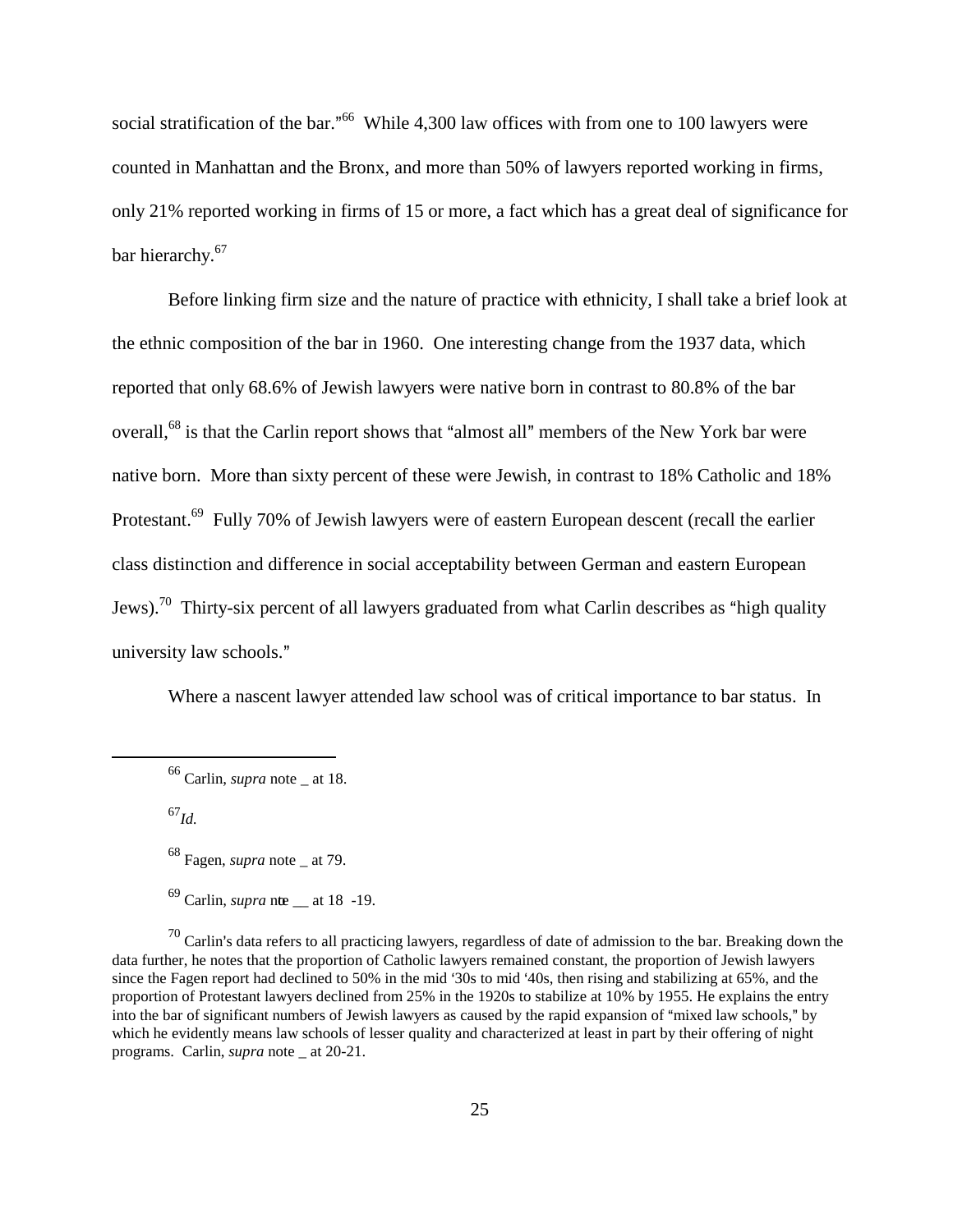social stratification of the bar."[66] While 4,300 law offices with from one to 100 lawyers were counted in Manhattan and the Bronx, and more than 50% of lawyers reported working in firms, only 21% reported working in firms of 15 or more, a fact which has a great deal of significance for bar hierarchy.[67]

Before linking firm size and the nature of practice with ethnicity, I shall take a brief look at the ethnic composition of the bar in 1960. One interesting change from the 1937 data, which reported that only 68.6% of Jewish lawyers were native born in contrast to 80.8% of the bar overall,[68] is that the Carlin report shows that "almost all" members of the New York bar were native born. More than sixty percent of these were Jewish, in contrast to 18% Catholic and 18% Protestant.[69] Fully 70% of Jewish lawyers were of eastern European descent (recall the earlier class distinction and difference in social acceptability between German and eastern European Jews).[70] Thirty-six percent of all lawyers graduated from what Carlin describes as "high quality university law schools."

Where a nascent lawyer attended law school was of critical importance to bar status. In

---

[66] Carlin, *supra* note _ at 18.

[67] *Id.*

[68] Fagen, *supra* note _ at 79.

[69] Carlin, *supra* note __ at 18 -19.

[70] Carlin's data refers to all practicing lawyers, regardless of date of admission to the bar. Breaking down the data further, he notes that the proportion of Catholic lawyers remained constant, the proportion of Jewish lawyers since the Fagen report had declined to 50% in the mid '30s to mid '40s, then rising and stabilizing at 65%, and the proportion of Protestant lawyers declined from 25% in the 1920s to stabilize at 10% by 1955. He explains the entry into the bar of significant numbers of Jewish lawyers as caused by the rapid expansion of "mixed law schools," by which he evidently means law schools of lesser quality and characterized at least in part by their offering of night programs. Carlin, *supra* note _ at 20-21.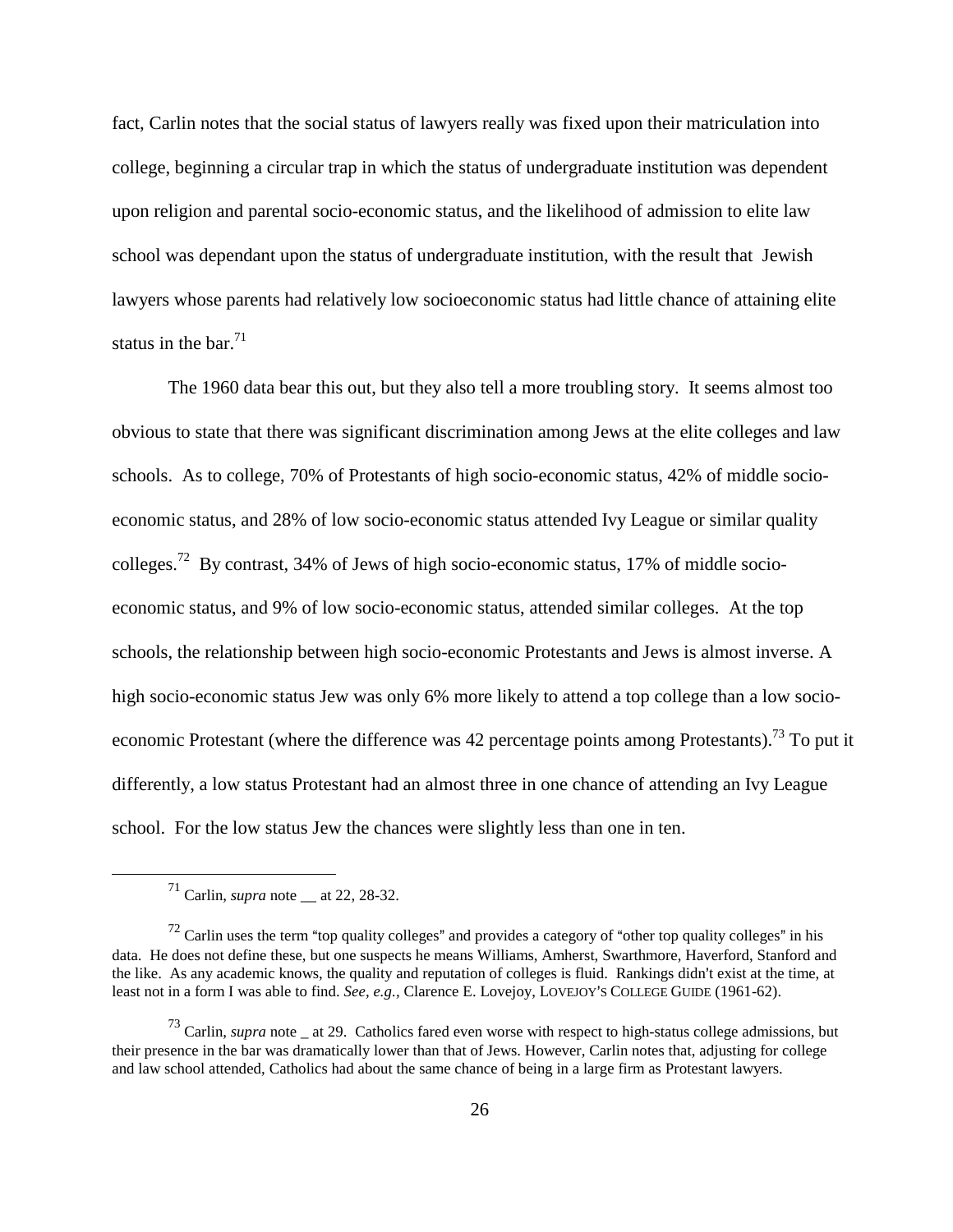fact, Carlin notes that the social status of lawyers really was fixed upon their matriculation into college, beginning a circular trap in which the status of undergraduate institution was dependent upon religion and parental socio-economic status, and the likelihood of admission to elite law school was dependant upon the status of undergraduate institution, with the result that Jewish lawyers whose parents had relatively low socioeconomic status had little chance of attaining elite status in the bar.[71]

The 1960 data bear this out, but they also tell a more troubling story. It seems almost too obvious to state that there was significant discrimination among Jews at the elite colleges and law schools. As to college, 70% of Protestants of high socio-economic status, 42% of middle socio-economic status, and 28% of low socio-economic status attended Ivy League or similar quality colleges.[72] By contrast, 34% of Jews of high socio-economic status, 17% of middle socio-economic status, and 9% of low socio-economic status, attended similar colleges. At the top schools, the relationship between high socio-economic Protestants and Jews is almost inverse. A high socio-economic status Jew was only 6% more likely to attend a top college than a low socio-economic Protestant (where the difference was 42 percentage points among Protestants).[73] To put it differently, a low status Protestant had an almost three in one chance of attending an Ivy League school. For the low status Jew the chances were slightly less than one in ten.

---

[71] Carlin, *supra* note __ at 22, 28-32.

[72] Carlin uses the term "top quality colleges" and provides a category of "other top quality colleges" in his data. He does not define these, but one suspects he means Williams, Amherst, Swarthmore, Haverford, Stanford and the like. As any academic knows, the quality and reputation of colleges is fluid. Rankings didn't exist at the time, at least not in a form I was able to find. *See, e.g.*, Clarence E. Lovejoy, LOVEJOY'S COLLEGE GUIDE (1961-62).

[73] Carlin, *supra* note _ at 29. Catholics fared even worse with respect to high-status college admissions, but their presence in the bar was dramatically lower than that of Jews. However, Carlin notes that, adjusting for college and law school attended, Catholics had about the same chance of being in a large firm as Protestant lawyers.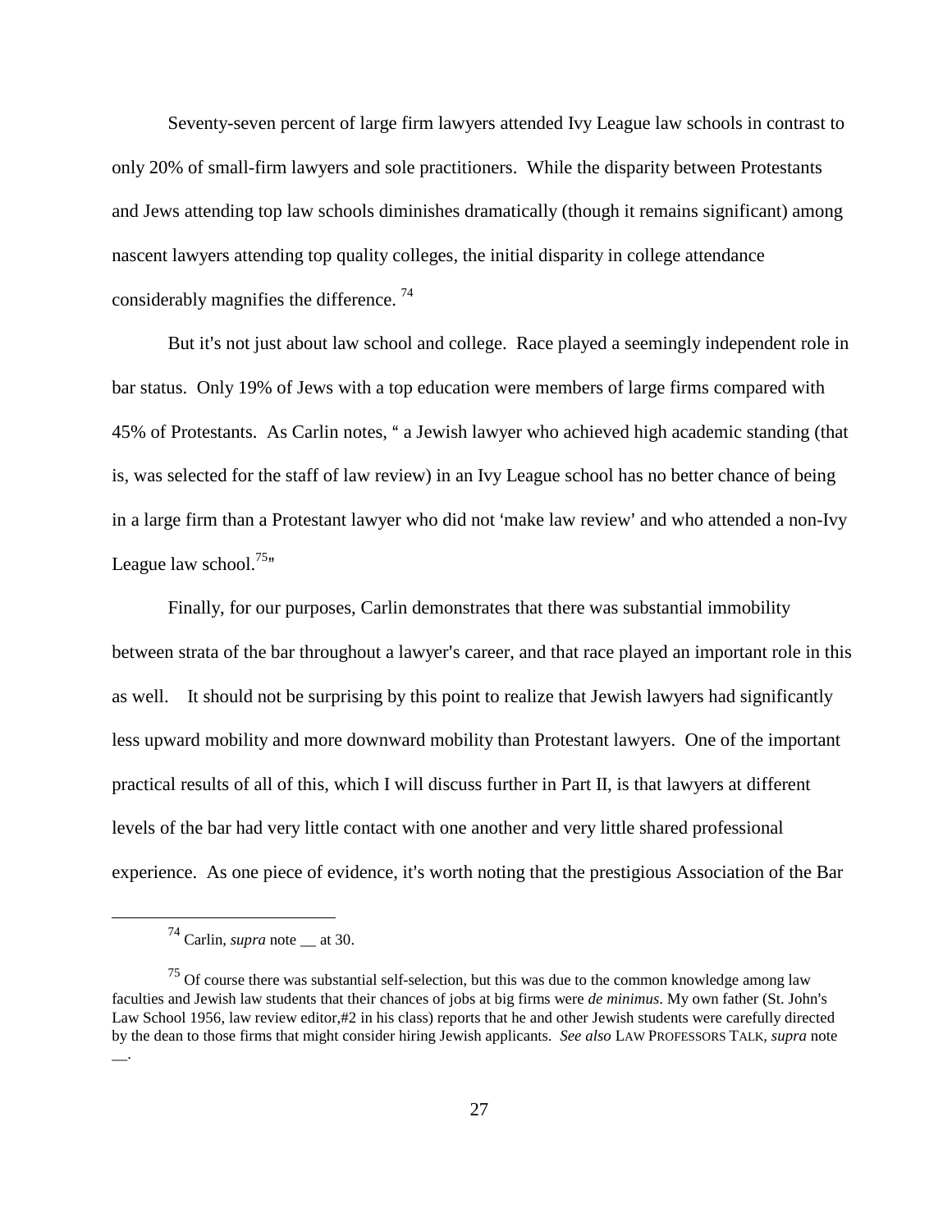Seventy-seven percent of large firm lawyers attended Ivy League law schools in contrast to only 20% of small-firm lawyers and sole practitioners. While the disparity between Protestants and Jews attending top law schools diminishes dramatically (though it remains significant) among nascent lawyers attending top quality colleges, the initial disparity in college attendance considerably magnifies the difference. [74]

But it's not just about law school and college. Race played a seemingly independent role in bar status. Only 19% of Jews with a top education were members of large firms compared with 45% of Protestants. As Carlin notes, " a Jewish lawyer who achieved high academic standing (that is, was selected for the staff of law review) in an Ivy League school has no better chance of being in a large firm than a Protestant lawyer who did not 'make law review' and who attended a non-Ivy League law school.[75]"

Finally, for our purposes, Carlin demonstrates that there was substantial immobility between strata of the bar throughout a lawyer's career, and that race played an important role in this as well. It should not be surprising by this point to realize that Jewish lawyers had significantly less upward mobility and more downward mobility than Protestant lawyers. One of the important practical results of all of this, which I will discuss further in Part II, is that lawyers at different levels of the bar had very little contact with one another and very little shared professional experience. As one piece of evidence, it's worth noting that the prestigious Association of the Bar

---

[74] Carlin, *supra* note __ at 30.

[75] Of course there was substantial self-selection, but this was due to the common knowledge among law faculties and Jewish law students that their chances of jobs at big firms were *de minimus*. My own father (St. John's Law School 1956, law review editor,#2 in his class) reports that he and other Jewish students were carefully directed by the dean to those firms that might consider hiring Jewish applicants. *See also* LAW PROFESSORS TALK, *supra* note __.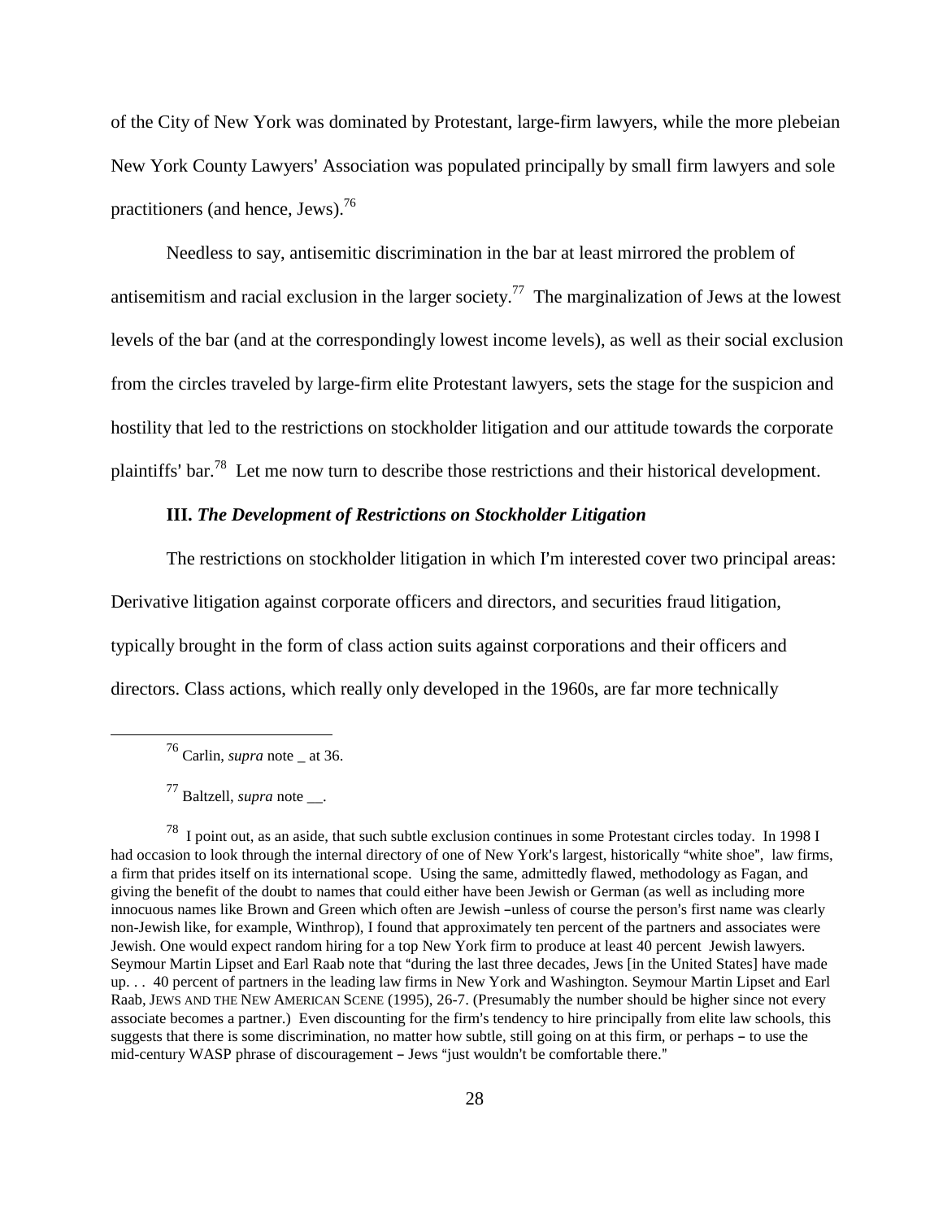of the City of New York was dominated by Protestant, large-firm lawyers, while the more plebeian New York County Lawyers' Association was populated principally by small firm lawyers and sole practitioners (and hence, Jews).[76]

Needless to say, antisemitic discrimination in the bar at least mirrored the problem of antisemitism and racial exclusion in the larger society.[77] The marginalization of Jews at the lowest levels of the bar (and at the correspondingly lowest income levels), as well as their social exclusion from the circles traveled by large-firm elite Protestant lawyers, sets the stage for the suspicion and hostility that led to the restrictions on stockholder litigation and our attitude towards the corporate plaintiffs' bar.[78] Let me now turn to describe those restrictions and their historical development.

### III. *The Development of Restrictions on Stockholder Litigation*

The restrictions on stockholder litigation in which I'm interested cover two principal areas: Derivative litigation against corporate officers and directors, and securities fraud litigation, typically brought in the form of class action suits against corporations and their officers and directors. Class actions, which really only developed in the 1960s, are far more technically

---

[76] Carlin, *supra* note _ at 36.

[77] Baltzell, *supra* note __.

[78] I point out, as an aside, that such subtle exclusion continues in some Protestant circles today. In 1998 I had occasion to look through the internal directory of one of New York's largest, historically "white shoe", law firms, a firm that prides itself on its international scope. Using the same, admittedly flawed, methodology as Fagan, and giving the benefit of the doubt to names that could either have been Jewish or German (as well as including more innocuous names like Brown and Green which often are Jewish –unless of course the person's first name was clearly non-Jewish like, for example, Winthrop), I found that approximately ten percent of the partners and associates were Jewish. One would expect random hiring for a top New York firm to produce at least 40 percent Jewish lawyers. Seymour Martin Lipset and Earl Raab note that "during the last three decades, Jews [in the United States] have made up. . . 40 percent of partners in the leading law firms in New York and Washington. Seymour Martin Lipset and Earl Raab, JEWS AND THE NEW AMERICAN SCENE (1995), 26-7. (Presumably the number should be higher since not every associate becomes a partner.) Even discounting for the firm's tendency to hire principally from elite law schools, this suggests that there is some discrimination, no matter how subtle, still going on at this firm, or perhaps – to use the mid-century WASP phrase of discouragement – Jews "just wouldn't be comfortable there."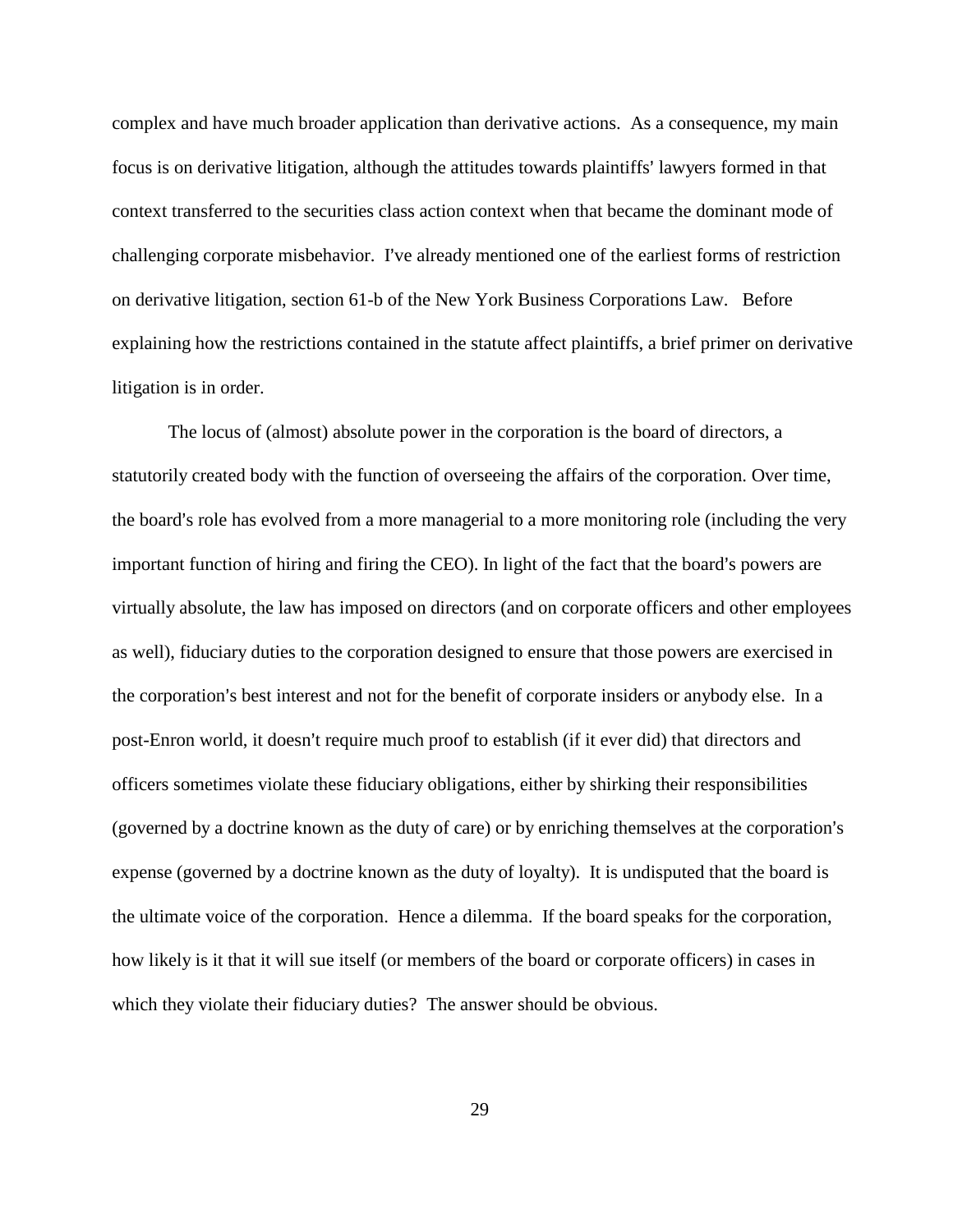complex and have much broader application than derivative actions. As a consequence, my main focus is on derivative litigation, although the attitudes towards plaintiffs' lawyers formed in that context transferred to the securities class action context when that became the dominant mode of challenging corporate misbehavior. I've already mentioned one of the earliest forms of restriction on derivative litigation, section 61-b of the New York Business Corporations Law. Before explaining how the restrictions contained in the statute affect plaintiffs, a brief primer on derivative litigation is in order.

The locus of (almost) absolute power in the corporation is the board of directors, a statutorily created body with the function of overseeing the affairs of the corporation. Over time, the board's role has evolved from a more managerial to a more monitoring role (including the very important function of hiring and firing the CEO). In light of the fact that the board's powers are virtually absolute, the law has imposed on directors (and on corporate officers and other employees as well), fiduciary duties to the corporation designed to ensure that those powers are exercised in the corporation's best interest and not for the benefit of corporate insiders or anybody else. In a post-Enron world, it doesn't require much proof to establish (if it ever did) that directors and officers sometimes violate these fiduciary obligations, either by shirking their responsibilities (governed by a doctrine known as the duty of care) or by enriching themselves at the corporation's expense (governed by a doctrine known as the duty of loyalty). It is undisputed that the board is the ultimate voice of the corporation. Hence a dilemma. If the board speaks for the corporation, how likely is it that it will sue itself (or members of the board or corporate officers) in cases in which they violate their fiduciary duties? The answer should be obvious.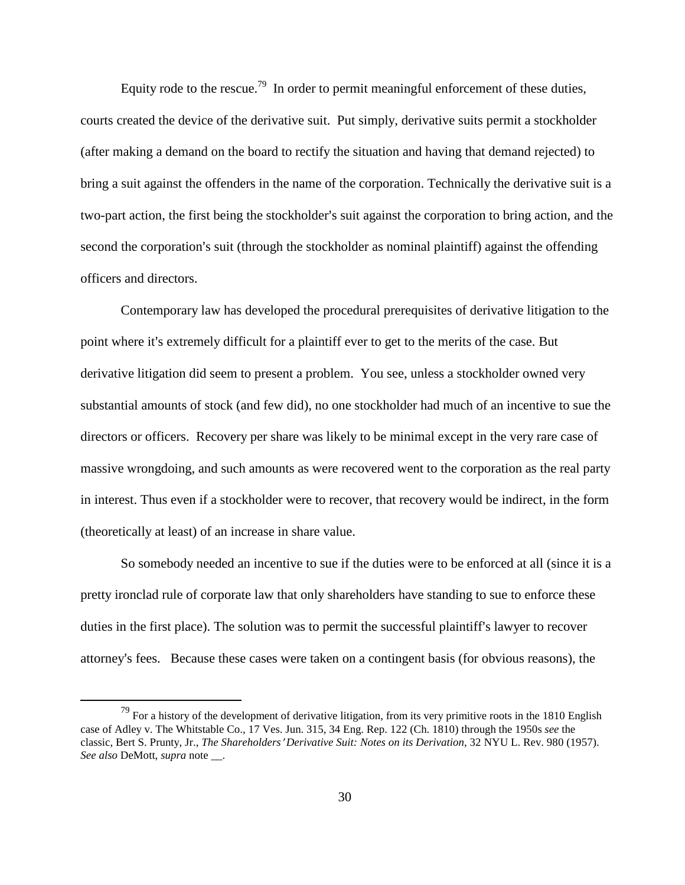Equity rode to the rescue.[79] In order to permit meaningful enforcement of these duties, courts created the device of the derivative suit. Put simply, derivative suits permit a stockholder (after making a demand on the board to rectify the situation and having that demand rejected) to bring a suit against the offenders in the name of the corporation. Technically the derivative suit is a two-part action, the first being the stockholder's suit against the corporation to bring action, and the second the corporation's suit (through the stockholder as nominal plaintiff) against the offending officers and directors.

Contemporary law has developed the procedural prerequisites of derivative litigation to the point where it's extremely difficult for a plaintiff ever to get to the merits of the case. But derivative litigation did seem to present a problem. You see, unless a stockholder owned very substantial amounts of stock (and few did), no one stockholder had much of an incentive to sue the directors or officers. Recovery per share was likely to be minimal except in the very rare case of massive wrongdoing, and such amounts as were recovered went to the corporation as the real party in interest. Thus even if a stockholder were to recover, that recovery would be indirect, in the form (theoretically at least) of an increase in share value.

So somebody needed an incentive to sue if the duties were to be enforced at all (since it is a pretty ironclad rule of corporate law that only shareholders have standing to sue to enforce these duties in the first place). The solution was to permit the successful plaintiff's lawyer to recover attorney's fees. Because these cases were taken on a contingent basis (for obvious reasons), the

[79] For a history of the development of derivative litigation, from its very primitive roots in the 1810 English case of Adley v. The Whitstable Co., 17 Ves. Jun. 315, 34 Eng. Rep. 122 (Ch. 1810) through the 1950s *see* the classic, Bert S. Prunty, Jr., *The Shareholders' Derivative Suit: Notes on its Derivation*, 32 NYU L. Rev. 980 (1957). *See also* DeMott, *supra* note __.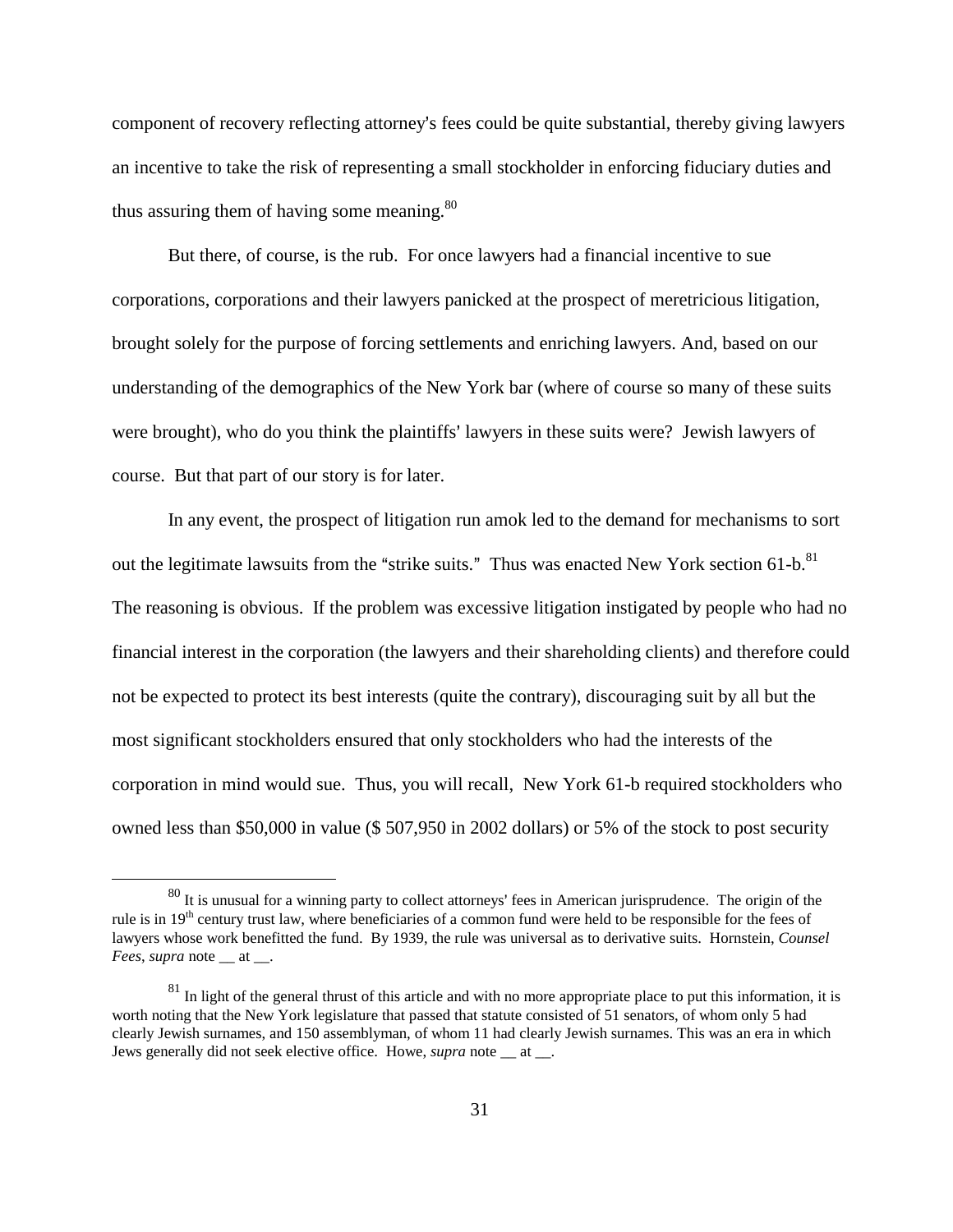component of recovery reflecting attorney's fees could be quite substantial, thereby giving lawyers an incentive to take the risk of representing a small stockholder in enforcing fiduciary duties and thus assuring them of having some meaning.[80]

But there, of course, is the rub. For once lawyers had a financial incentive to sue corporations, corporations and their lawyers panicked at the prospect of meretricious litigation, brought solely for the purpose of forcing settlements and enriching lawyers. And, based on our understanding of the demographics of the New York bar (where of course so many of these suits were brought), who do you think the plaintiffs' lawyers in these suits were? Jewish lawyers of course. But that part of our story is for later.

In any event, the prospect of litigation run amok led to the demand for mechanisms to sort out the legitimate lawsuits from the "strike suits." Thus was enacted New York section 61-b.[81] The reasoning is obvious. If the problem was excessive litigation instigated by people who had no financial interest in the corporation (the lawyers and their shareholding clients) and therefore could not be expected to protect its best interests (quite the contrary), discouraging suit by all but the most significant stockholders ensured that only stockholders who had the interests of the corporation in mind would sue. Thus, you will recall, New York 61-b required stockholders who owned less than $50,000 in value ($ 507,950 in 2002 dollars) or 5% of the stock to post security

---

[80] It is unusual for a winning party to collect attorneys' fees in American jurisprudence. The origin of the rule is in 19th century trust law, where beneficiaries of a common fund were held to be responsible for the fees of lawyers whose work benefitted the fund. By 1939, the rule was universal as to derivative suits. Hornstein, *Counsel Fees*, *supra* note __ at __.

[81] In light of the general thrust of this article and with no more appropriate place to put this information, it is worth noting that the New York legislature that passed that statute consisted of 51 senators, of whom only 5 had clearly Jewish surnames, and 150 assemblyman, of whom 11 had clearly Jewish surnames. This was an era in which Jews generally did not seek elective office. Howe, *supra* note __ at __.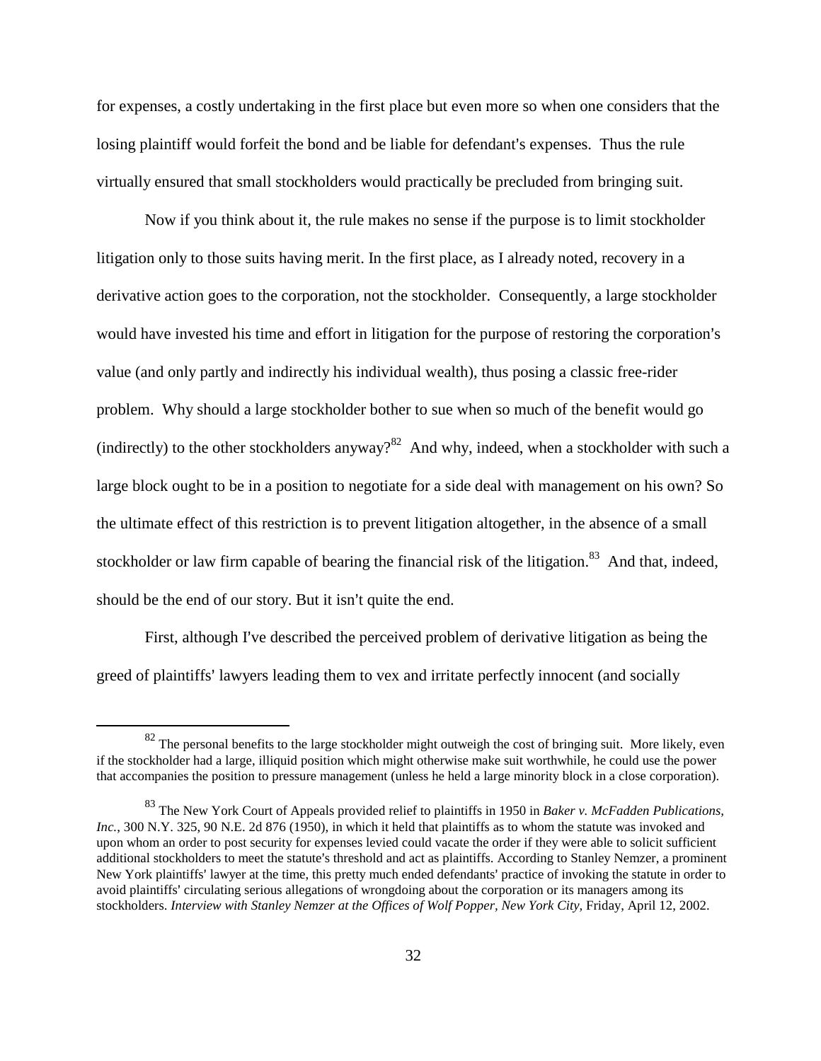for expenses, a costly undertaking in the first place but even more so when one considers that the losing plaintiff would forfeit the bond and be liable for defendant's expenses. Thus the rule virtually ensured that small stockholders would practically be precluded from bringing suit.

Now if you think about it, the rule makes no sense if the purpose is to limit stockholder litigation only to those suits having merit. In the first place, as I already noted, recovery in a derivative action goes to the corporation, not the stockholder. Consequently, a large stockholder would have invested his time and effort in litigation for the purpose of restoring the corporation's value (and only partly and indirectly his individual wealth), thus posing a classic free-rider problem. Why should a large stockholder bother to sue when so much of the benefit would go (indirectly) to the other stockholders anyway?[82] And why, indeed, when a stockholder with such a large block ought to be in a position to negotiate for a side deal with management on his own? So the ultimate effect of this restriction is to prevent litigation altogether, in the absence of a small stockholder or law firm capable of bearing the financial risk of the litigation.[83] And that, indeed, should be the end of our story. But it isn't quite the end.

First, although I've described the perceived problem of derivative litigation as being the greed of plaintiffs' lawyers leading them to vex and irritate perfectly innocent (and socially

---

[82] The personal benefits to the large stockholder might outweigh the cost of bringing suit. More likely, even if the stockholder had a large, illiquid position which might otherwise make suit worthwhile, he could use the power that accompanies the position to pressure management (unless he held a large minority block in a close corporation).

[83] The New York Court of Appeals provided relief to plaintiffs in 1950 in *Baker v. McFadden Publications, Inc.*, 300 N.Y. 325, 90 N.E. 2d 876 (1950), in which it held that plaintiffs as to whom the statute was invoked and upon whom an order to post security for expenses levied could vacate the order if they were able to solicit sufficient additional stockholders to meet the statute's threshold and act as plaintiffs. According to Stanley Nemzer, a prominent New York plaintiffs' lawyer at the time, this pretty much ended defendants' practice of invoking the statute in order to avoid plaintiffs' circulating serious allegations of wrongdoing about the corporation or its managers among its stockholders. *Interview with Stanley Nemzer at the Offices of Wolf Popper, New York City,* Friday, April 12, 2002.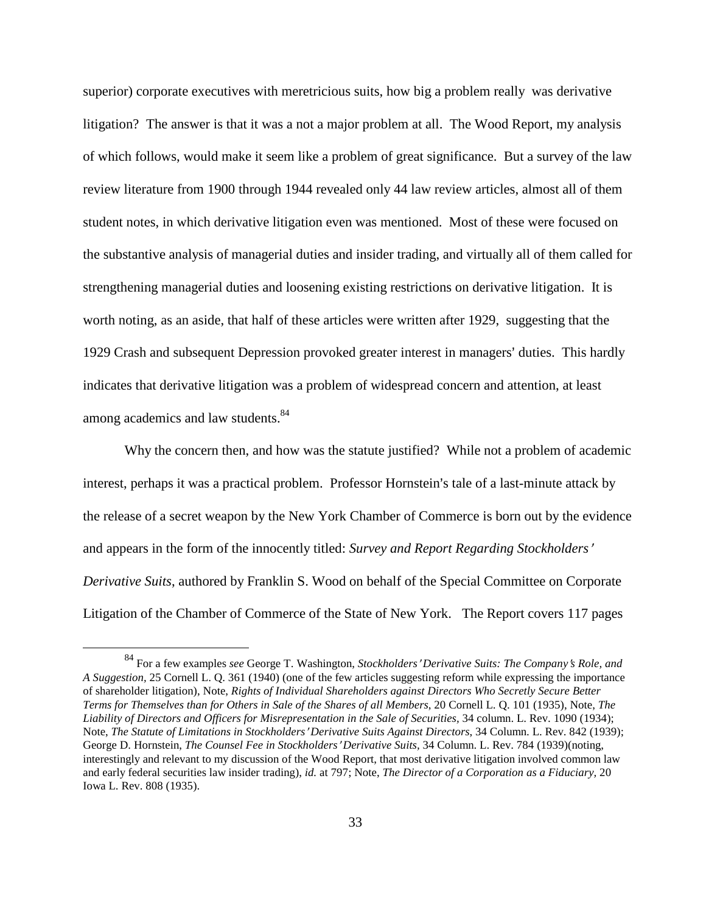superior) corporate executives with meretricious suits, how big a problem really was derivative litigation? The answer is that it was a not a major problem at all. The Wood Report, my analysis of which follows, would make it seem like a problem of great significance. But a survey of the law review literature from 1900 through 1944 revealed only 44 law review articles, almost all of them student notes, in which derivative litigation even was mentioned. Most of these were focused on the substantive analysis of managerial duties and insider trading, and virtually all of them called for strengthening managerial duties and loosening existing restrictions on derivative litigation. It is worth noting, as an aside, that half of these articles were written after 1929, suggesting that the 1929 Crash and subsequent Depression provoked greater interest in managers' duties. This hardly indicates that derivative litigation was a problem of widespread concern and attention, at least among academics and law students.[84]

Why the concern then, and how was the statute justified? While not a problem of academic interest, perhaps it was a practical problem. Professor Hornstein's tale of a last-minute attack by the release of a secret weapon by the New York Chamber of Commerce is born out by the evidence and appears in the form of the innocently titled: *Survey and Report Regarding Stockholders' Derivative Suits*, authored by Franklin S. Wood on behalf of the Special Committee on Corporate Litigation of the Chamber of Commerce of the State of New York. The Report covers 117 pages

[84] For a few examples *see* George T. Washington, *Stockholders' Derivative Suits: The Company's Role, and A Suggestion*, 25 Cornell L. Q. 361 (1940) (one of the few articles suggesting reform while expressing the importance of shareholder litigation), Note, *Rights of Individual Shareholders against Directors Who Secretly Secure Better Terms for Themselves than for Others in Sale of the Shares of all Members*, 20 Cornell L. Q. 101 (1935), Note, *The Liability of Directors and Officers for Misrepresentation in the Sale of Securities*, 34 column. L. Rev. 1090 (1934); Note, *The Statute of Limitations in Stockholders' Derivative Suits Against Directors*, 34 Column. L. Rev. 842 (1939); George D. Hornstein, *The Counsel Fee in Stockholders' Derivative Suits*, 34 Column. L. Rev. 784 (1939)(noting, interestingly and relevant to my discussion of the Wood Report, that most derivative litigation involved common law and early federal securities law insider trading), *id.* at 797; Note, *The Director of a Corporation as a Fiduciary*, 20 Iowa L. Rev. 808 (1935).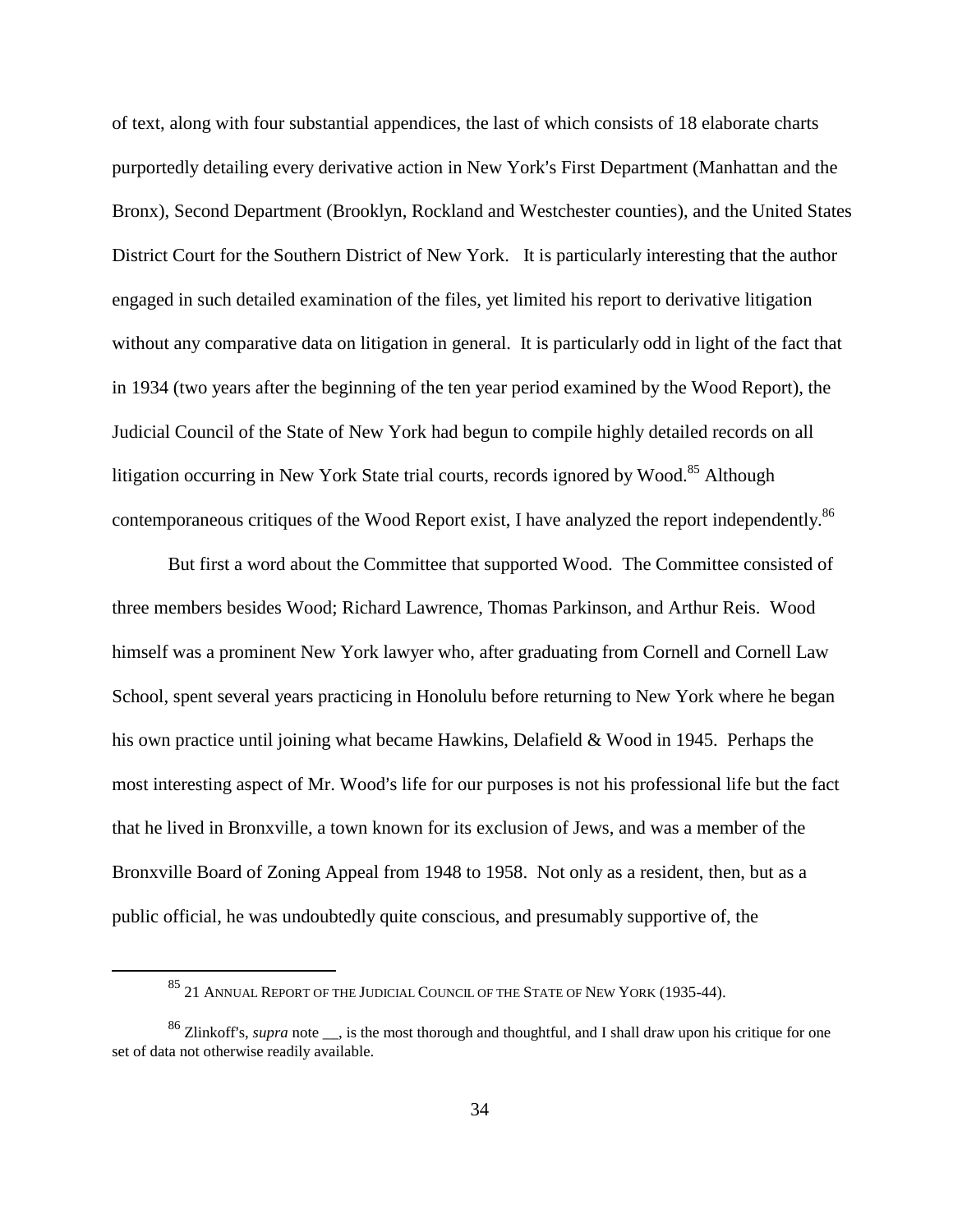of text, along with four substantial appendices, the last of which consists of 18 elaborate charts purportedly detailing every derivative action in New York's First Department (Manhattan and the Bronx), Second Department (Brooklyn, Rockland and Westchester counties), and the United States District Court for the Southern District of New York. It is particularly interesting that the author engaged in such detailed examination of the files, yet limited his report to derivative litigation without any comparative data on litigation in general. It is particularly odd in light of the fact that in 1934 (two years after the beginning of the ten year period examined by the Wood Report), the Judicial Council of the State of New York had begun to compile highly detailed records on all litigation occurring in New York State trial courts, records ignored by Wood.[85] Although contemporaneous critiques of the Wood Report exist, I have analyzed the report independently.[86]

But first a word about the Committee that supported Wood. The Committee consisted of three members besides Wood; Richard Lawrence, Thomas Parkinson, and Arthur Reis. Wood himself was a prominent New York lawyer who, after graduating from Cornell and Cornell Law School, spent several years practicing in Honolulu before returning to New York where he began his own practice until joining what became Hawkins, Delafield & Wood in 1945. Perhaps the most interesting aspect of Mr. Wood's life for our purposes is not his professional life but the fact that he lived in Bronxville, a town known for its exclusion of Jews, and was a member of the Bronxville Board of Zoning Appeal from 1948 to 1958. Not only as a resident, then, but as a public official, he was undoubtedly quite conscious, and presumably supportive of, the

---

[85] 21 ANNUAL REPORT OF THE JUDICIAL COUNCIL OF THE STATE OF NEW YORK (1935-44).

[86] Zlinkoff's, *supra* note __, is the most thorough and thoughtful, and I shall draw upon his critique for one set of data not otherwise readily available.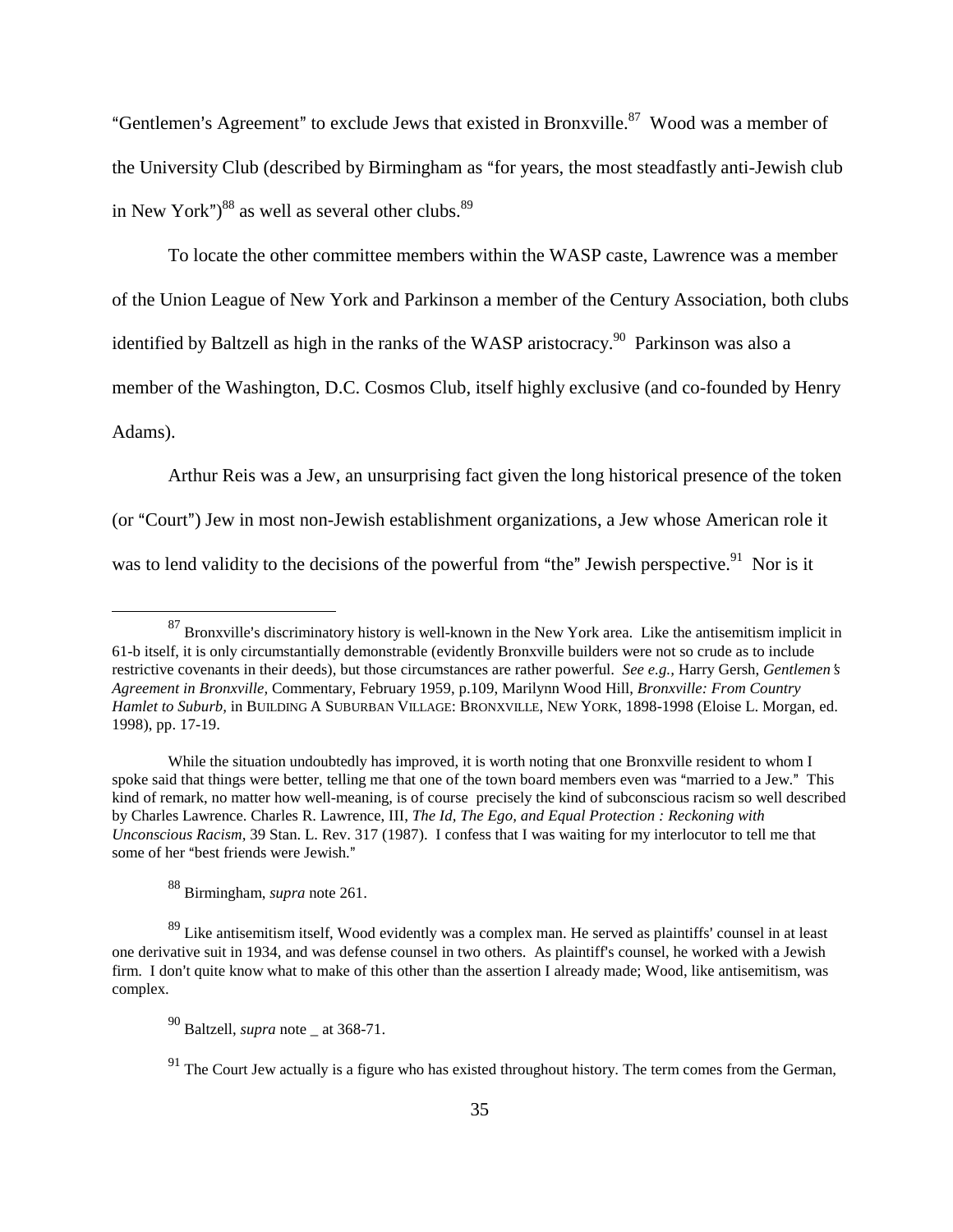"Gentlemen's Agreement" to exclude Jews that existed in Bronxville.[87] Wood was a member of the University Club (described by Birmingham as "for years, the most steadfastly anti-Jewish club in New York")[88] as well as several other clubs.[89]

To locate the other committee members within the WASP caste, Lawrence was a member of the Union League of New York and Parkinson a member of the Century Association, both clubs identified by Baltzell as high in the ranks of the WASP aristocracy.[90] Parkinson was also a member of the Washington, D.C. Cosmos Club, itself highly exclusive (and co-founded by Henry Adams).

Arthur Reis was a Jew, an unsurprising fact given the long historical presence of the token (or "Court") Jew in most non-Jewish establishment organizations, a Jew whose American role it was to lend validity to the decisions of the powerful from "the" Jewish perspective.[91] Nor is it

---

[87] Bronxville's discriminatory history is well-known in the New York area. Like the antisemitism implicit in 61-b itself, it is only circumstantially demonstrable (evidently Bronxville builders were not so crude as to include restrictive covenants in their deeds), but those circumstances are rather powerful. *See e.g.,* Harry Gersh, *Gentlemen's Agreement in Bronxville,* Commentary, February 1959, p.109, Marilynn Wood Hill, *Bronxville: From Country Hamlet to Suburb,* in BUILDING A SUBURBAN VILLAGE: BRONXVILLE, NEW YORK, 1898-1998 (Eloise L. Morgan, ed. 1998), pp. 17-19.

While the situation undoubtedly has improved, it is worth noting that one Bronxville resident to whom I spoke said that things were better, telling me that one of the town board members even was "married to a Jew." This kind of remark, no matter how well-meaning, is of course precisely the kind of subconscious racism so well described by Charles Lawrence. Charles R. Lawrence, III, *The Id, The Ego, and Equal Protection : Reckoning with Unconscious Racism,* 39 Stan. L. Rev. 317 (1987). I confess that I was waiting for my interlocutor to tell me that some of her "best friends were Jewish."

[88] Birmingham, *supra* note 261.

[89] Like antisemitism itself, Wood evidently was a complex man. He served as plaintiffs' counsel in at least one derivative suit in 1934, and was defense counsel in two others. As plaintiff's counsel, he worked with a Jewish firm. I don't quite know what to make of this other than the assertion I already made; Wood, like antisemitism, was complex.

[90] Baltzell, *supra* note _ at 368-71.

[91] The Court Jew actually is a figure who has existed throughout history. The term comes from the German,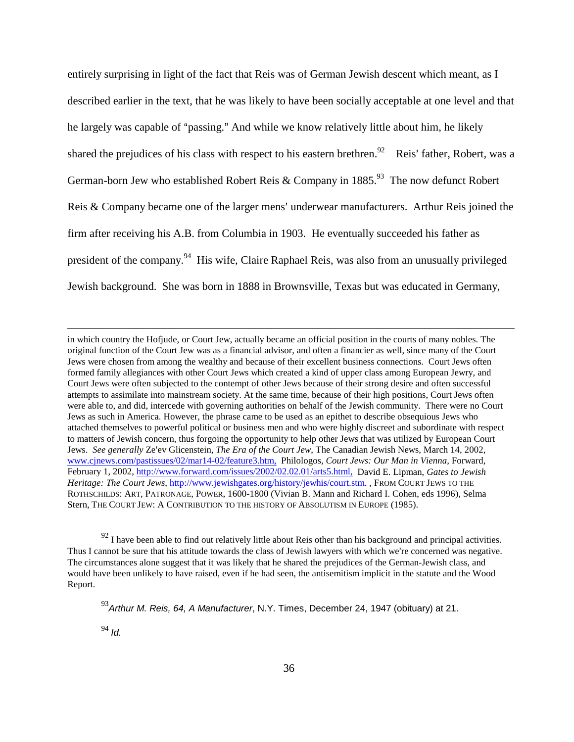entirely surprising in light of the fact that Reis was of German Jewish descent which meant, as I described earlier in the text, that he was likely to have been socially acceptable at one level and that he largely was capable of "passing." And while we know relatively little about him, he likely shared the prejudices of his class with respect to his eastern brethren.[92] Reis' father, Robert, was a German-born Jew who established Robert Reis & Company in 1885.[93] The now defunct Robert Reis & Company became one of the larger mens' underwear manufacturers. Arthur Reis joined the firm after receiving his A.B. from Columbia in 1903. He eventually succeeded his father as president of the company.[94] His wife, Claire Raphael Reis, was also from an unusually privileged Jewish background. She was born in 1888 in Brownsville, Texas but was educated in Germany,

---

in which country the Hofjude, or Court Jew, actually became an official position in the courts of many nobles. The original function of the Court Jew was as a financial advisor, and often a financier as well, since many of the Court Jews were chosen from among the wealthy and because of their excellent business connections. Court Jews often formed family allegiances with other Court Jews which created a kind of upper class among European Jewry, and Court Jews were often subjected to the contempt of other Jews because of their strong desire and often successful attempts to assimilate into mainstream society. At the same time, because of their high positions, Court Jews often were able to, and did, intercede with governing authorities on behalf of the Jewish community. There were no Court Jews as such in America. However, the phrase came to be used as an epithet to describe obsequious Jews who attached themselves to powerful political or business men and who were highly discreet and subordinate with respect to matters of Jewish concern, thus forgoing the opportunity to help other Jews that was utilized by European Court Jews. *See generally* Ze'ev Glicenstein, *The Era of the Court Jew*, The Canadian Jewish News, March 14, 2002, www.cjnews.com/pastissues/02/mar14-02/feature3.htm, Philologos, *Court Jews: Our Man in Vienna*, Forward, February 1, 2002, http://www.forward.com/issues/2002/02.02.01/arts5.html, David E. Lipman, *Gates to Jewish Heritage: The Court Jews*, http://www.jewishgates.org/history/jewhis/court.stm. , FROM COURT JEWS TO THE ROTHSCHILDS: ART, PATRONAGE, POWER, 1600-1800 (Vivian B. Mann and Richard I. Cohen, eds 1996), Selma Stern, THE COURT JEW: A CONTRIBUTION TO THE HISTORY OF ABSOLUTISM IN EUROPE (1985).

[92] I have been able to find out relatively little about Reis other than his background and principal activities. Thus I cannot be sure that his attitude towards the class of Jewish lawyers with which we're concerned was negative. The circumstances alone suggest that it was likely that he shared the prejudices of the German-Jewish class, and would have been unlikely to have raised, even if he had seen, the antisemitism implicit in the statute and the Wood Report.

[93] *Arthur M. Reis, 64, A Manufacturer*, N.Y. Times, December 24, 1947 (obituary) at 21.

[94] *Id.*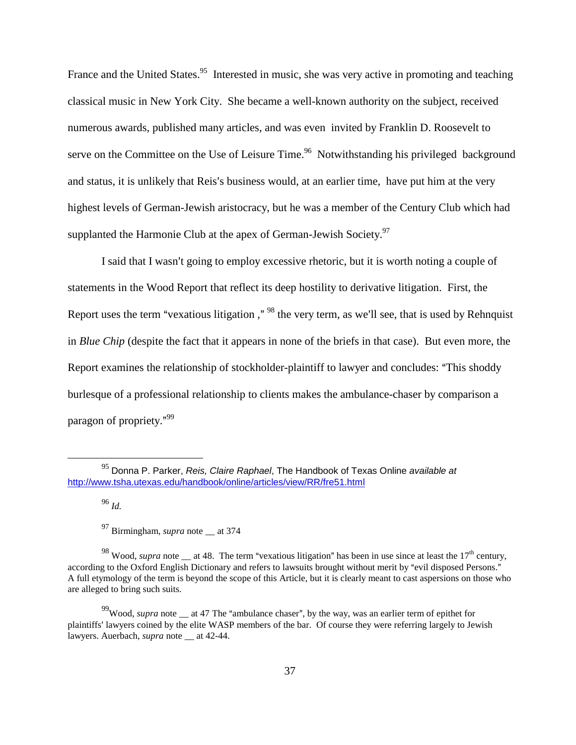France and the United States.[95] Interested in music, she was very active in promoting and teaching classical music in New York City. She became a well-known authority on the subject, received numerous awards, published many articles, and was even invited by Franklin D. Roosevelt to serve on the Committee on the Use of Leisure Time.[96] Notwithstanding his privileged background and status, it is unlikely that Reis's business would, at an earlier time, have put him at the very highest levels of German-Jewish aristocracy, but he was a member of the Century Club which had supplanted the Harmonie Club at the apex of German-Jewish Society.[97]

I said that I wasn't going to employ excessive rhetoric, but it is worth noting a couple of statements in the Wood Report that reflect its deep hostility to derivative litigation. First, the Report uses the term "vexatious litigation ,"[98] the very term, as we'll see, that is used by Rehnquist in *Blue Chip* (despite the fact that it appears in none of the briefs in that case). But even more, the Report examines the relationship of stockholder-plaintiff to lawyer and concludes: "This shoddy burlesque of a professional relationship to clients makes the ambulance-chaser by comparison a paragon of propriety."[99]

---

[95] Donna P. Parker, *Reis, Claire Raphael*, The Handbook of Texas Online *available at* http://www.tsha.utexas.edu/handbook/online/articles/view/RR/fre51.html

[96] *Id.*

[97] Birmingham, *supra* note __ at 374

[98] Wood, *supra* note __ at 48. The term "vexatious litigation" has been in use since at least the 17th century, according to the Oxford English Dictionary and refers to lawsuits brought without merit by "evil disposed Persons." A full etymology of the term is beyond the scope of this Article, but it is clearly meant to cast aspersions on those who are alleged to bring such suits.

[99] Wood, *supra* note __ at 47 The "ambulance chaser", by the way, was an earlier term of epithet for plaintiffs' lawyers coined by the elite WASP members of the bar. Of course they were referring largely to Jewish lawyers. Auerbach, *supra* note __ at 42-44.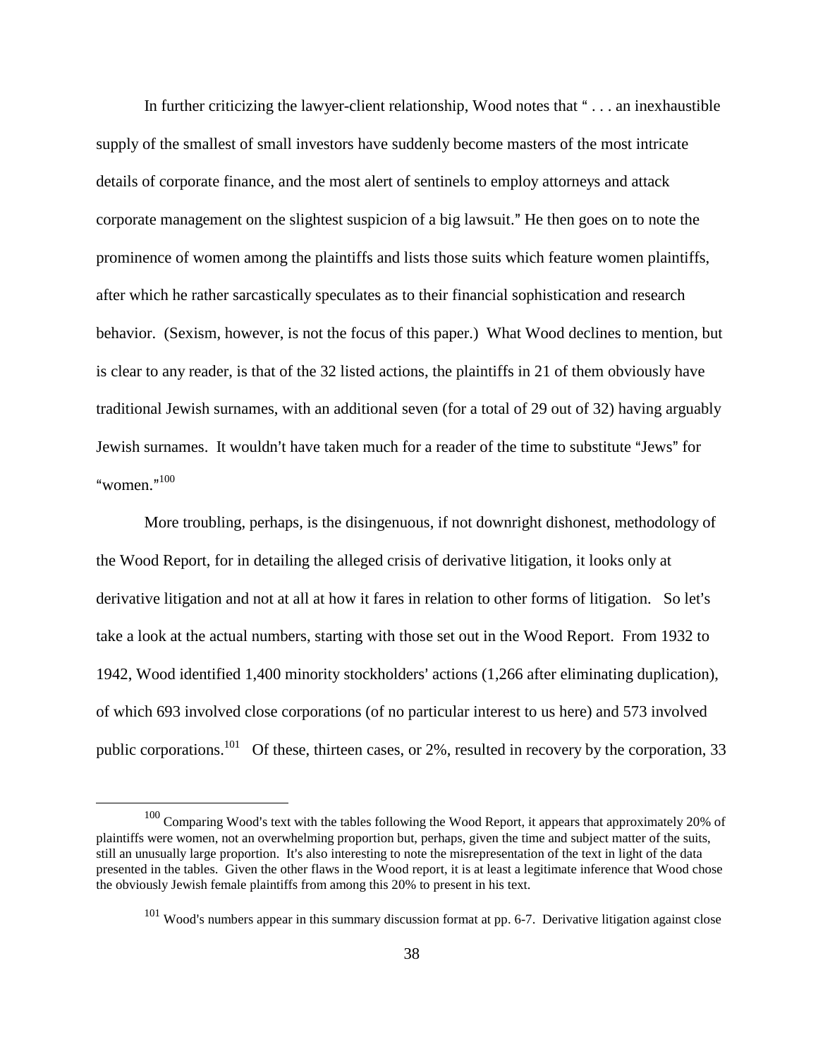In further criticizing the lawyer-client relationship, Wood notes that " . . . an inexhaustible supply of the smallest of small investors have suddenly become masters of the most intricate details of corporate finance, and the most alert of sentinels to employ attorneys and attack corporate management on the slightest suspicion of a big lawsuit." He then goes on to note the prominence of women among the plaintiffs and lists those suits which feature women plaintiffs, after which he rather sarcastically speculates as to their financial sophistication and research behavior. (Sexism, however, is not the focus of this paper.) What Wood declines to mention, but is clear to any reader, is that of the 32 listed actions, the plaintiffs in 21 of them obviously have traditional Jewish surnames, with an additional seven (for a total of 29 out of 32) having arguably Jewish surnames. It wouldn't have taken much for a reader of the time to substitute "Jews" for "women."[100]

More troubling, perhaps, is the disingenuous, if not downright dishonest, methodology of the Wood Report, for in detailing the alleged crisis of derivative litigation, it looks only at derivative litigation and not at all at how it fares in relation to other forms of litigation. So let's take a look at the actual numbers, starting with those set out in the Wood Report. From 1932 to 1942, Wood identified 1,400 minority stockholders' actions (1,266 after eliminating duplication), of which 693 involved close corporations (of no particular interest to us here) and 573 involved public corporations.[101] Of these, thirteen cases, or 2%, resulted in recovery by the corporation, 33

[100] Comparing Wood's text with the tables following the Wood Report, it appears that approximately 20% of plaintiffs were women, not an overwhelming proportion but, perhaps, given the time and subject matter of the suits, still an unusually large proportion. It's also interesting to note the misrepresentation of the text in light of the data presented in the tables. Given the other flaws in the Wood report, it is at least a legitimate inference that Wood chose the obviously Jewish female plaintiffs from among this 20% to present in his text.

[101] Wood's numbers appear in this summary discussion format at pp. 6-7. Derivative litigation against close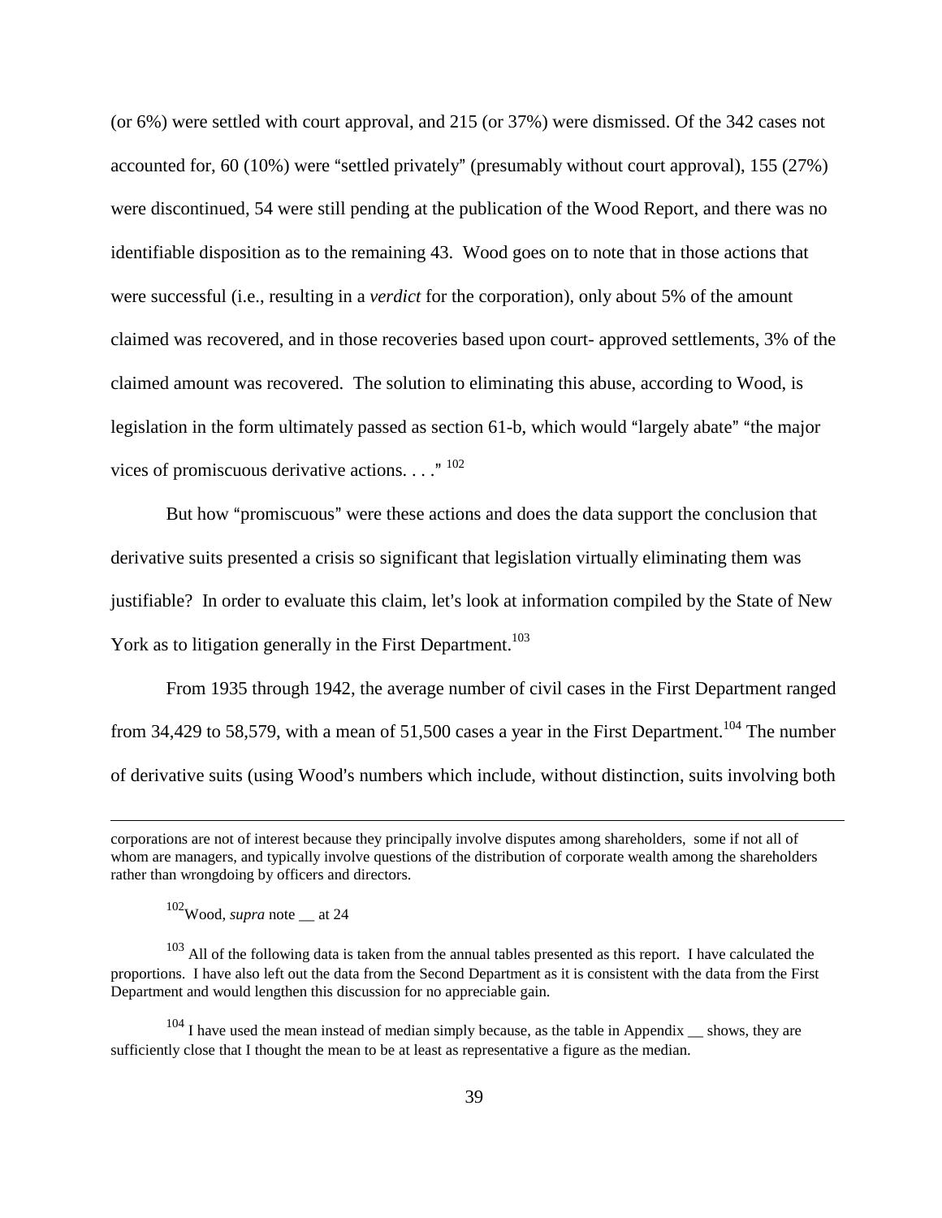(or 6%) were settled with court approval, and 215 (or 37%) were dismissed. Of the 342 cases not accounted for, 60 (10%) were "settled privately" (presumably without court approval), 155 (27%) were discontinued, 54 were still pending at the publication of the Wood Report, and there was no identifiable disposition as to the remaining 43. Wood goes on to note that in those actions that were successful (i.e., resulting in a *verdict* for the corporation), only about 5% of the amount claimed was recovered, and in those recoveries based upon court- approved settlements, 3% of the claimed amount was recovered. The solution to eliminating this abuse, according to Wood, is legislation in the form ultimately passed as section 61-b, which would "largely abate" "the major vices of promiscuous derivative actions. . . ."[102]

But how "promiscuous" were these actions and does the data support the conclusion that derivative suits presented a crisis so significant that legislation virtually eliminating them was justifiable? In order to evaluate this claim, let's look at information compiled by the State of New York as to litigation generally in the First Department.[103]

From 1935 through 1942, the average number of civil cases in the First Department ranged from 34,429 to 58,579, with a mean of 51,500 cases a year in the First Department.[104] The number of derivative suits (using Wood's numbers which include, without distinction, suits involving both

---

corporations are not of interest because they principally involve disputes among shareholders, some if not all of whom are managers, and typically involve questions of the distribution of corporate wealth among the shareholders rather than wrongdoing by officers and directors.

[102] Wood, *supra* note __ at 24

[103] All of the following data is taken from the annual tables presented as this report. I have calculated the proportions. I have also left out the data from the Second Department as it is consistent with the data from the First Department and would lengthen this discussion for no appreciable gain.

[104] I have used the mean instead of median simply because, as the table in Appendix __ shows, they are sufficiently close that I thought the mean to be at least as representative a figure as the median.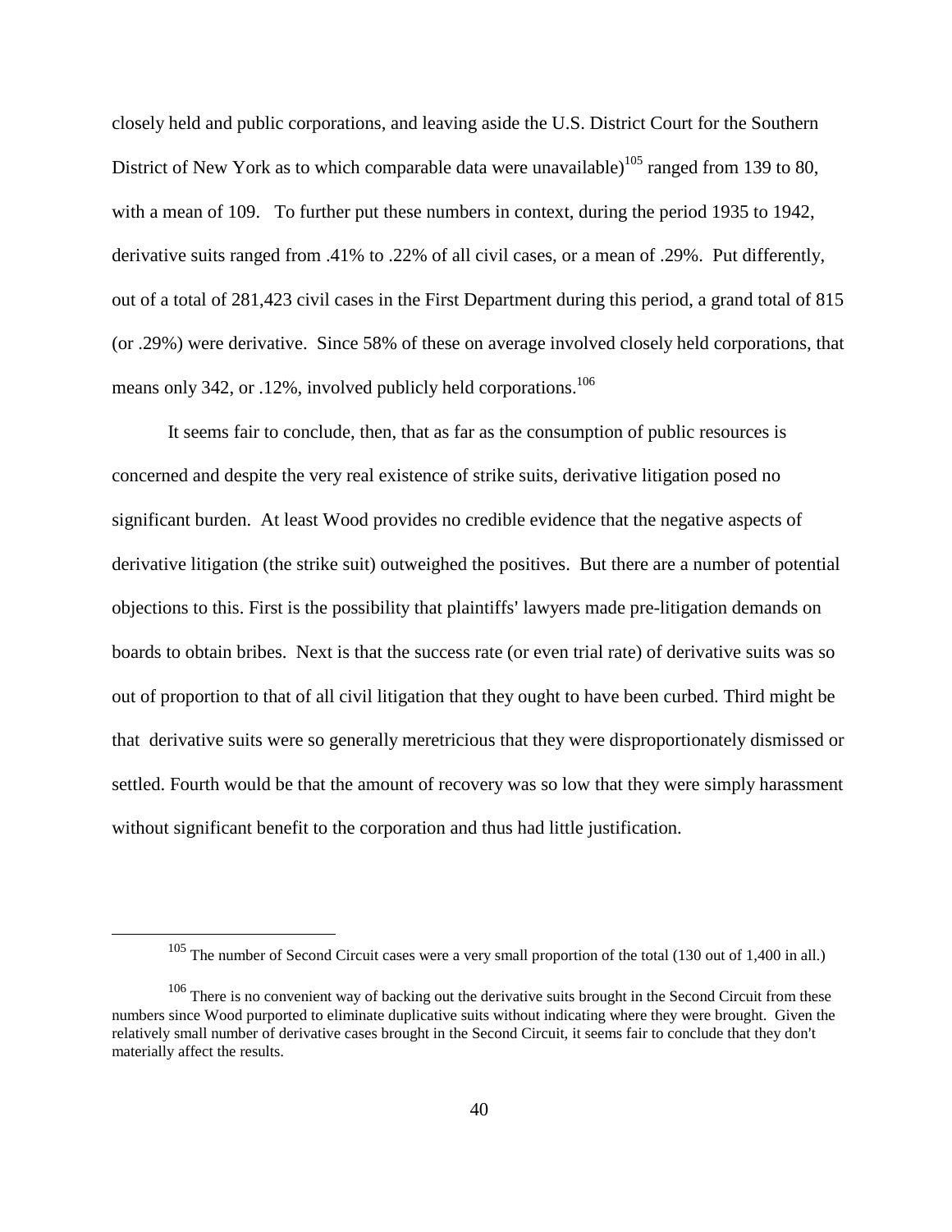closely held and public corporations, and leaving aside the U.S. District Court for the Southern District of New York as to which comparable data were unavailable)[105] ranged from 139 to 80, with a mean of 109. To further put these numbers in context, during the period 1935 to 1942, derivative suits ranged from .41% to .22% of all civil cases, or a mean of .29%. Put differently, out of a total of 281,423 civil cases in the First Department during this period, a grand total of 815 (or .29%) were derivative. Since 58% of these on average involved closely held corporations, that means only 342, or .12%, involved publicly held corporations.[106]

It seems fair to conclude, then, that as far as the consumption of public resources is concerned and despite the very real existence of strike suits, derivative litigation posed no significant burden. At least Wood provides no credible evidence that the negative aspects of derivative litigation (the strike suit) outweighed the positives. But there are a number of potential objections to this. First is the possibility that plaintiffs' lawyers made pre-litigation demands on boards to obtain bribes. Next is that the success rate (or even trial rate) of derivative suits was so out of proportion to that of all civil litigation that they ought to have been curbed. Third might be that derivative suits were so generally meretricious that they were disproportionately dismissed or settled. Fourth would be that the amount of recovery was so low that they were simply harassment without significant benefit to the corporation and thus had little justification.

[105] The number of Second Circuit cases were a very small proportion of the total (130 out of 1,400 in all.)

[106] There is no convenient way of backing out the derivative suits brought in the Second Circuit from these numbers since Wood purported to eliminate duplicative suits without indicating where they were brought. Given the relatively small number of derivative cases brought in the Second Circuit, it seems fair to conclude that they don't materially affect the results.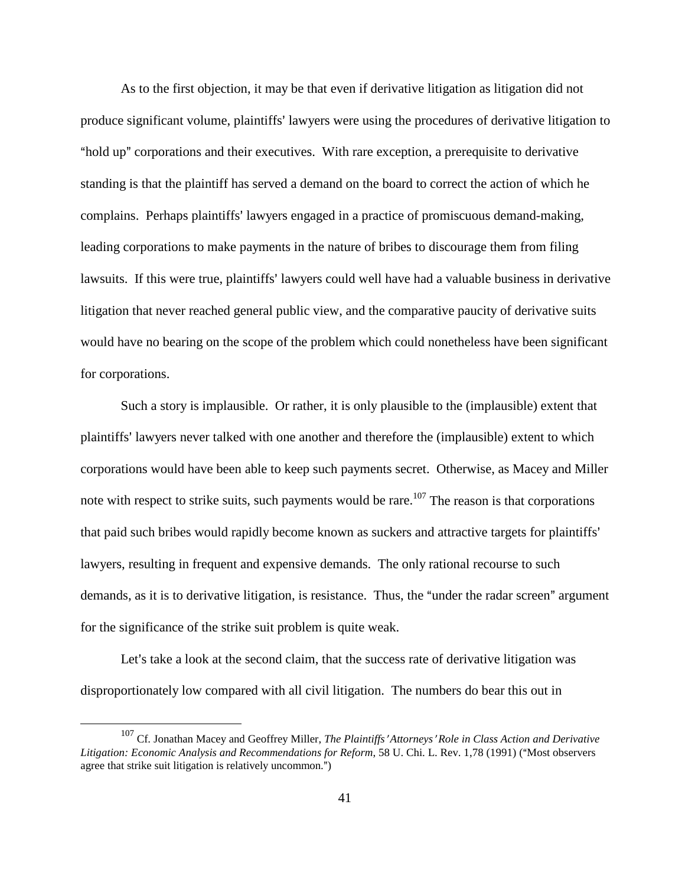As to the first objection, it may be that even if derivative litigation as litigation did not produce significant volume, plaintiffs' lawyers were using the procedures of derivative litigation to "hold up" corporations and their executives. With rare exception, a prerequisite to derivative standing is that the plaintiff has served a demand on the board to correct the action of which he complains. Perhaps plaintiffs' lawyers engaged in a practice of promiscuous demand-making, leading corporations to make payments in the nature of bribes to discourage them from filing lawsuits. If this were true, plaintiffs' lawyers could well have had a valuable business in derivative litigation that never reached general public view, and the comparative paucity of derivative suits would have no bearing on the scope of the problem which could nonetheless have been significant for corporations.

Such a story is implausible. Or rather, it is only plausible to the (implausible) extent that plaintiffs' lawyers never talked with one another and therefore the (implausible) extent to which corporations would have been able to keep such payments secret. Otherwise, as Macey and Miller note with respect to strike suits, such payments would be rare.[107] The reason is that corporations that paid such bribes would rapidly become known as suckers and attractive targets for plaintiffs' lawyers, resulting in frequent and expensive demands. The only rational recourse to such demands, as it is to derivative litigation, is resistance. Thus, the "under the radar screen" argument for the significance of the strike suit problem is quite weak.

Let's take a look at the second claim, that the success rate of derivative litigation was disproportionately low compared with all civil litigation. The numbers do bear this out in

---

[107] Cf. Jonathan Macey and Geoffrey Miller, *The Plaintiffs' Attorneys' Role in Class Action and Derivative Litigation: Economic Analysis and Recommendations for Reform*, 58 U. Chi. L. Rev. 1,78 (1991) ("Most observers agree that strike suit litigation is relatively uncommon.")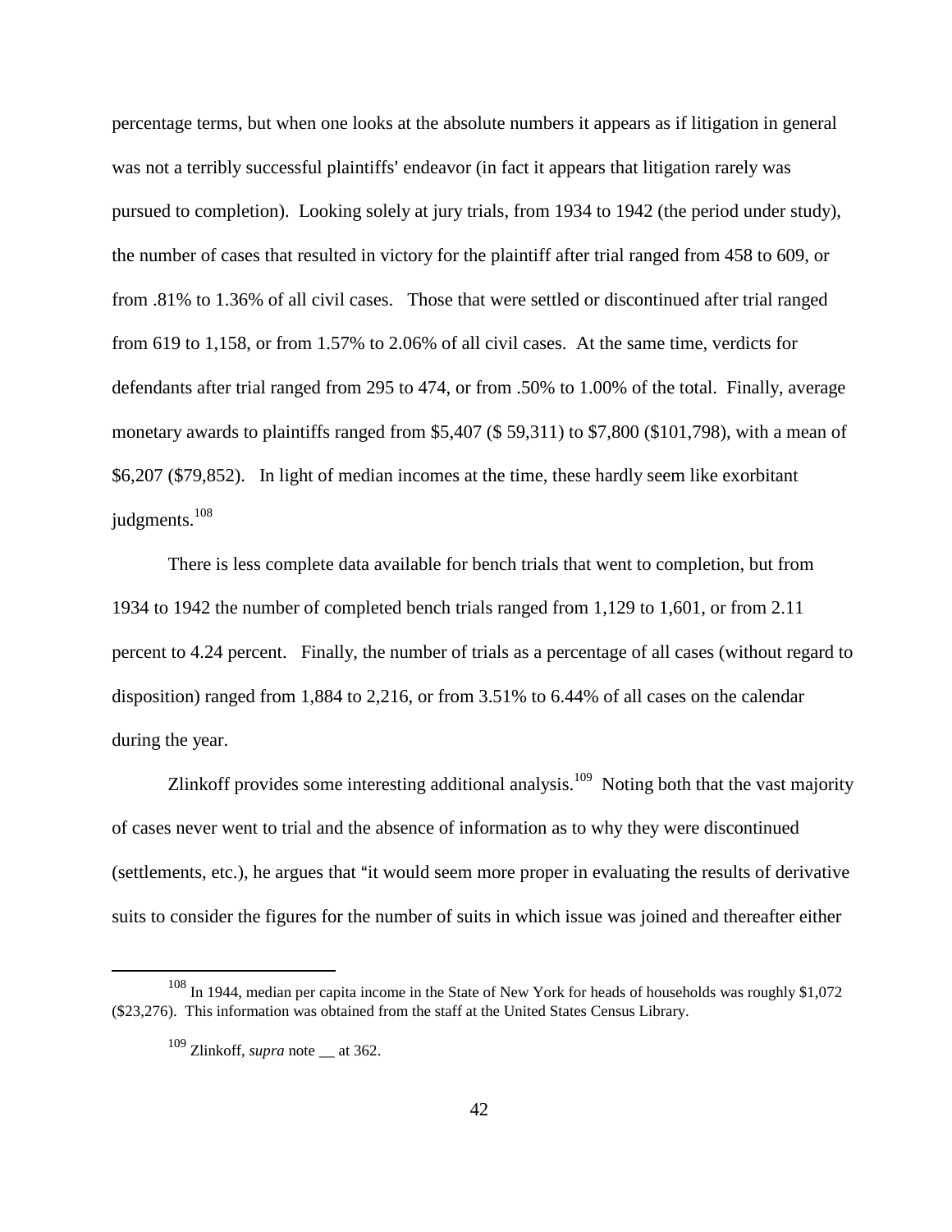percentage terms, but when one looks at the absolute numbers it appears as if litigation in general was not a terribly successful plaintiffs' endeavor (in fact it appears that litigation rarely was pursued to completion). Looking solely at jury trials, from 1934 to 1942 (the period under study), the number of cases that resulted in victory for the plaintiff after trial ranged from 458 to 609, or from .81% to 1.36% of all civil cases. Those that were settled or discontinued after trial ranged from 619 to 1,158, or from 1.57% to 2.06% of all civil cases. At the same time, verdicts for defendants after trial ranged from 295 to 474, or from .50% to 1.00% of the total. Finally, average monetary awards to plaintiffs ranged from $5,407 ($ 59,311) to $7,800 ($101,798), with a mean of $6,207 ($79,852). In light of median incomes at the time, these hardly seem like exorbitant judgments.[108]

There is less complete data available for bench trials that went to completion, but from 1934 to 1942 the number of completed bench trials ranged from 1,129 to 1,601, or from 2.11 percent to 4.24 percent. Finally, the number of trials as a percentage of all cases (without regard to disposition) ranged from 1,884 to 2,216, or from 3.51% to 6.44% of all cases on the calendar during the year.

Zlinkoff provides some interesting additional analysis.[109] Noting both that the vast majority of cases never went to trial and the absence of information as to why they were discontinued (settlements, etc.), he argues that "it would seem more proper in evaluating the results of derivative suits to consider the figures for the number of suits in which issue was joined and thereafter either

---

[108] In 1944, median per capita income in the State of New York for heads of households was roughly $1,072 ($23,276). This information was obtained from the staff at the United States Census Library.

[109] Zlinkoff, *supra* note __ at 362.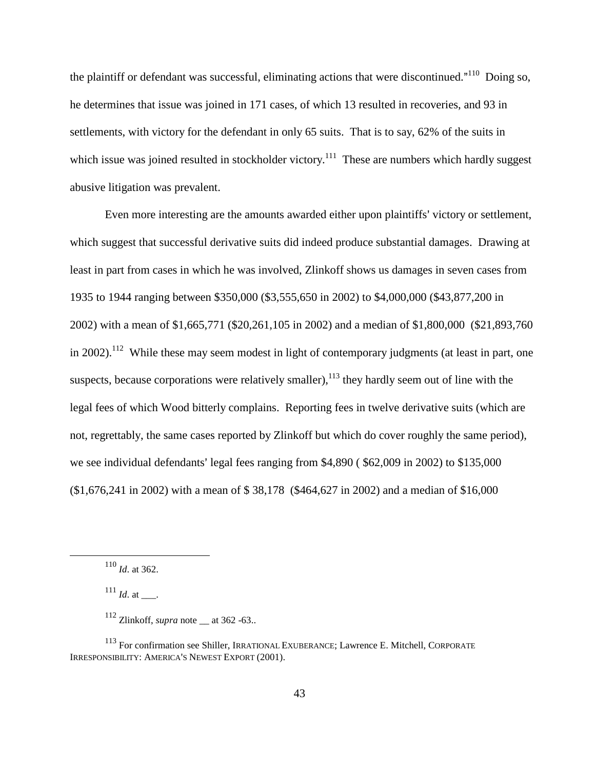the plaintiff or defendant was successful, eliminating actions that were discontinued."[110] Doing so, he determines that issue was joined in 171 cases, of which 13 resulted in recoveries, and 93 in settlements, with victory for the defendant in only 65 suits. That is to say, 62% of the suits in which issue was joined resulted in stockholder victory.[111] These are numbers which hardly suggest abusive litigation was prevalent.

Even more interesting are the amounts awarded either upon plaintiffs' victory or settlement, which suggest that successful derivative suits did indeed produce substantial damages. Drawing at least in part from cases in which he was involved, Zlinkoff shows us damages in seven cases from 1935 to 1944 ranging between $350,000 ($3,555,650 in 2002) to $4,000,000 ($43,877,200 in 2002) with a mean of $1,665,771 ($20,261,105 in 2002) and a median of $1,800,000 ($21,893,760 in 2002).[112] While these may seem modest in light of contemporary judgments (at least in part, one suspects, because corporations were relatively smaller),[113] they hardly seem out of line with the legal fees of which Wood bitterly complains. Reporting fees in twelve derivative suits (which are not, regrettably, the same cases reported by Zlinkoff but which do cover roughly the same period), we see individual defendants' legal fees ranging from $4,890 ( $62,009 in 2002) to $135,000 ($1,676,241 in 2002) with a mean of $ 38,178 ($464,627 in 2002) and a median of $16,000

---

[110] *Id*. at 362.

[111] *Id*. at ___.

[112] Zlinkoff, *supra* note __ at 362 -63..

[113] For confirmation see Shiller, IRRATIONAL EXUBERANCE; Lawrence E. Mitchell, CORPORATE IRRESPONSIBILITY: AMERICA'S NEWEST EXPORT (2001).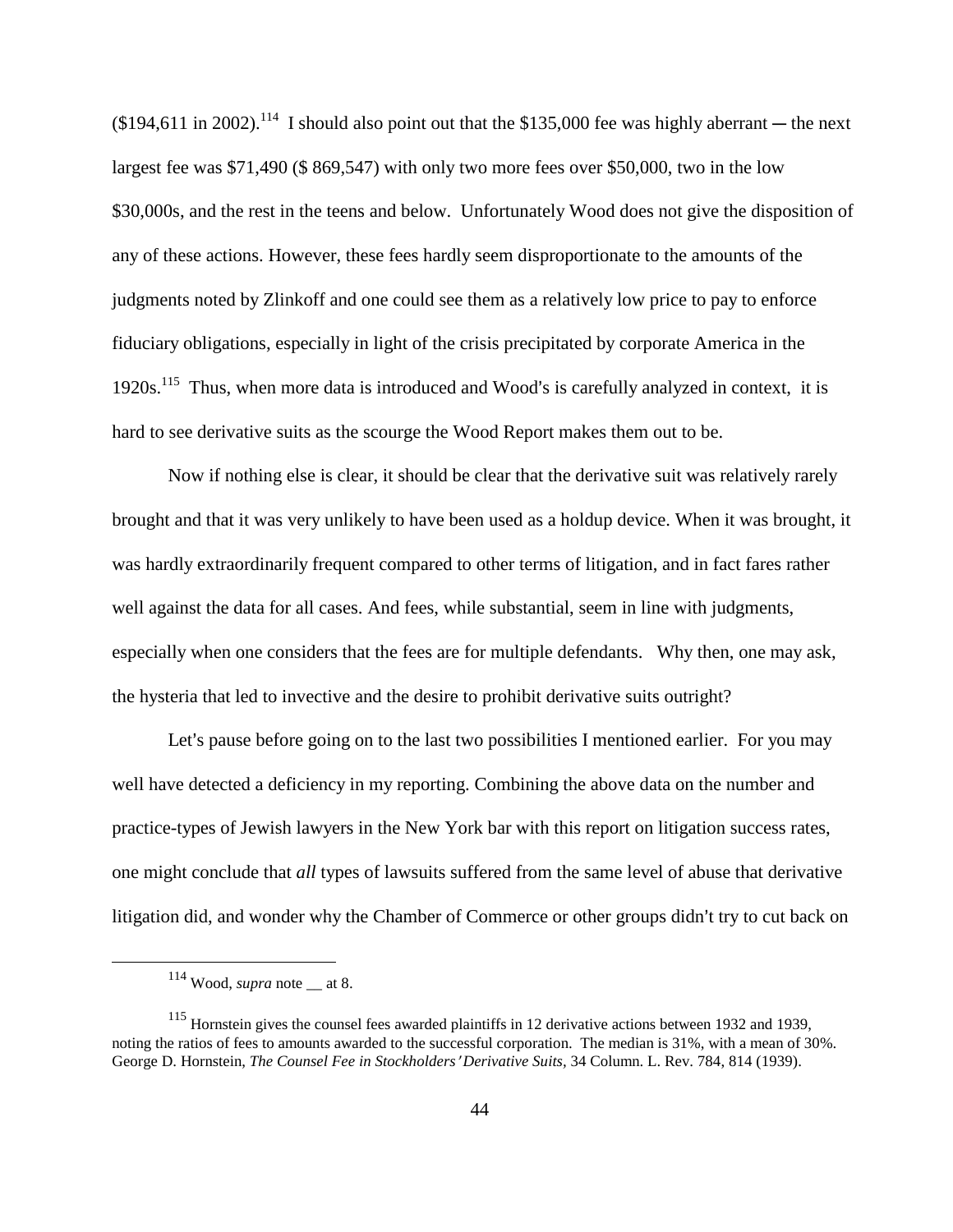($194,611 in 2002).[114] I should also point out that the $135,000 fee was highly aberrant ― the next largest fee was $71,490 ($ 869,547) with only two more fees over $50,000, two in the low $30,000s, and the rest in the teens and below. Unfortunately Wood does not give the disposition of any of these actions. However, these fees hardly seem disproportionate to the amounts of the judgments noted by Zlinkoff and one could see them as a relatively low price to pay to enforce fiduciary obligations, especially in light of the crisis precipitated by corporate America in the 1920s.[115] Thus, when more data is introduced and Wood's is carefully analyzed in context, it is hard to see derivative suits as the scourge the Wood Report makes them out to be.

Now if nothing else is clear, it should be clear that the derivative suit was relatively rarely brought and that it was very unlikely to have been used as a holdup device. When it was brought, it was hardly extraordinarily frequent compared to other terms of litigation, and in fact fares rather well against the data for all cases. And fees, while substantial, seem in line with judgments, especially when one considers that the fees are for multiple defendants. Why then, one may ask, the hysteria that led to invective and the desire to prohibit derivative suits outright?

Let's pause before going on to the last two possibilities I mentioned earlier. For you may well have detected a deficiency in my reporting. Combining the above data on the number and practice-types of Jewish lawyers in the New York bar with this report on litigation success rates, one might conclude that *all* types of lawsuits suffered from the same level of abuse that derivative litigation did, and wonder why the Chamber of Commerce or other groups didn't try to cut back on

---

[114] Wood, *supra* note __ at 8.

[115] Hornstein gives the counsel fees awarded plaintiffs in 12 derivative actions between 1932 and 1939, noting the ratios of fees to amounts awarded to the successful corporation. The median is 31%, with a mean of 30%. George D. Hornstein, *The Counsel Fee in Stockholders' Derivative Suits*, 34 Column. L. Rev. 784, 814 (1939).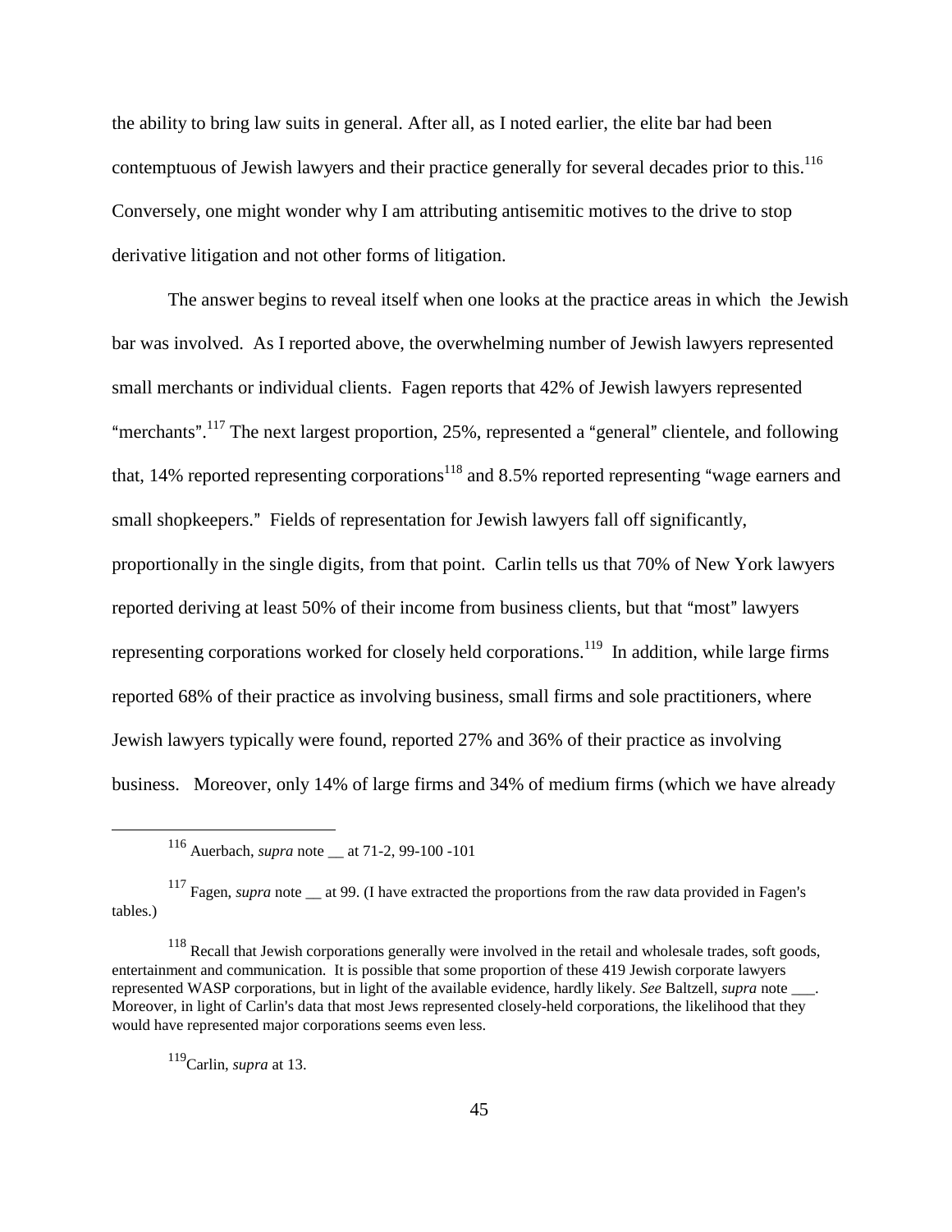the ability to bring law suits in general. After all, as I noted earlier, the elite bar had been contemptuous of Jewish lawyers and their practice generally for several decades prior to this.[116] Conversely, one might wonder why I am attributing antisemitic motives to the drive to stop derivative litigation and not other forms of litigation.

The answer begins to reveal itself when one looks at the practice areas in which the Jewish bar was involved. As I reported above, the overwhelming number of Jewish lawyers represented small merchants or individual clients. Fagen reports that 42% of Jewish lawyers represented "merchants".[117] The next largest proportion, 25%, represented a "general" clientele, and following that, 14% reported representing corporations[118] and 8.5% reported representing "wage earners and small shopkeepers." Fields of representation for Jewish lawyers fall off significantly, proportionally in the single digits, from that point. Carlin tells us that 70% of New York lawyers reported deriving at least 50% of their income from business clients, but that "most" lawyers representing corporations worked for closely held corporations.[119] In addition, while large firms reported 68% of their practice as involving business, small firms and sole practitioners, where Jewish lawyers typically were found, reported 27% and 36% of their practice as involving business. Moreover, only 14% of large firms and 34% of medium firms (which we have already

---

[116] Auerbach, *supra* note __ at 71-2, 99-100 -101

[117] Fagen, *supra* note __ at 99. (I have extracted the proportions from the raw data provided in Fagen's tables.)

[118] Recall that Jewish corporations generally were involved in the retail and wholesale trades, soft goods, entertainment and communication. It is possible that some proportion of these 419 Jewish corporate lawyers represented WASP corporations, but in light of the available evidence, hardly likely. *See* Baltzell, *supra* note ___. Moreover, in light of Carlin's data that most Jews represented closely-held corporations, the likelihood that they would have represented major corporations seems even less.

[119] Carlin, *supra* at 13.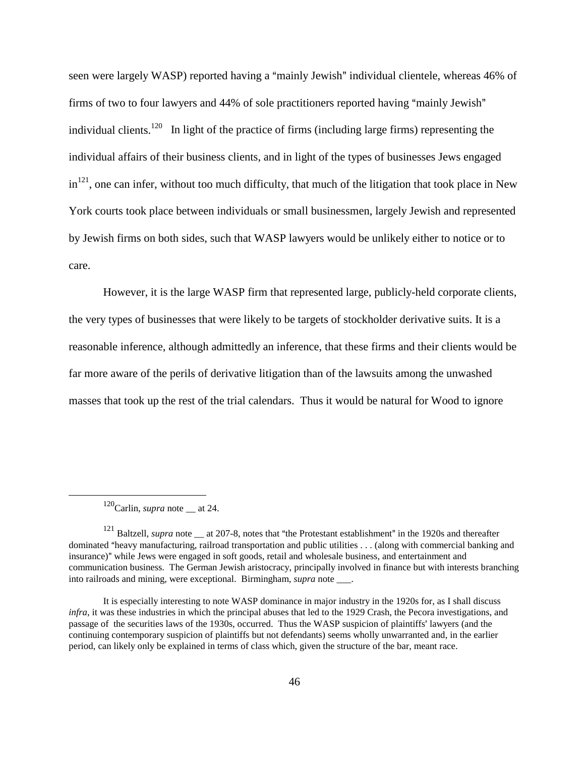seen were largely WASP) reported having a "mainly Jewish" individual clientele, whereas 46% of firms of two to four lawyers and 44% of sole practitioners reported having "mainly Jewish" individual clients.[120] In light of the practice of firms (including large firms) representing the individual affairs of their business clients, and in light of the types of businesses Jews engaged in[121], one can infer, without too much difficulty, that much of the litigation that took place in New York courts took place between individuals or small businessmen, largely Jewish and represented by Jewish firms on both sides, such that WASP lawyers would be unlikely either to notice or to care.

However, it is the large WASP firm that represented large, publicly-held corporate clients, the very types of businesses that were likely to be targets of stockholder derivative suits. It is a reasonable inference, although admittedly an inference, that these firms and their clients would be far more aware of the perils of derivative litigation than of the lawsuits among the unwashed masses that took up the rest of the trial calendars. Thus it would be natural for Wood to ignore

---

[120] Carlin, *supra* note __ at 24.

[121] Baltzell, *supra* note __ at 207-8, notes that "the Protestant establishment" in the 1920s and thereafter dominated "heavy manufacturing, railroad transportation and public utilities . . . (along with commercial banking and insurance)" while Jews were engaged in soft goods, retail and wholesale business, and entertainment and communication business. The German Jewish aristocracy, principally involved in finance but with interests branching into railroads and mining, were exceptional. Birmingham, *supra* note ___.

It is especially interesting to note WASP dominance in major industry in the 1920s for, as I shall discuss *infra*, it was these industries in which the principal abuses that led to the 1929 Crash, the Pecora investigations, and passage of the securities laws of the 1930s, occurred. Thus the WASP suspicion of plaintiffs' lawyers (and the continuing contemporary suspicion of plaintiffs but not defendants) seems wholly unwarranted and, in the earlier period, can likely only be explained in terms of class which, given the structure of the bar, meant race.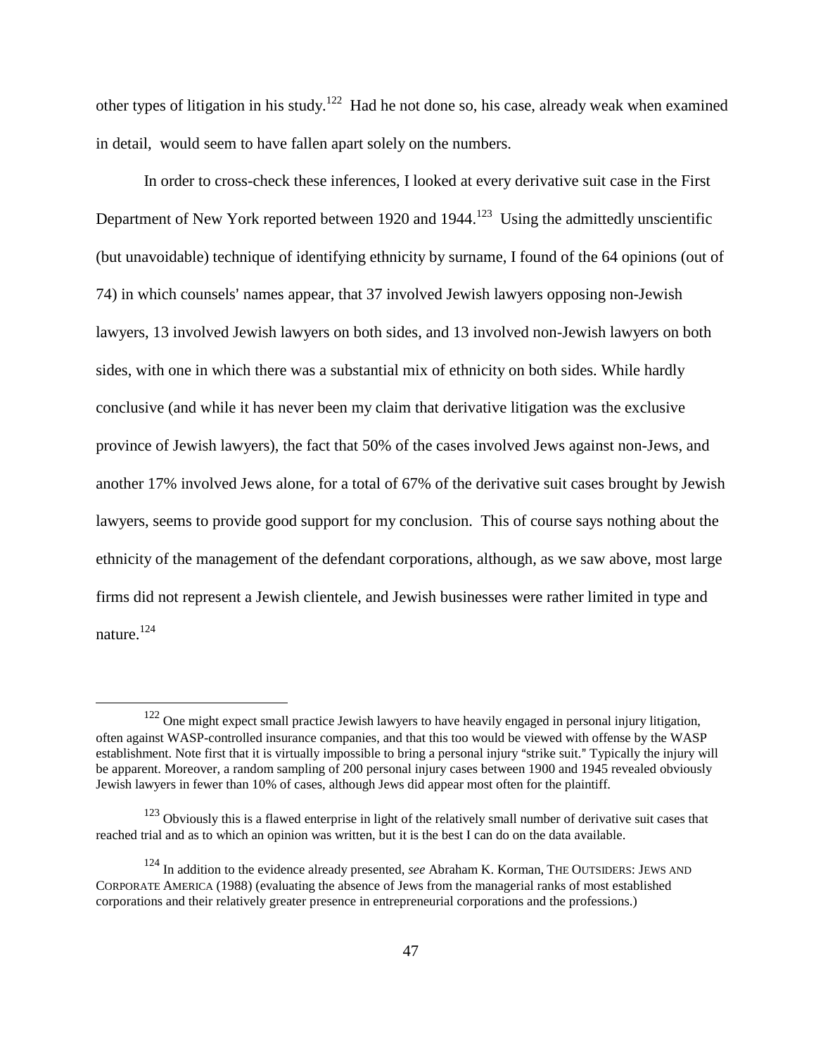other types of litigation in his study.[122] Had he not done so, his case, already weak when examined in detail, would seem to have fallen apart solely on the numbers.

In order to cross-check these inferences, I looked at every derivative suit case in the First Department of New York reported between 1920 and 1944.[123] Using the admittedly unscientific (but unavoidable) technique of identifying ethnicity by surname, I found of the 64 opinions (out of 74) in which counsels' names appear, that 37 involved Jewish lawyers opposing non-Jewish lawyers, 13 involved Jewish lawyers on both sides, and 13 involved non-Jewish lawyers on both sides, with one in which there was a substantial mix of ethnicity on both sides. While hardly conclusive (and while it has never been my claim that derivative litigation was the exclusive province of Jewish lawyers), the fact that 50% of the cases involved Jews against non-Jews, and another 17% involved Jews alone, for a total of 67% of the derivative suit cases brought by Jewish lawyers, seems to provide good support for my conclusion. This of course says nothing about the ethnicity of the management of the defendant corporations, although, as we saw above, most large firms did not represent a Jewish clientele, and Jewish businesses were rather limited in type and nature.[124]

---

[122] One might expect small practice Jewish lawyers to have heavily engaged in personal injury litigation, often against WASP-controlled insurance companies, and that this too would be viewed with offense by the WASP establishment. Note first that it is virtually impossible to bring a personal injury "strike suit." Typically the injury will be apparent. Moreover, a random sampling of 200 personal injury cases between 1900 and 1945 revealed obviously Jewish lawyers in fewer than 10% of cases, although Jews did appear most often for the plaintiff.

[123] Obviously this is a flawed enterprise in light of the relatively small number of derivative suit cases that reached trial and as to which an opinion was written, but it is the best I can do on the data available.

[124] In addition to the evidence already presented, *see* Abraham K. Korman, THE OUTSIDERS: JEWS AND CORPORATE AMERICA (1988) (evaluating the absence of Jews from the managerial ranks of most established corporations and their relatively greater presence in entrepreneurial corporations and the professions.)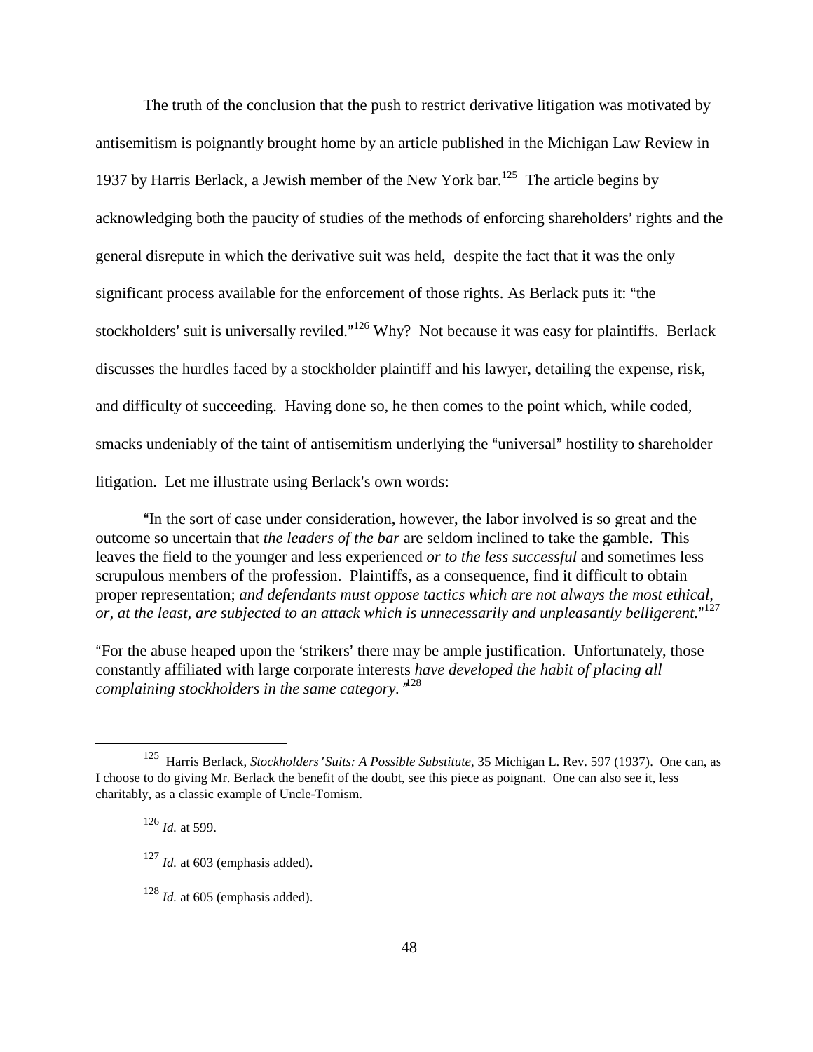The truth of the conclusion that the push to restrict derivative litigation was motivated by antisemitism is poignantly brought home by an article published in the Michigan Law Review in 1937 by Harris Berlack, a Jewish member of the New York bar.[125] The article begins by acknowledging both the paucity of studies of the methods of enforcing shareholders' rights and the general disrepute in which the derivative suit was held, despite the fact that it was the only significant process available for the enforcement of those rights. As Berlack puts it: "the stockholders' suit is universally reviled."[126] Why? Not because it was easy for plaintiffs. Berlack discusses the hurdles faced by a stockholder plaintiff and his lawyer, detailing the expense, risk, and difficulty of succeeding. Having done so, he then comes to the point which, while coded, smacks undeniably of the taint of antisemitism underlying the "universal" hostility to shareholder litigation. Let me illustrate using Berlack's own words:

> "In the sort of case under consideration, however, the labor involved is so great and the outcome so uncertain that *the leaders of the bar* are seldom inclined to take the gamble. This leaves the field to the younger and less experienced *or to the less successful* and sometimes less scrupulous members of the profession. Plaintiffs, as a consequence, find it difficult to obtain proper representation; *and defendants must oppose tactics which are not always the most ethical, or, at the least, are subjected to an attack which is unnecessarily and unpleasantly belligerent.*"[127]

> "For the abuse heaped upon the 'strikers' there may be ample justification. Unfortunately, those constantly affiliated with large corporate interests *have developed the habit of placing all complaining stockholders in the same category.*"[128]

---

[125] Harris Berlack, *Stockholders' Suits: A Possible Substitute*, 35 Michigan L. Rev. 597 (1937). One can, as I choose to do giving Mr. Berlack the benefit of the doubt, see this piece as poignant. One can also see it, less charitably, as a classic example of Uncle-Tomism.

[126] *Id.* at 599.

[127] *Id.* at 603 (emphasis added).

[128] *Id.* at 605 (emphasis added).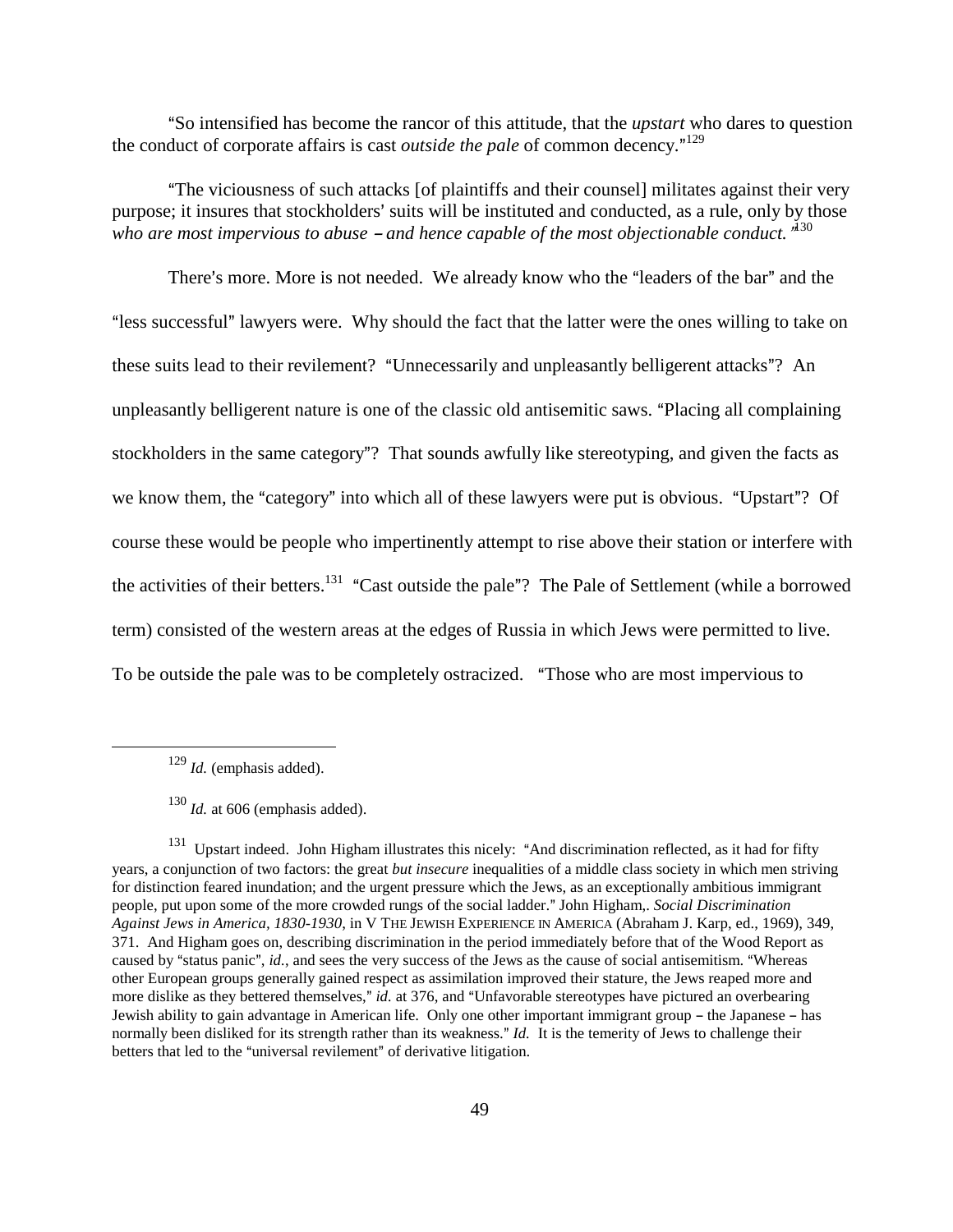"So intensified has become the rancor of this attitude, that the *upstart* who dares to question the conduct of corporate affairs is cast *outside the pale* of common decency."[129]

"The viciousness of such attacks [of plaintiffs and their counsel] militates against their very purpose; it insures that stockholders' suits will be instituted and conducted, as a rule, only by those *who are most impervious to abuse – and hence capable of the most objectionable conduct.*"[130]

There's more. More is not needed. We already know who the "leaders of the bar" and the "less successful" lawyers were. Why should the fact that the latter were the ones willing to take on these suits lead to their revilement? "Unnecessarily and unpleasantly belligerent attacks"? An unpleasantly belligerent nature is one of the classic old antisemitic saws. "Placing all complaining stockholders in the same category"? That sounds awfully like stereotyping, and given the facts as we know them, the "category" into which all of these lawyers were put is obvious. "Upstart"? Of course these would be people who impertinently attempt to rise above their station or interfere with the activities of their betters.[131] "Cast outside the pale"? The Pale of Settlement (while a borrowed term) consisted of the western areas at the edges of Russia in which Jews were permitted to live. To be outside the pale was to be completely ostracized. "Those who are most impervious to

---

[129] *Id.* (emphasis added).

[130] *Id.* at 606 (emphasis added).

[131] Upstart indeed. John Higham illustrates this nicely: "And discrimination reflected, as it had for fifty years, a conjunction of two factors: the great *but insecure* inequalities of a middle class society in which men striving for distinction feared inundation; and the urgent pressure which the Jews, as an exceptionally ambitious immigrant people, put upon some of the more crowded rungs of the social ladder." John Higham,. *Social Discrimination Against Jews in America, 1830-1930*, in V THE JEWISH EXPERIENCE IN AMERICA (Abraham J. Karp, ed., 1969), 349, 371. And Higham goes on, describing discrimination in the period immediately before that of the Wood Report as caused by "status panic", *id.*, and sees the very success of the Jews as the cause of social antisemitism. "Whereas other European groups generally gained respect as assimilation improved their stature, the Jews reaped more and more dislike as they bettered themselves," *id.* at 376, and "Unfavorable stereotypes have pictured an overbearing Jewish ability to gain advantage in American life. Only one other important immigrant group – the Japanese – has normally been disliked for its strength rather than its weakness." *Id.* It is the temerity of Jews to challenge their betters that led to the "universal revilement" of derivative litigation.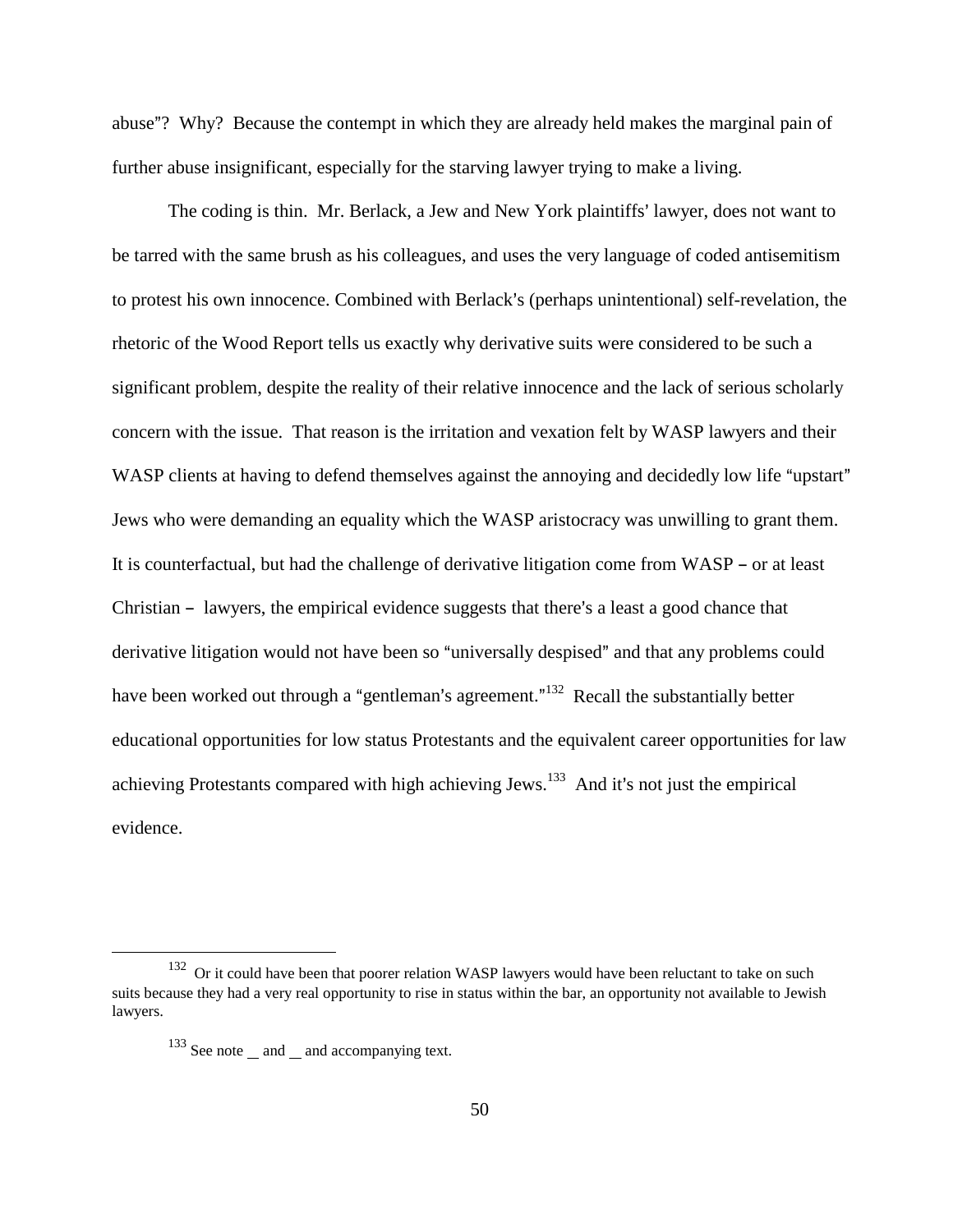abuse"? Why? Because the contempt in which they are already held makes the marginal pain of further abuse insignificant, especially for the starving lawyer trying to make a living.

The coding is thin. Mr. Berlack, a Jew and New York plaintiffs' lawyer, does not want to be tarred with the same brush as his colleagues, and uses the very language of coded antisemitism to protest his own innocence. Combined with Berlack's (perhaps unintentional) self-revelation, the rhetoric of the Wood Report tells us exactly why derivative suits were considered to be such a significant problem, despite the reality of their relative innocence and the lack of serious scholarly concern with the issue. That reason is the irritation and vexation felt by WASP lawyers and their WASP clients at having to defend themselves against the annoying and decidedly low life "upstart" Jews who were demanding an equality which the WASP aristocracy was unwilling to grant them. It is counterfactual, but had the challenge of derivative litigation come from WASP – or at least Christian – lawyers, the empirical evidence suggests that there's a least a good chance that derivative litigation would not have been so "universally despised" and that any problems could have been worked out through a "gentleman's agreement."[132] Recall the substantially better educational opportunities for low status Protestants and the equivalent career opportunities for law achieving Protestants compared with high achieving Jews.[133] And it's not just the empirical evidence.

---

[132] Or it could have been that poorer relation WASP lawyers would have been reluctant to take on such suits because they had a very real opportunity to rise in status within the bar, an opportunity not available to Jewish lawyers.

[133] See note __ and __ and accompanying text.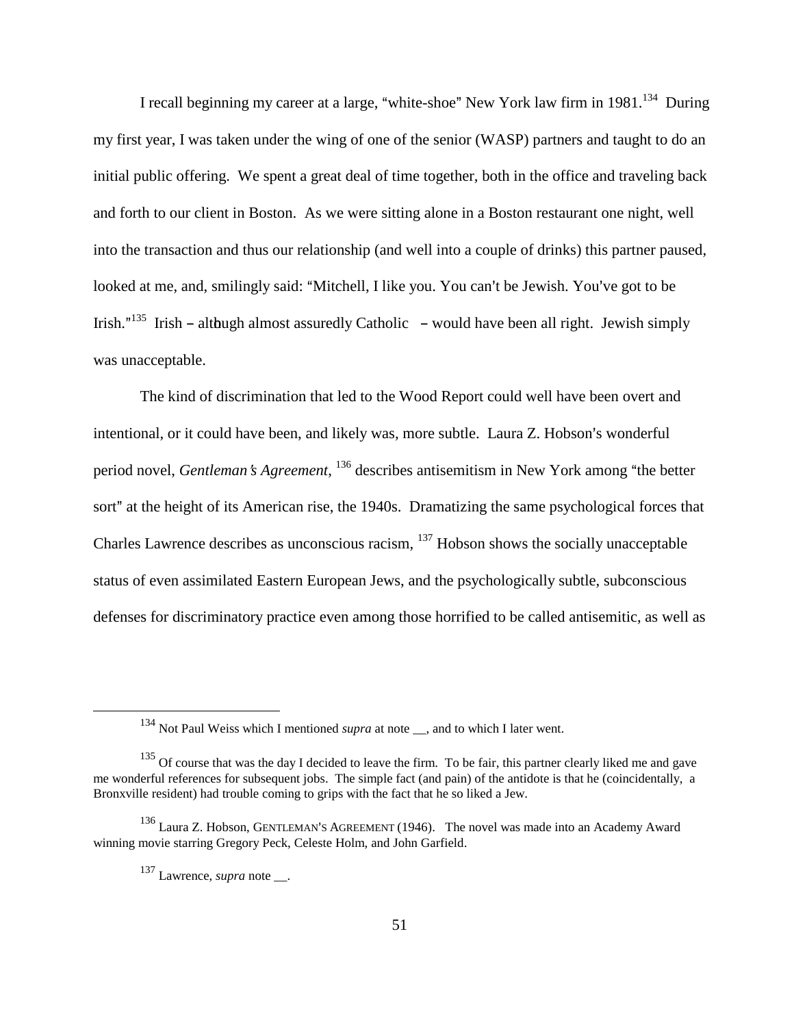I recall beginning my career at a large, "white-shoe" New York law firm in 1981.[134] During my first year, I was taken under the wing of one of the senior (WASP) partners and taught to do an initial public offering. We spent a great deal of time together, both in the office and traveling back and forth to our client in Boston. As we were sitting alone in a Boston restaurant one night, well into the transaction and thus our relationship (and well into a couple of drinks) this partner paused, looked at me, and, smilingly said: "Mitchell, I like you. You can't be Jewish. You've got to be Irish."[135] Irish – although almost assuredly Catholic – would have been all right. Jewish simply was unacceptable.

The kind of discrimination that led to the Wood Report could well have been overt and intentional, or it could have been, and likely was, more subtle. Laura Z. Hobson's wonderful period novel, *Gentleman's Agreement*,[136] describes antisemitism in New York among "the better sort" at the height of its American rise, the 1940s. Dramatizing the same psychological forces that Charles Lawrence describes as unconscious racism,[137] Hobson shows the socially unacceptable status of even assimilated Eastern European Jews, and the psychologically subtle, subconscious defenses for discriminatory practice even among those horrified to be called antisemitic, as well as

---

[134] Not Paul Weiss which I mentioned *supra* at note __, and to which I later went.

[135] Of course that was the day I decided to leave the firm. To be fair, this partner clearly liked me and gave me wonderful references for subsequent jobs. The simple fact (and pain) of the antidote is that he (coincidentally, a Bronxville resident) had trouble coming to grips with the fact that he so liked a Jew.

[136] Laura Z. Hobson, GENTLEMAN'S AGREEMENT (1946). The novel was made into an Academy Award winning movie starring Gregory Peck, Celeste Holm, and John Garfield.

[137] Lawrence, *supra* note __.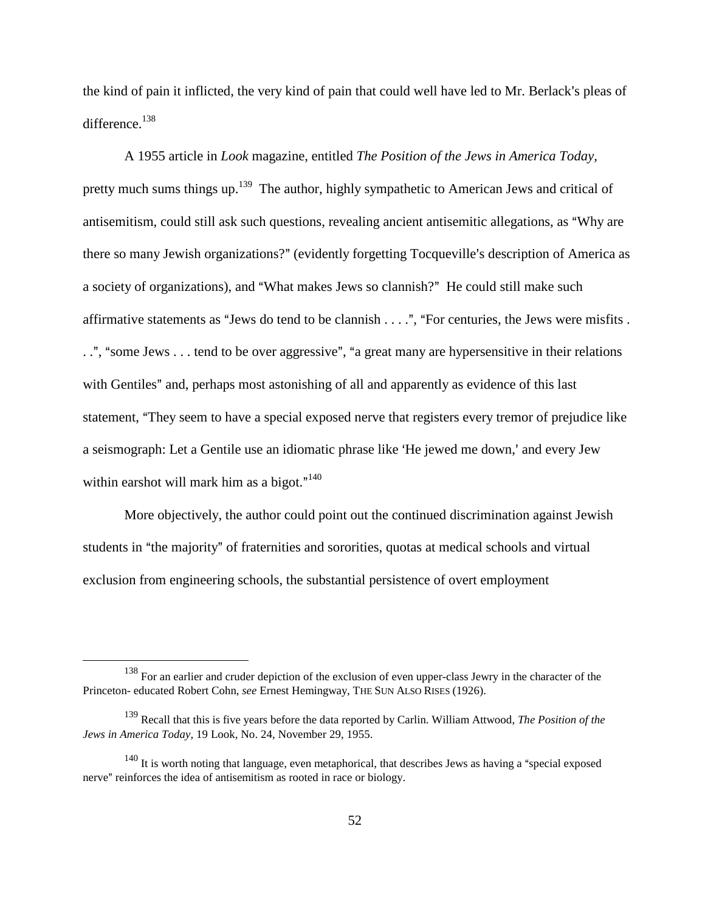the kind of pain it inflicted, the very kind of pain that could well have led to Mr. Berlack's pleas of difference.[138]

A 1955 article in *Look* magazine, entitled *The Position of the Jews in America Today*, pretty much sums things up.[139] The author, highly sympathetic to American Jews and critical of antisemitism, could still ask such questions, revealing ancient antisemitic allegations, as "Why are there so many Jewish organizations?" (evidently forgetting Tocqueville's description of America as a society of organizations), and "What makes Jews so clannish?" He could still make such affirmative statements as "Jews do tend to be clannish . . . .", "For centuries, the Jews were misfits . . .", "some Jews . . . tend to be over aggressive", "a great many are hypersensitive in their relations with Gentiles" and, perhaps most astonishing of all and apparently as evidence of this last statement, "They seem to have a special exposed nerve that registers every tremor of prejudice like a seismograph: Let a Gentile use an idiomatic phrase like 'He jewed me down,' and every Jew within earshot will mark him as a bigot."[140]

More objectively, the author could point out the continued discrimination against Jewish students in "the majority" of fraternities and sororities, quotas at medical schools and virtual exclusion from engineering schools, the substantial persistence of overt employment

---

[138] For an earlier and cruder depiction of the exclusion of even upper-class Jewry in the character of the Princeton- educated Robert Cohn, *see* Ernest Hemingway, THE SUN ALSO RISES (1926).

[139] Recall that this is five years before the data reported by Carlin. William Attwood, *The Position of the Jews in America Today,* 19 Look, No. 24, November 29, 1955.

[140] It is worth noting that language, even metaphorical, that describes Jews as having a "special exposed nerve" reinforces the idea of antisemitism as rooted in race or biology.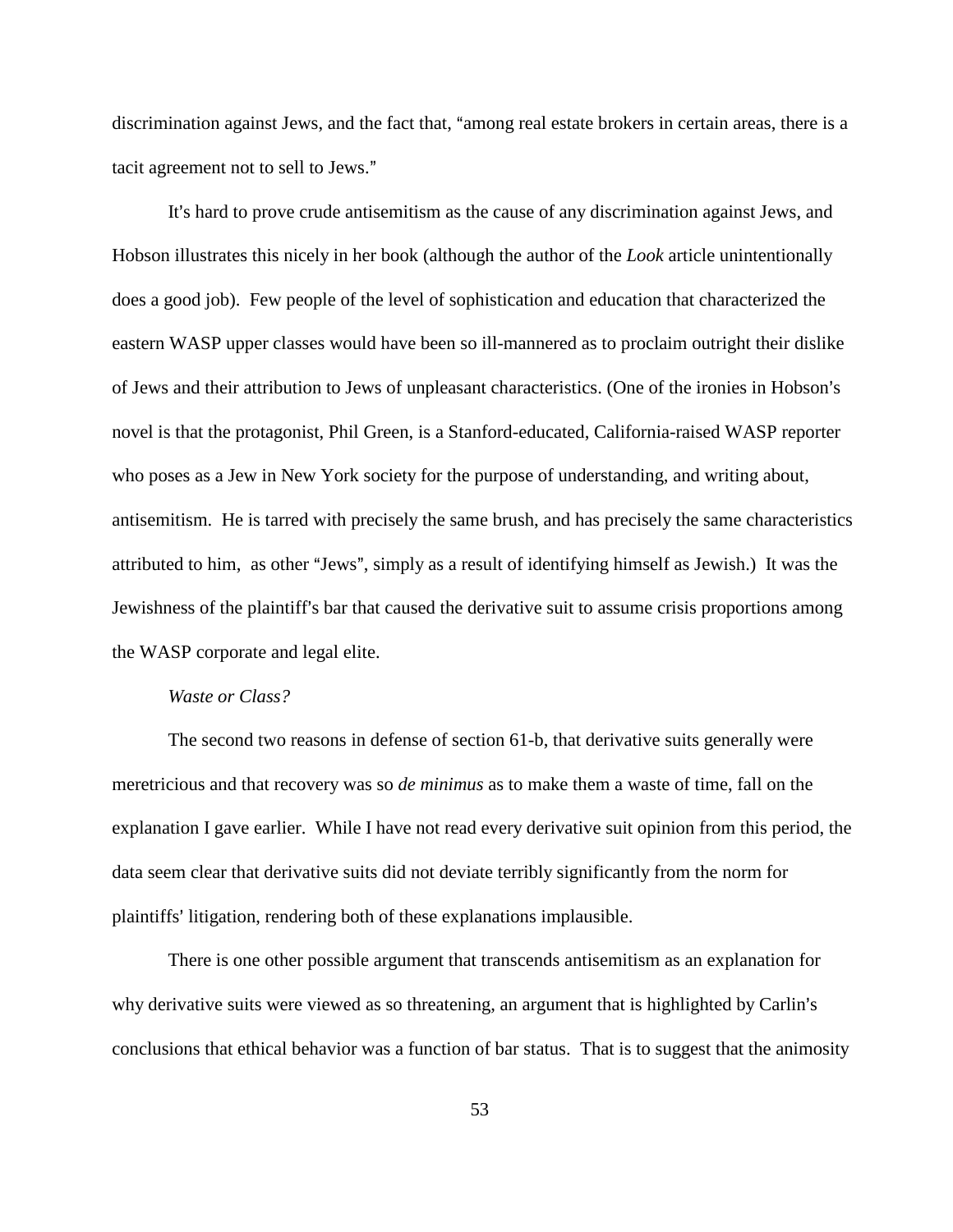discrimination against Jews, and the fact that, "among real estate brokers in certain areas, there is a tacit agreement not to sell to Jews."

It's hard to prove crude antisemitism as the cause of any discrimination against Jews, and Hobson illustrates this nicely in her book (although the author of the *Look* article unintentionally does a good job). Few people of the level of sophistication and education that characterized the eastern WASP upper classes would have been so ill-mannered as to proclaim outright their dislike of Jews and their attribution to Jews of unpleasant characteristics. (One of the ironies in Hobson's novel is that the protagonist, Phil Green, is a Stanford-educated, California-raised WASP reporter who poses as a Jew in New York society for the purpose of understanding, and writing about, antisemitism. He is tarred with precisely the same brush, and has precisely the same characteristics attributed to him, as other "Jews", simply as a result of identifying himself as Jewish.) It was the Jewishness of the plaintiff's bar that caused the derivative suit to assume crisis proportions among the WASP corporate and legal elite.

*Waste or Class?*

The second two reasons in defense of section 61-b, that derivative suits generally were meretricious and that recovery was so *de minimus* as to make them a waste of time, fall on the explanation I gave earlier. While I have not read every derivative suit opinion from this period, the data seem clear that derivative suits did not deviate terribly significantly from the norm for plaintiffs' litigation, rendering both of these explanations implausible.

There is one other possible argument that transcends antisemitism as an explanation for why derivative suits were viewed as so threatening, an argument that is highlighted by Carlin's conclusions that ethical behavior was a function of bar status. That is to suggest that the animosity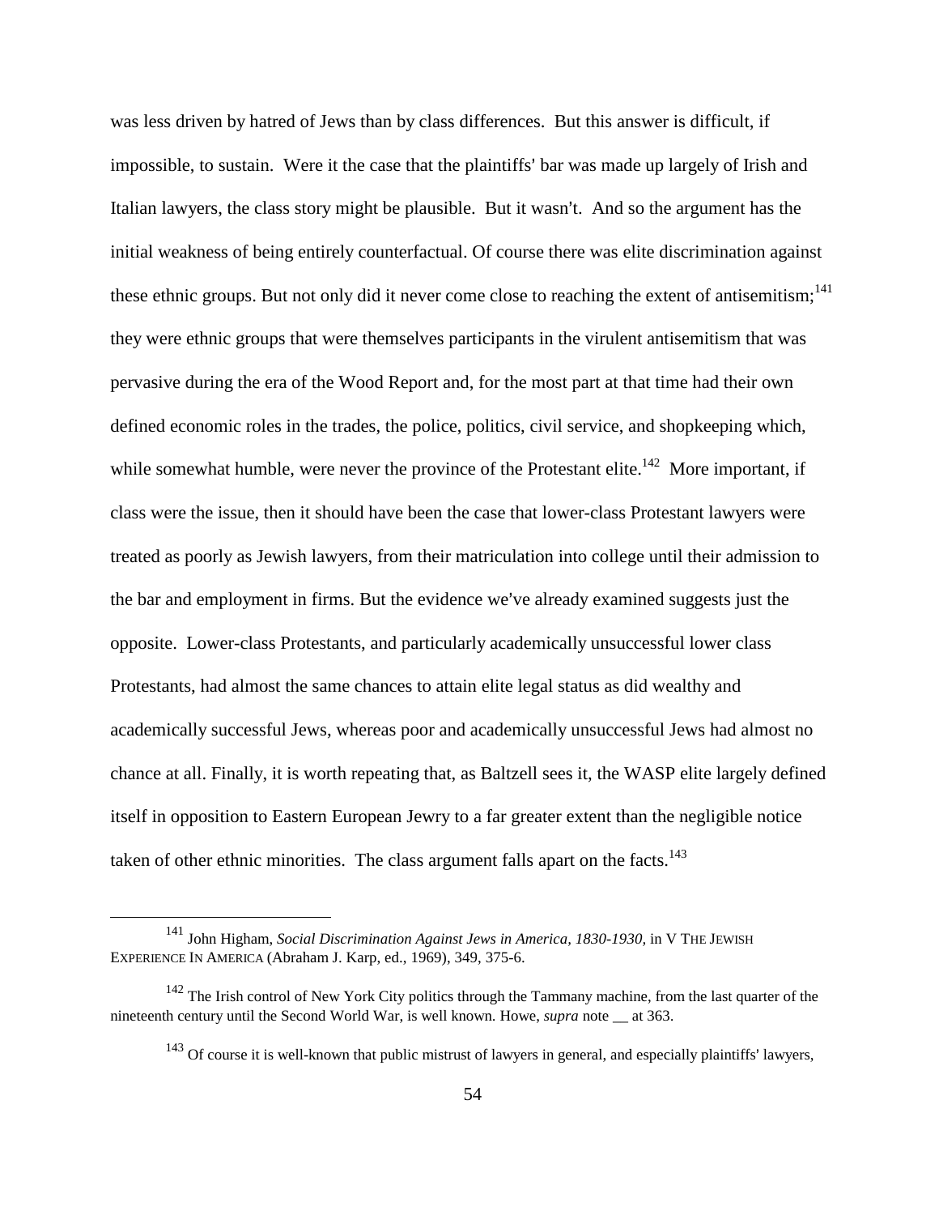was less driven by hatred of Jews than by class differences. But this answer is difficult, if impossible, to sustain. Were it the case that the plaintiffs' bar was made up largely of Irish and Italian lawyers, the class story might be plausible. But it wasn't. And so the argument has the initial weakness of being entirely counterfactual. Of course there was elite discrimination against these ethnic groups. But not only did it never come close to reaching the extent of antisemitism;[141] they were ethnic groups that were themselves participants in the virulent antisemitism that was pervasive during the era of the Wood Report and, for the most part at that time had their own defined economic roles in the trades, the police, politics, civil service, and shopkeeping which, while somewhat humble, were never the province of the Protestant elite.[142] More important, if class were the issue, then it should have been the case that lower-class Protestant lawyers were treated as poorly as Jewish lawyers, from their matriculation into college until their admission to the bar and employment in firms. But the evidence we've already examined suggests just the opposite. Lower-class Protestants, and particularly academically unsuccessful lower class Protestants, had almost the same chances to attain elite legal status as did wealthy and academically successful Jews, whereas poor and academically unsuccessful Jews had almost no chance at all. Finally, it is worth repeating that, as Baltzell sees it, the WASP elite largely defined itself in opposition to Eastern European Jewry to a far greater extent than the negligible notice taken of other ethnic minorities. The class argument falls apart on the facts.[143]

---

[141] John Higham, *Social Discrimination Against Jews in America, 1830-1930*, in V THE JEWISH EXPERIENCE IN AMERICA (Abraham J. Karp, ed., 1969), 349, 375-6.

[142] The Irish control of New York City politics through the Tammany machine, from the last quarter of the nineteenth century until the Second World War, is well known. Howe, *supra* note __ at 363.

[143] Of course it is well-known that public mistrust of lawyers in general, and especially plaintiffs' lawyers,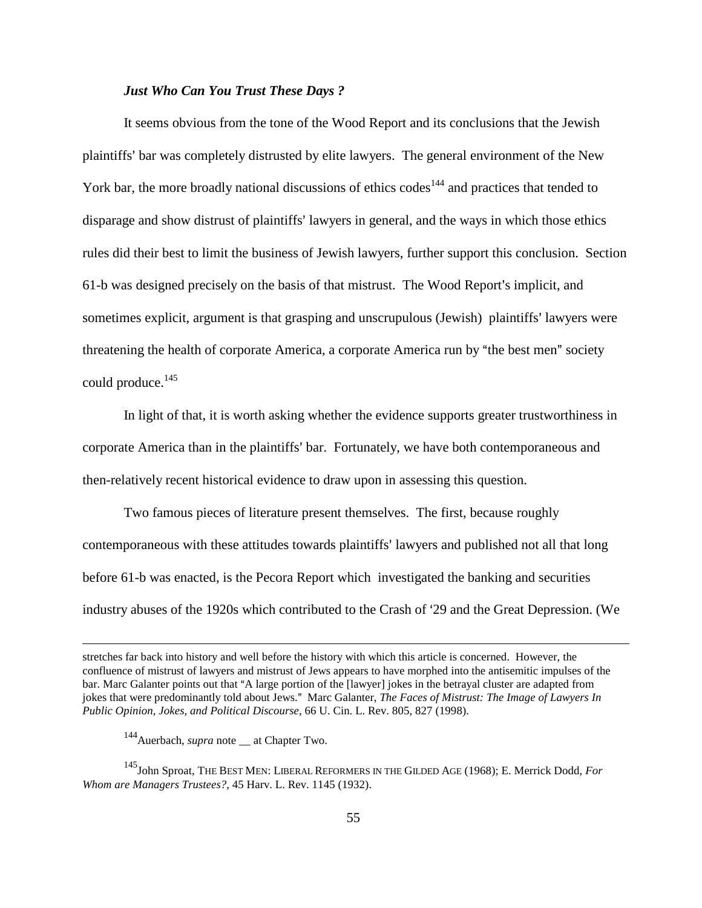***Just Who Can You Trust These Days ?***

It seems obvious from the tone of the Wood Report and its conclusions that the Jewish plaintiffs' bar was completely distrusted by elite lawyers. The general environment of the New York bar, the more broadly national discussions of ethics codes[144] and practices that tended to disparage and show distrust of plaintiffs' lawyers in general, and the ways in which those ethics rules did their best to limit the business of Jewish lawyers, further support this conclusion. Section 61-b was designed precisely on the basis of that mistrust. The Wood Report's implicit, and sometimes explicit, argument is that grasping and unscrupulous (Jewish) plaintiffs' lawyers were threatening the health of corporate America, a corporate America run by "the best men" society could produce.[145]

In light of that, it is worth asking whether the evidence supports greater trustworthiness in corporate America than in the plaintiffs' bar. Fortunately, we have both contemporaneous and then-relatively recent historical evidence to draw upon in assessing this question.

Two famous pieces of literature present themselves. The first, because roughly contemporaneous with these attitudes towards plaintiffs' lawyers and published not all that long before 61-b was enacted, is the Pecora Report which investigated the banking and securities industry abuses of the 1920s which contributed to the Crash of '29 and the Great Depression. (We

---

stretches far back into history and well before the history with which this article is concerned. However, the confluence of mistrust of lawyers and mistrust of Jews appears to have morphed into the antisemitic impulses of the bar. Marc Galanter points out that "A large portion of the [lawyer] jokes in the betrayal cluster are adapted from jokes that were predominantly told about Jews." Marc Galanter, *The Faces of Mistrust: The Image of Lawyers In Public Opinion, Jokes, and Political Discourse*, 66 U. Cin. L. Rev. 805, 827 (1998).

[144] Auerbach, *supra* note __ at Chapter Two.

[145] John Sproat, THE BEST MEN: LIBERAL REFORMERS IN THE GILDED AGE (1968); E. Merrick Dodd, *For Whom are Managers Trustees?*, 45 Harv. L. Rev. 1145 (1932).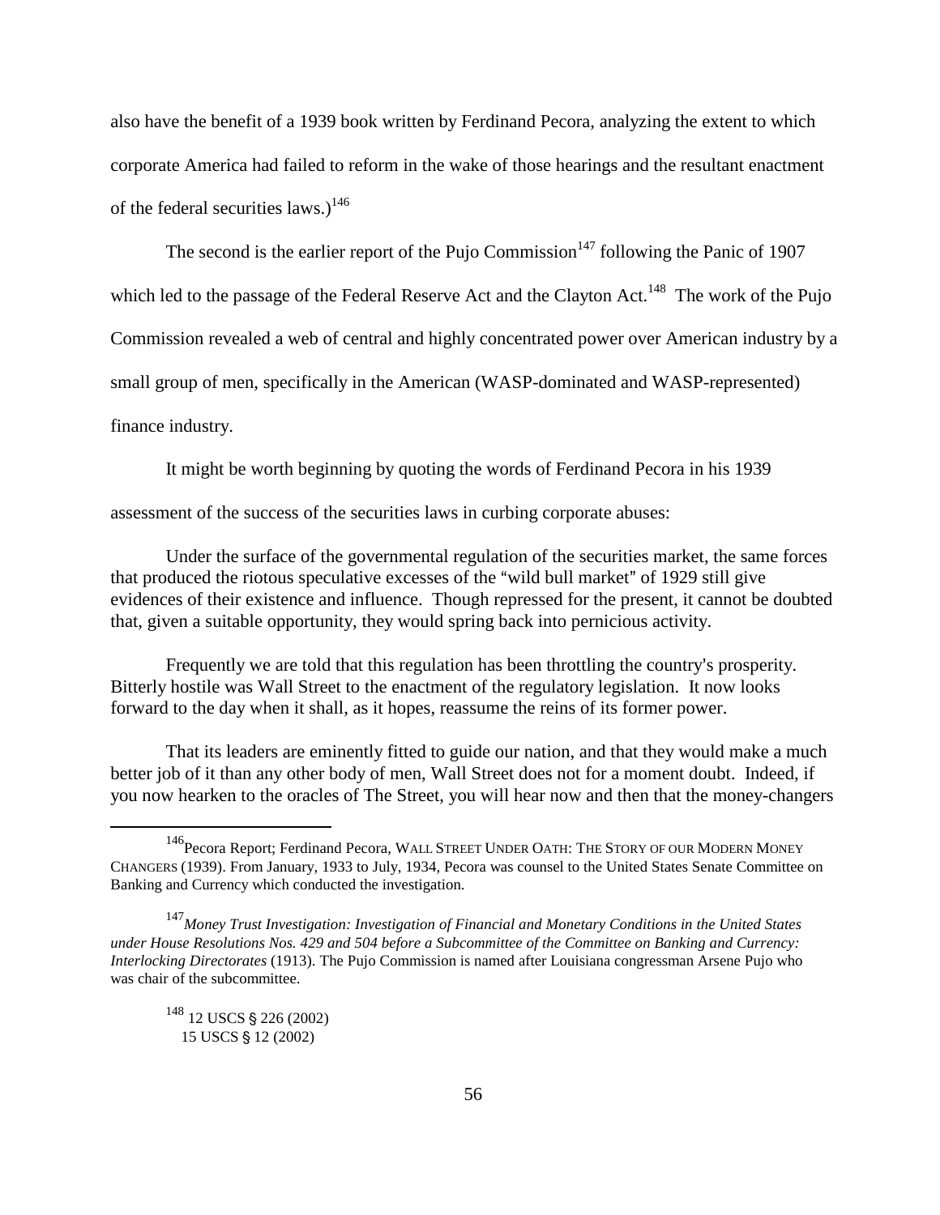also have the benefit of a 1939 book written by Ferdinand Pecora, analyzing the extent to which corporate America had failed to reform in the wake of those hearings and the resultant enactment of the federal securities laws.)[146]

The second is the earlier report of the Pujo Commission[147] following the Panic of 1907 which led to the passage of the Federal Reserve Act and the Clayton Act.[148] The work of the Pujo Commission revealed a web of central and highly concentrated power over American industry by a small group of men, specifically in the American (WASP-dominated and WASP-represented) finance industry.

It might be worth beginning by quoting the words of Ferdinand Pecora in his 1939 assessment of the success of the securities laws in curbing corporate abuses:

> Under the surface of the governmental regulation of the securities market, the same forces that produced the riotous speculative excesses of the "wild bull market" of 1929 still give evidences of their existence and influence. Though repressed for the present, it cannot be doubted that, given a suitable opportunity, they would spring back into pernicious activity.
>
> Frequently we are told that this regulation has been throttling the country's prosperity. Bitterly hostile was Wall Street to the enactment of the regulatory legislation. It now looks forward to the day when it shall, as it hopes, reassume the reins of its former power.
>
> That its leaders are eminently fitted to guide our nation, and that they would make a much better job of it than any other body of men, Wall Street does not for a moment doubt. Indeed, if you now hearken to the oracles of The Street, you will hear now and then that the money-changers

---

[146] Pecora Report; Ferdinand Pecora, WALL STREET UNDER OATH: THE STORY OF OUR MODERN MONEY CHANGERS (1939). From January, 1933 to July, 1934, Pecora was counsel to the United States Senate Committee on Banking and Currency which conducted the investigation.

[147] *Money Trust Investigation: Investigation of Financial and Monetary Conditions in the United States under House Resolutions Nos. 429 and 504 before a Subcommittee of the Committee on Banking and Currency: Interlocking Directorates* (1913). The Pujo Commission is named after Louisiana congressman Arsene Pujo who was chair of the subcommittee.

[148] 12 USCS § 226 (2002)
15 USCS § 12 (2002)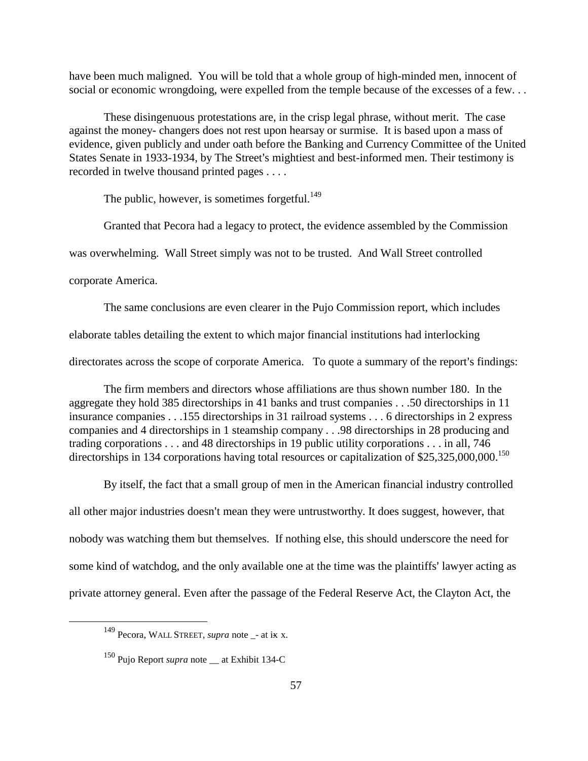have been much maligned. You will be told that a whole group of high-minded men, innocent of social or economic wrongdoing, were expelled from the temple because of the excesses of a few. . .

> These disingenuous protestations are, in the crisp legal phrase, without merit. The case against the money- changers does not rest upon hearsay or surmise. It is based upon a mass of evidence, given publicly and under oath before the Banking and Currency Committee of the United States Senate in 1933-1934, by The Street's mightiest and best-informed men. Their testimony is recorded in twelve thousand printed pages . . . .
>
> The public, however, is sometimes forgetful.[149]

Granted that Pecora had a legacy to protect, the evidence assembled by the Commission was overwhelming. Wall Street simply was not to be trusted. And Wall Street controlled corporate America.

The same conclusions are even clearer in the Pujo Commission report, which includes elaborate tables detailing the extent to which major financial institutions had interlocking directorates across the scope of corporate America. To quote a summary of the report's findings:

> The firm members and directors whose affiliations are thus shown number 180. In the aggregate they hold 385 directorships in 41 banks and trust companies . . .50 directorships in 11 insurance companies . . .155 directorships in 31 railroad systems . . . 6 directorships in 2 express companies and 4 directorships in 1 steamship company . . .98 directorships in 28 producing and trading corporations . . . and 48 directorships in 19 public utility corporations . . . in all, 746 directorships in 134 corporations having total resources or capitalization of $25,325,000,000.[150]

By itself, the fact that a small group of men in the American financial industry controlled all other major industries doesn't mean they were untrustworthy. It does suggest, however, that nobody was watching them but themselves. If nothing else, this should underscore the need for some kind of watchdog, and the only available one at the time was the plaintiffs' lawyer acting as private attorney general. Even after the passage of the Federal Reserve Act, the Clayton Act, the

---

[149] Pecora, WALL STREET, *supra* note _- at ix x.

[150] Pujo Report *supra* note __ at Exhibit 134-C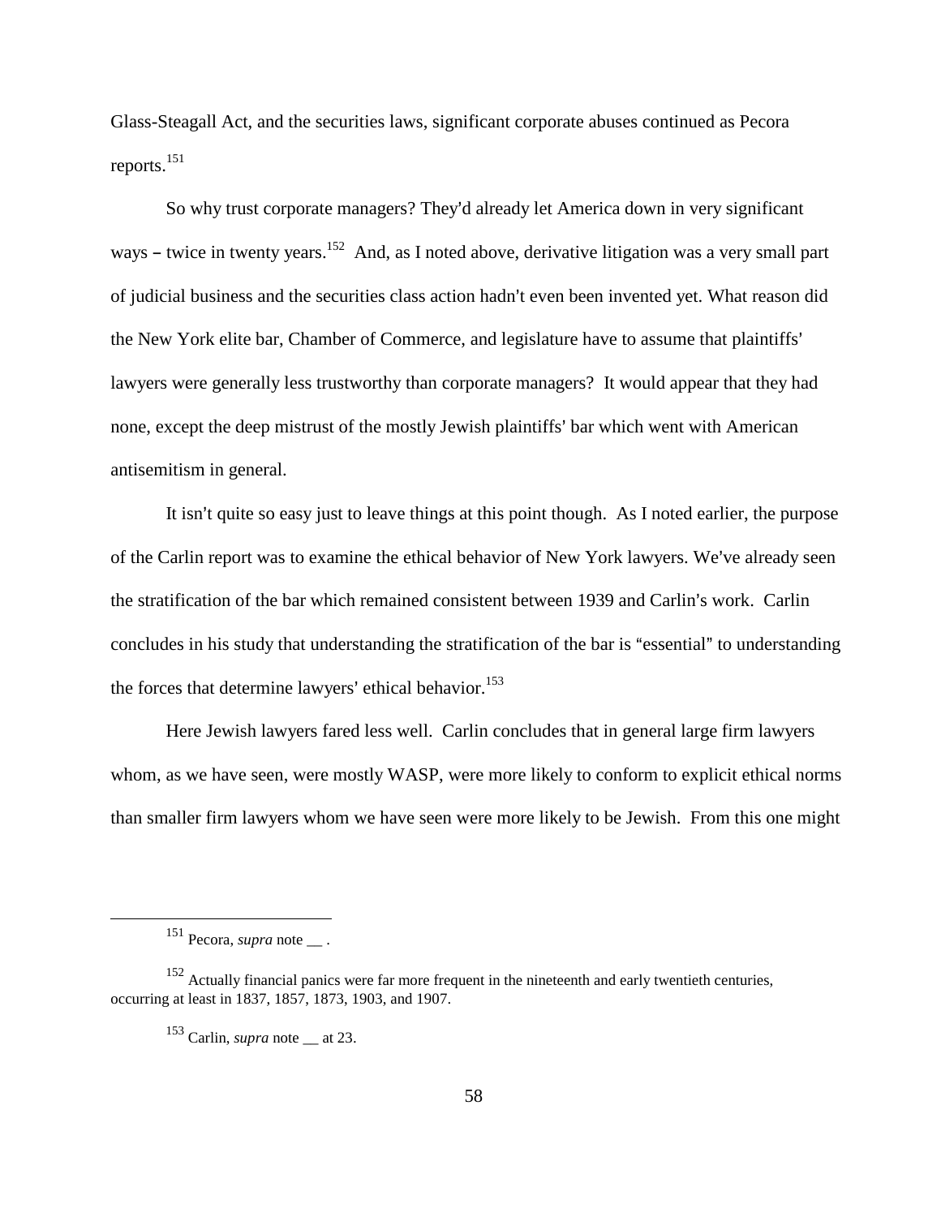Glass-Steagall Act, and the securities laws, significant corporate abuses continued as Pecora reports.[151]

So why trust corporate managers? They'd already let America down in very significant ways – twice in twenty years.[152] And, as I noted above, derivative litigation was a very small part of judicial business and the securities class action hadn't even been invented yet. What reason did the New York elite bar, Chamber of Commerce, and legislature have to assume that plaintiffs' lawyers were generally less trustworthy than corporate managers? It would appear that they had none, except the deep mistrust of the mostly Jewish plaintiffs' bar which went with American antisemitism in general.

It isn't quite so easy just to leave things at this point though. As I noted earlier, the purpose of the Carlin report was to examine the ethical behavior of New York lawyers. We've already seen the stratification of the bar which remained consistent between 1939 and Carlin's work. Carlin concludes in his study that understanding the stratification of the bar is "essential" to understanding the forces that determine lawyers' ethical behavior.[153]

Here Jewish lawyers fared less well. Carlin concludes that in general large firm lawyers whom, as we have seen, were mostly WASP, were more likely to conform to explicit ethical norms than smaller firm lawyers whom we have seen were more likely to be Jewish. From this one might

---

[151] Pecora, *supra* note __ .

[152] Actually financial panics were far more frequent in the nineteenth and early twentieth centuries, occurring at least in 1837, 1857, 1873, 1903, and 1907.

[153] Carlin, *supra* note __ at 23.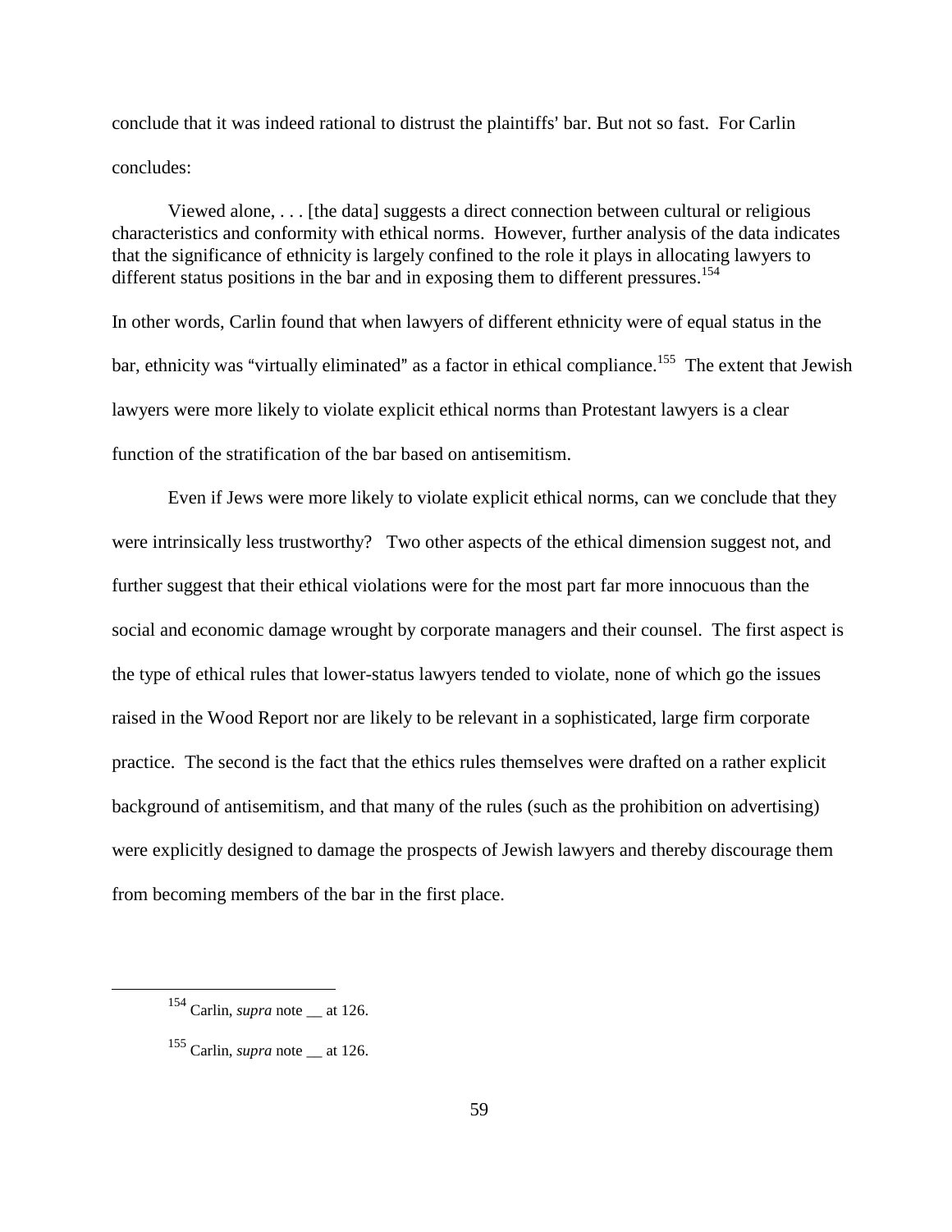conclude that it was indeed rational to distrust the plaintiffs' bar. But not so fast. For Carlin concludes:

> Viewed alone, . . . [the data] suggests a direct connection between cultural or religious characteristics and conformity with ethical norms. However, further analysis of the data indicates that the significance of ethnicity is largely confined to the role it plays in allocating lawyers to different status positions in the bar and in exposing them to different pressures.[154]

In other words, Carlin found that when lawyers of different ethnicity were of equal status in the bar, ethnicity was "virtually eliminated" as a factor in ethical compliance.[155] The extent that Jewish lawyers were more likely to violate explicit ethical norms than Protestant lawyers is a clear function of the stratification of the bar based on antisemitism.

Even if Jews were more likely to violate explicit ethical norms, can we conclude that they were intrinsically less trustworthy? Two other aspects of the ethical dimension suggest not, and further suggest that their ethical violations were for the most part far more innocuous than the social and economic damage wrought by corporate managers and their counsel. The first aspect is the type of ethical rules that lower-status lawyers tended to violate, none of which go the issues raised in the Wood Report nor are likely to be relevant in a sophisticated, large firm corporate practice. The second is the fact that the ethics rules themselves were drafted on a rather explicit background of antisemitism, and that many of the rules (such as the prohibition on advertising) were explicitly designed to damage the prospects of Jewish lawyers and thereby discourage them from becoming members of the bar in the first place.

---

[154] Carlin, *supra* note __ at 126.

[155] Carlin, *supra* note __ at 126.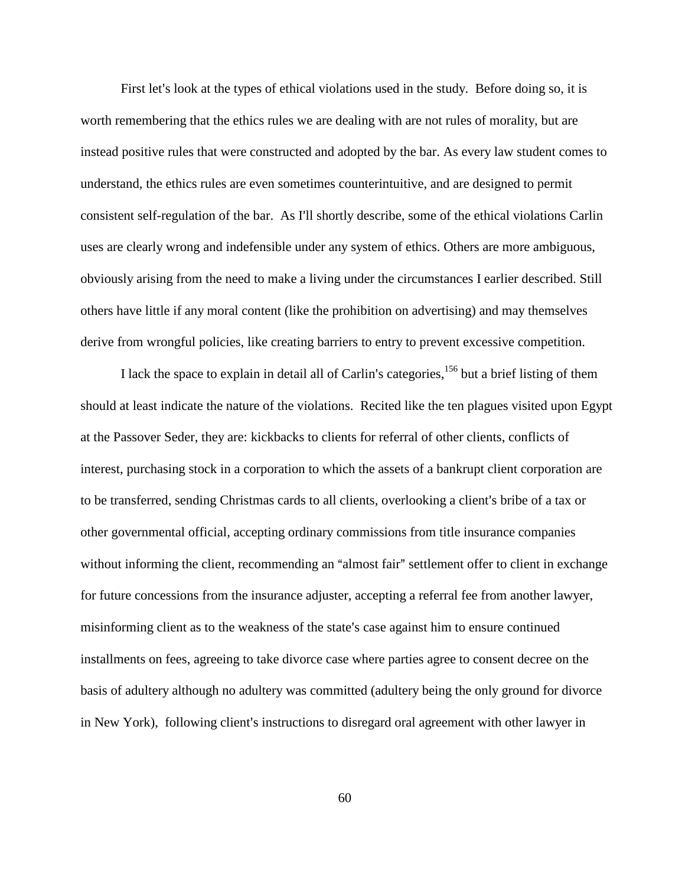First let's look at the types of ethical violations used in the study. Before doing so, it is worth remembering that the ethics rules we are dealing with are not rules of morality, but are instead positive rules that were constructed and adopted by the bar. As every law student comes to understand, the ethics rules are even sometimes counterintuitive, and are designed to permit consistent self-regulation of the bar. As I'll shortly describe, some of the ethical violations Carlin uses are clearly wrong and indefensible under any system of ethics. Others are more ambiguous, obviously arising from the need to make a living under the circumstances I earlier described. Still others have little if any moral content (like the prohibition on advertising) and may themselves derive from wrongful policies, like creating barriers to entry to prevent excessive competition.

I lack the space to explain in detail all of Carlin's categories,[156] but a brief listing of them should at least indicate the nature of the violations. Recited like the ten plagues visited upon Egypt at the Passover Seder, they are: kickbacks to clients for referral of other clients, conflicts of interest, purchasing stock in a corporation to which the assets of a bankrupt client corporation are to be transferred, sending Christmas cards to all clients, overlooking a client's bribe of a tax or other governmental official, accepting ordinary commissions from title insurance companies without informing the client, recommending an "almost fair" settlement offer to client in exchange for future concessions from the insurance adjuster, accepting a referral fee from another lawyer, misinforming client as to the weakness of the state's case against him to ensure continued installments on fees, agreeing to take divorce case where parties agree to consent decree on the basis of adultery although no adultery was committed (adultery being the only ground for divorce in New York), following client's instructions to disregard oral agreement with other lawyer in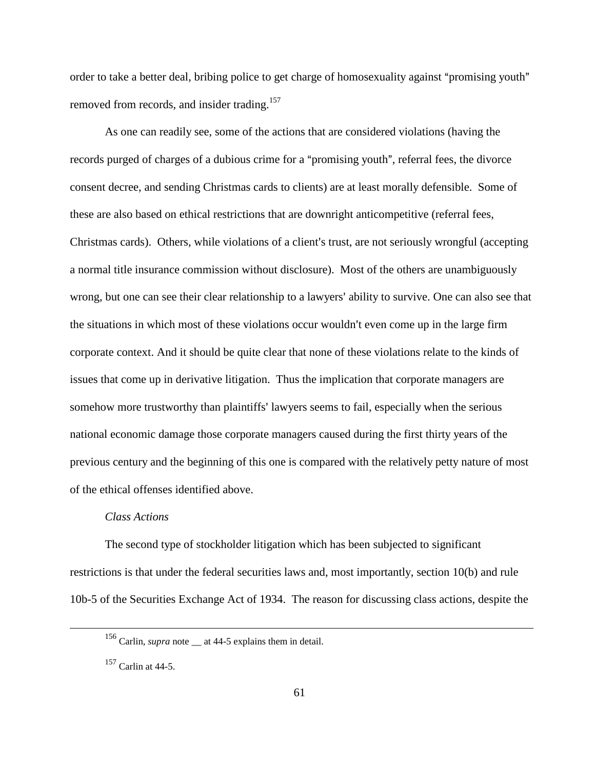order to take a better deal, bribing police to get charge of homosexuality against "promising youth" removed from records, and insider trading.[157]

As one can readily see, some of the actions that are considered violations (having the records purged of charges of a dubious crime for a "promising youth", referral fees, the divorce consent decree, and sending Christmas cards to clients) are at least morally defensible. Some of these are also based on ethical restrictions that are downright anticompetitive (referral fees, Christmas cards). Others, while violations of a client's trust, are not seriously wrongful (accepting a normal title insurance commission without disclosure). Most of the others are unambiguously wrong, but one can see their clear relationship to a lawyers' ability to survive. One can also see that the situations in which most of these violations occur wouldn't even come up in the large firm corporate context. And it should be quite clear that none of these violations relate to the kinds of issues that come up in derivative litigation. Thus the implication that corporate managers are somehow more trustworthy than plaintiffs' lawyers seems to fail, especially when the serious national economic damage those corporate managers caused during the first thirty years of the previous century and the beginning of this one is compared with the relatively petty nature of most of the ethical offenses identified above.

*Class Actions*

The second type of stockholder litigation which has been subjected to significant restrictions is that under the federal securities laws and, most importantly, section 10(b) and rule 10b-5 of the Securities Exchange Act of 1934. The reason for discussing class actions, despite the

---

[156] Carlin, *supra* note __ at 44-5 explains them in detail.

[157] Carlin at 44-5.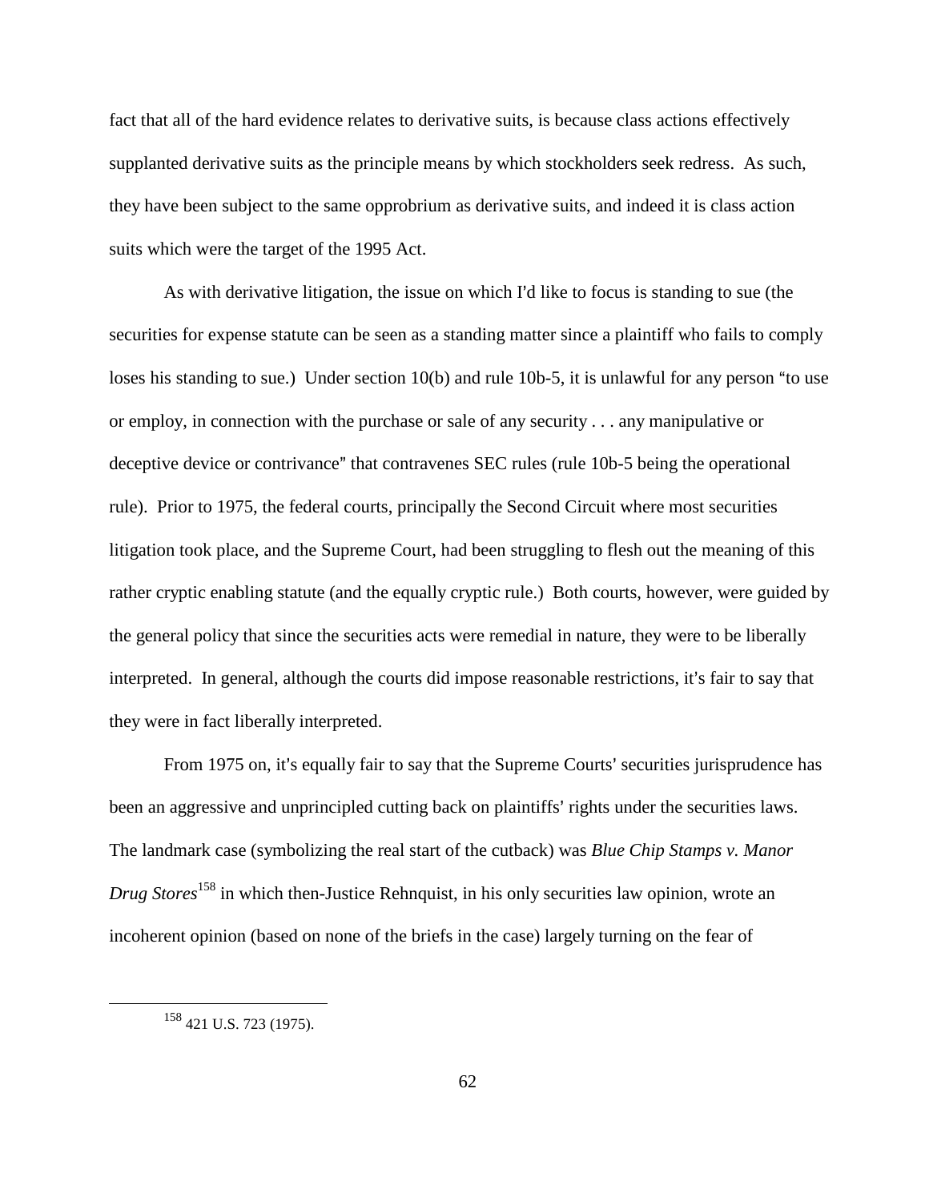fact that all of the hard evidence relates to derivative suits, is because class actions effectively supplanted derivative suits as the principle means by which stockholders seek redress. As such, they have been subject to the same opprobrium as derivative suits, and indeed it is class action suits which were the target of the 1995 Act.

As with derivative litigation, the issue on which I'd like to focus is standing to sue (the securities for expense statute can be seen as a standing matter since a plaintiff who fails to comply loses his standing to sue.) Under section 10(b) and rule 10b-5, it is unlawful for any person "to use or employ, in connection with the purchase or sale of any security . . . any manipulative or deceptive device or contrivance" that contravenes SEC rules (rule 10b-5 being the operational rule). Prior to 1975, the federal courts, principally the Second Circuit where most securities litigation took place, and the Supreme Court, had been struggling to flesh out the meaning of this rather cryptic enabling statute (and the equally cryptic rule.) Both courts, however, were guided by the general policy that since the securities acts were remedial in nature, they were to be liberally interpreted. In general, although the courts did impose reasonable restrictions, it's fair to say that they were in fact liberally interpreted.

From 1975 on, it's equally fair to say that the Supreme Courts' securities jurisprudence has been an aggressive and unprincipled cutting back on plaintiffs' rights under the securities laws. The landmark case (symbolizing the real start of the cutback) was *Blue Chip Stamps v. Manor Drug Stores*[158] in which then-Justice Rehnquist, in his only securities law opinion, wrote an incoherent opinion (based on none of the briefs in the case) largely turning on the fear of

[158] 421 U.S. 723 (1975).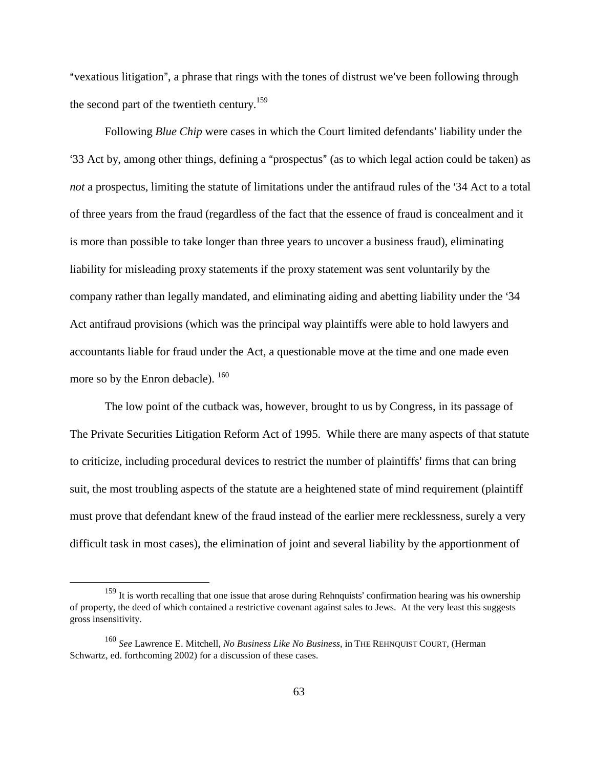"vexatious litigation", a phrase that rings with the tones of distrust we've been following through the second part of the twentieth century.[159]

Following *Blue Chip* were cases in which the Court limited defendants' liability under the '33 Act by, among other things, defining a "prospectus" (as to which legal action could be taken) as *not* a prospectus, limiting the statute of limitations under the antifraud rules of the '34 Act to a total of three years from the fraud (regardless of the fact that the essence of fraud is concealment and it is more than possible to take longer than three years to uncover a business fraud), eliminating liability for misleading proxy statements if the proxy statement was sent voluntarily by the company rather than legally mandated, and eliminating aiding and abetting liability under the '34 Act antifraud provisions (which was the principal way plaintiffs were able to hold lawyers and accountants liable for fraud under the Act, a questionable move at the time and one made even more so by the Enron debacle). [160]

The low point of the cutback was, however, brought to us by Congress, in its passage of The Private Securities Litigation Reform Act of 1995. While there are many aspects of that statute to criticize, including procedural devices to restrict the number of plaintiffs' firms that can bring suit, the most troubling aspects of the statute are a heightened state of mind requirement (plaintiff must prove that defendant knew of the fraud instead of the earlier mere recklessness, surely a very difficult task in most cases), the elimination of joint and several liability by the apportionment of

---

[159] It is worth recalling that one issue that arose during Rehnquists' confirmation hearing was his ownership of property, the deed of which contained a restrictive covenant against sales to Jews. At the very least this suggests gross insensitivity.

[160] *See* Lawrence E. Mitchell, *No Business Like No Business*, in THE REHNQUIST COURT, (Herman Schwartz, ed. forthcoming 2002) for a discussion of these cases.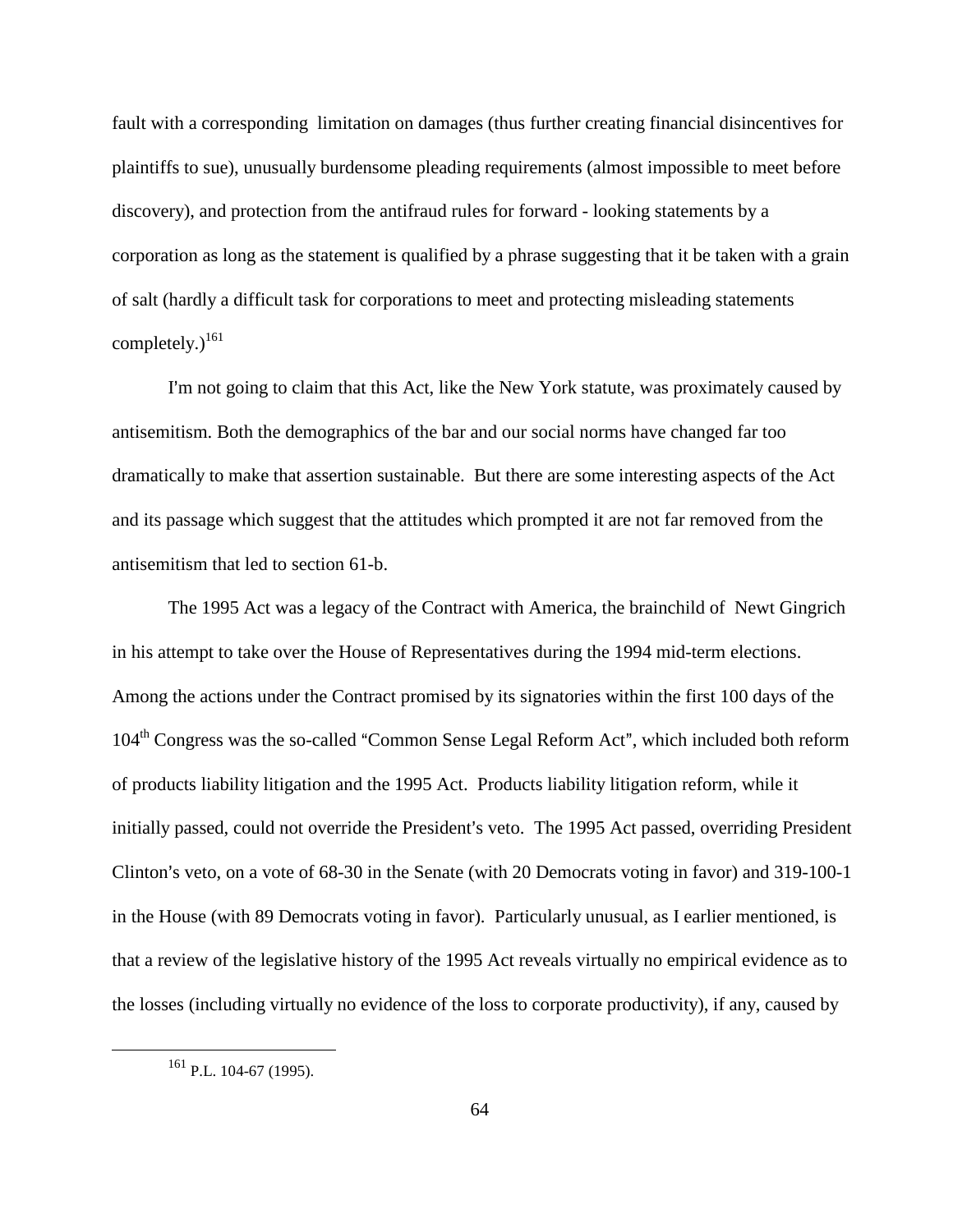fault with a corresponding limitation on damages (thus further creating financial disincentives for plaintiffs to sue), unusually burdensome pleading requirements (almost impossible to meet before discovery), and protection from the antifraud rules for forward - looking statements by a corporation as long as the statement is qualified by a phrase suggesting that it be taken with a grain of salt (hardly a difficult task for corporations to meet and protecting misleading statements completely.)[161]

I'm not going to claim that this Act, like the New York statute, was proximately caused by antisemitism. Both the demographics of the bar and our social norms have changed far too dramatically to make that assertion sustainable. But there are some interesting aspects of the Act and its passage which suggest that the attitudes which prompted it are not far removed from the antisemitism that led to section 61-b.

The 1995 Act was a legacy of the Contract with America, the brainchild of Newt Gingrich in his attempt to take over the House of Representatives during the 1994 mid-term elections. Among the actions under the Contract promised by its signatories within the first 100 days of the 104th Congress was the so-called "Common Sense Legal Reform Act", which included both reform of products liability litigation and the 1995 Act. Products liability litigation reform, while it initially passed, could not override the President's veto. The 1995 Act passed, overriding President Clinton's veto, on a vote of 68-30 in the Senate (with 20 Democrats voting in favor) and 319-100-1 in the House (with 89 Democrats voting in favor). Particularly unusual, as I earlier mentioned, is that a review of the legislative history of the 1995 Act reveals virtually no empirical evidence as to the losses (including virtually no evidence of the loss to corporate productivity), if any, caused by

---

[161] P.L. 104-67 (1995).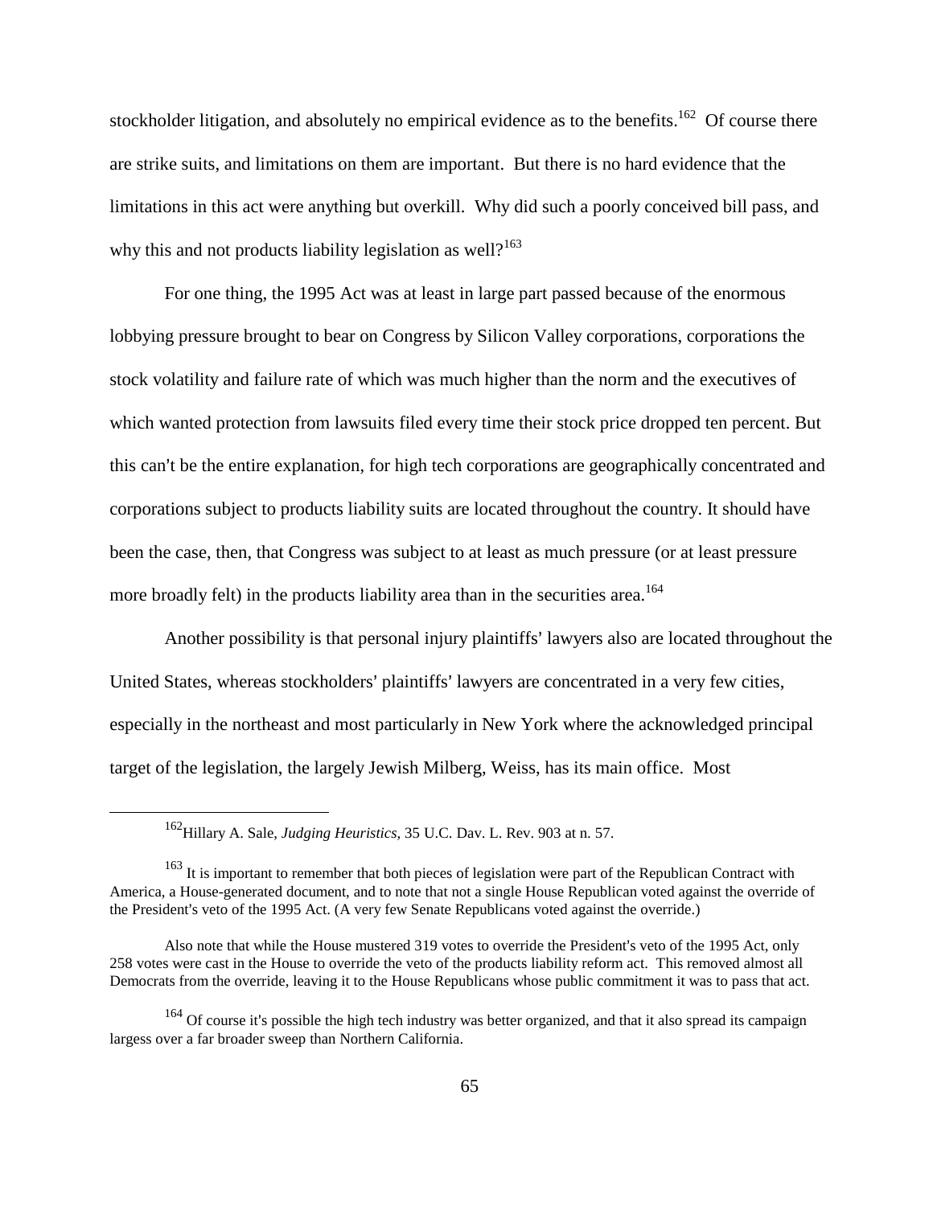stockholder litigation, and absolutely no empirical evidence as to the benefits.[162] Of course there are strike suits, and limitations on them are important. But there is no hard evidence that the limitations in this act were anything but overkill. Why did such a poorly conceived bill pass, and why this and not products liability legislation as well?[163]

For one thing, the 1995 Act was at least in large part passed because of the enormous lobbying pressure brought to bear on Congress by Silicon Valley corporations, corporations the stock volatility and failure rate of which was much higher than the norm and the executives of which wanted protection from lawsuits filed every time their stock price dropped ten percent. But this can't be the entire explanation, for high tech corporations are geographically concentrated and corporations subject to products liability suits are located throughout the country. It should have been the case, then, that Congress was subject to at least as much pressure (or at least pressure more broadly felt) in the products liability area than in the securities area.[164]

Another possibility is that personal injury plaintiffs' lawyers also are located throughout the United States, whereas stockholders' plaintiffs' lawyers are concentrated in a very few cities, especially in the northeast and most particularly in New York where the acknowledged principal target of the legislation, the largely Jewish Milberg, Weiss, has its main office. Most

---

[162] Hillary A. Sale, *Judging Heuristics,* 35 U.C. Dav. L. Rev. 903 at n. 57.

[163] It is important to remember that both pieces of legislation were part of the Republican Contract with America, a House-generated document, and to note that not a single House Republican voted against the override of the President's veto of the 1995 Act. (A very few Senate Republicans voted against the override.)

Also note that while the House mustered 319 votes to override the President's veto of the 1995 Act, only 258 votes were cast in the House to override the veto of the products liability reform act. This removed almost all Democrats from the override, leaving it to the House Republicans whose public commitment it was to pass that act.

[164] Of course it's possible the high tech industry was better organized, and that it also spread its campaign largess over a far broader sweep than Northern California.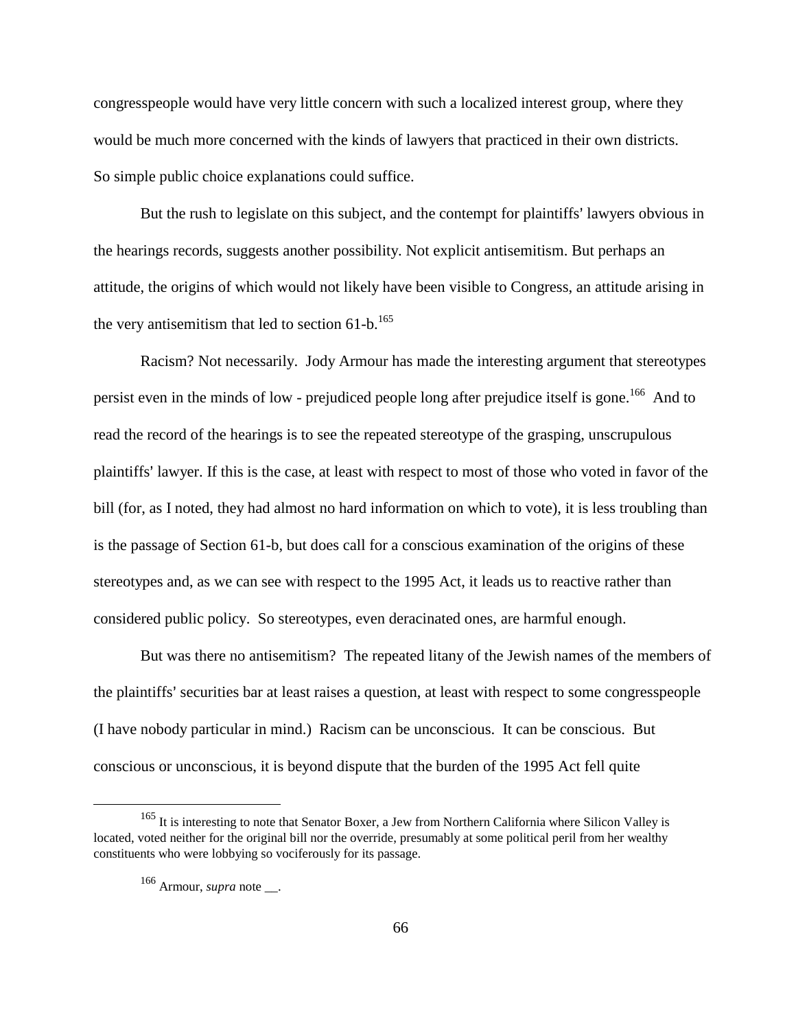congresspeople would have very little concern with such a localized interest group, where they would be much more concerned with the kinds of lawyers that practiced in their own districts. So simple public choice explanations could suffice.

But the rush to legislate on this subject, and the contempt for plaintiffs' lawyers obvious in the hearings records, suggests another possibility. Not explicit antisemitism. But perhaps an attitude, the origins of which would not likely have been visible to Congress, an attitude arising in the very antisemitism that led to section 61-b.[165]

Racism? Not necessarily. Jody Armour has made the interesting argument that stereotypes persist even in the minds of low - prejudiced people long after prejudice itself is gone.[166] And to read the record of the hearings is to see the repeated stereotype of the grasping, unscrupulous plaintiffs' lawyer. If this is the case, at least with respect to most of those who voted in favor of the bill (for, as I noted, they had almost no hard information on which to vote), it is less troubling than is the passage of Section 61-b, but does call for a conscious examination of the origins of these stereotypes and, as we can see with respect to the 1995 Act, it leads us to reactive rather than considered public policy. So stereotypes, even deracinated ones, are harmful enough.

But was there no antisemitism? The repeated litany of the Jewish names of the members of the plaintiffs' securities bar at least raises a question, at least with respect to some congresspeople (I have nobody particular in mind.) Racism can be unconscious. It can be conscious. But conscious or unconscious, it is beyond dispute that the burden of the 1995 Act fell quite

[165] It is interesting to note that Senator Boxer, a Jew from Northern California where Silicon Valley is located, voted neither for the original bill nor the override, presumably at some political peril from her wealthy constituents who were lobbying so vociferously for its passage.

[166] Armour, *supra* note __.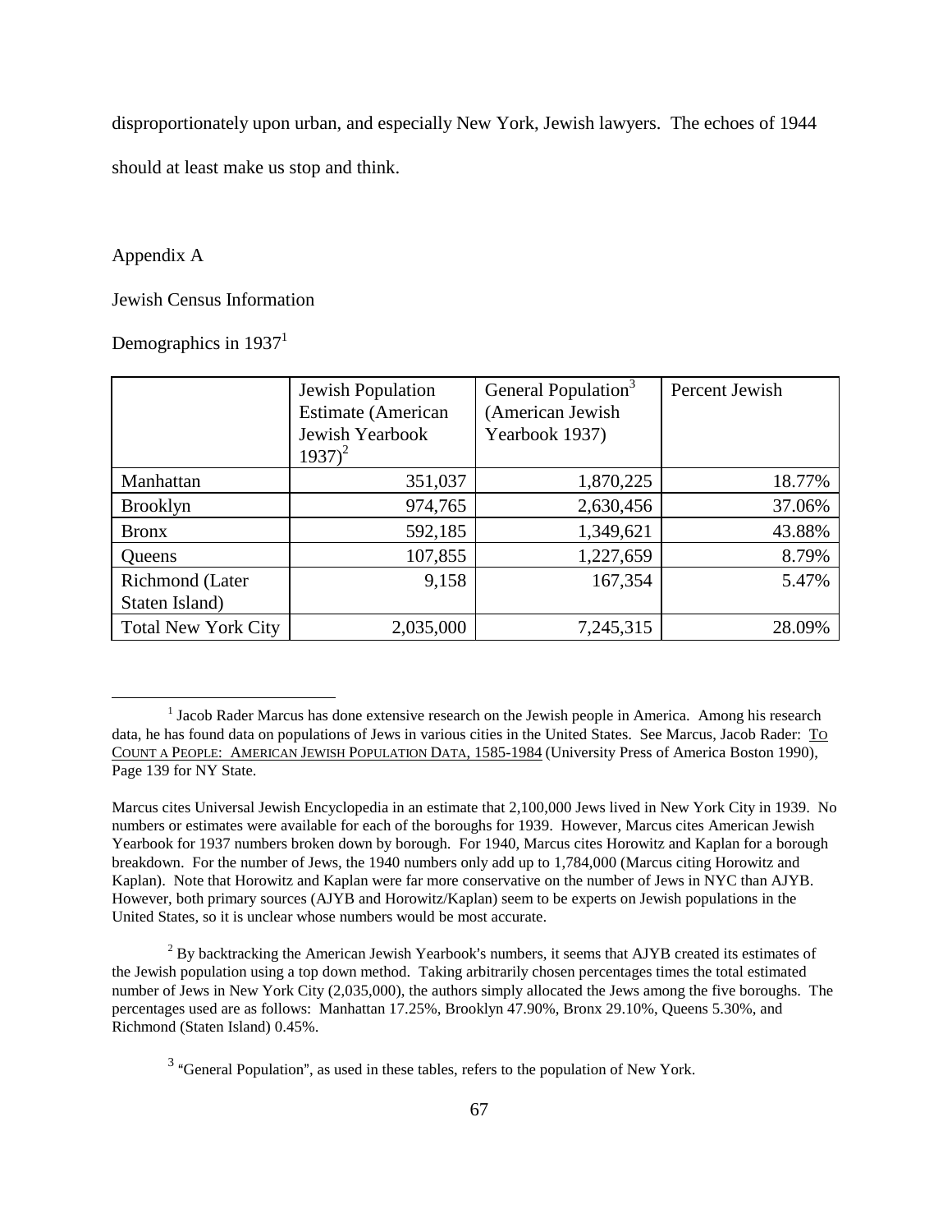disproportionately upon urban, and especially New York, Jewish lawyers. The echoes of 1944 should at least make us stop and think.

Appendix A

Jewish Census Information

Demographics in 1937[1]

| | Jewish Population Estimate (American Jewish Yearbook 1937)[2] | General Population[3] (American Jewish Yearbook 1937) | Percent Jewish |
|---|---|---|---|
| Manhattan | 351,037 | 1,870,225 | 18.77% |
| Brooklyn | 974,765 | 2,630,456 | 37.06% |
| Bronx | 592,185 | 1,349,621 | 43.88% |
| Queens | 107,855 | 1,227,659 | 8.79% |
| Richmond (Later Staten Island) | 9,158 | 167,354 | 5.47% |
| Total New York City | 2,035,000 | 7,245,315 | 28.09% |

---

[1] Jacob Rader Marcus has done extensive research on the Jewish people in America. Among his research data, he has found data on populations of Jews in various cities in the United States. See Marcus, Jacob Rader: TO COUNT A PEOPLE: AMERICAN JEWISH POPULATION DATA, 1585-1984 (University Press of America Boston 1990), Page 139 for NY State.

Marcus cites Universal Jewish Encyclopedia in an estimate that 2,100,000 Jews lived in New York City in 1939. No numbers or estimates were available for each of the boroughs for 1939. However, Marcus cites American Jewish Yearbook for 1937 numbers broken down by borough. For 1940, Marcus cites Horowitz and Kaplan for a borough breakdown. For the number of Jews, the 1940 numbers only add up to 1,784,000 (Marcus citing Horowitz and Kaplan). Note that Horowitz and Kaplan were far more conservative on the number of Jews in NYC than AJYB. However, both primary sources (AJYB and Horowitz/Kaplan) seem to be experts on Jewish populations in the United States, so it is unclear whose numbers would be most accurate.

[2] By backtracking the American Jewish Yearbook's numbers, it seems that AJYB created its estimates of the Jewish population using a top down method. Taking arbitrarily chosen percentages times the total estimated number of Jews in New York City (2,035,000), the authors simply allocated the Jews among the five boroughs. The percentages used are as follows: Manhattan 17.25%, Brooklyn 47.90%, Bronx 29.10%, Queens 5.30%, and Richmond (Staten Island) 0.45%.

[3] "General Population", as used in these tables, refers to the population of New York.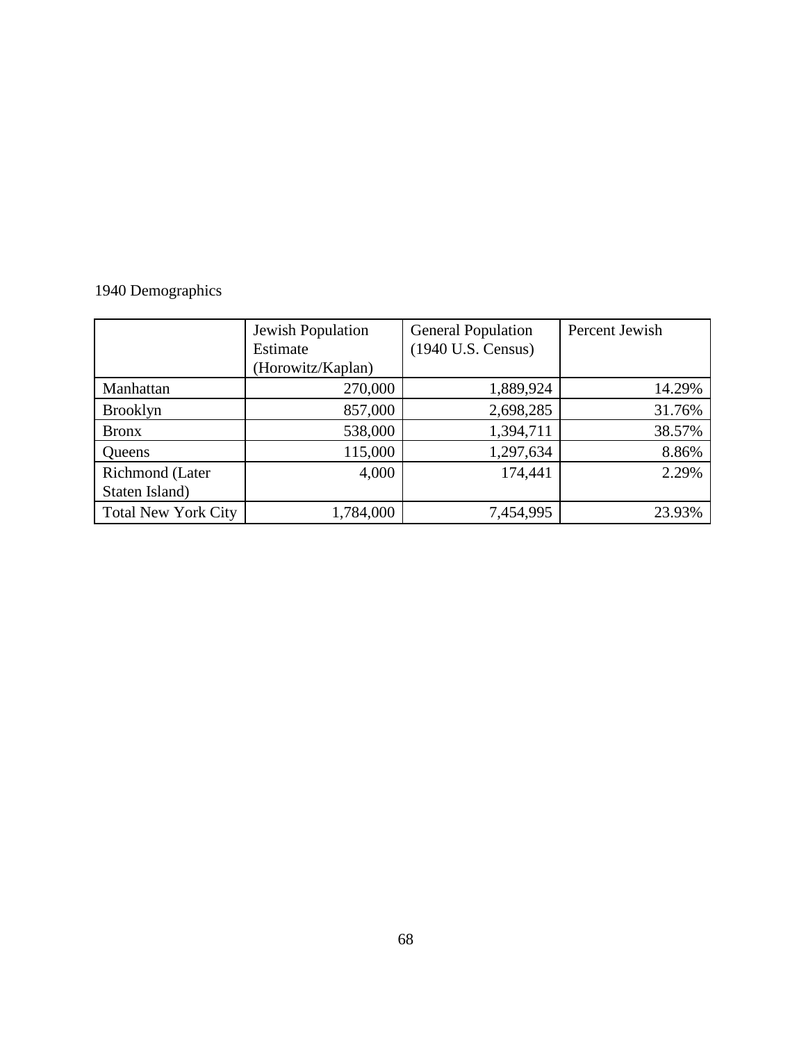1940 Demographics

| | Jewish Population Estimate (Horowitz/Kaplan) | General Population (1940 U.S. Census) | Percent Jewish |
|---|---|---|---|
| Manhattan | 270,000 | 1,889,924 | 14.29% |
| Brooklyn | 857,000 | 2,698,285 | 31.76% |
| Bronx | 538,000 | 1,394,711 | 38.57% |
| Queens | 115,000 | 1,297,634 | 8.86% |
| Richmond (Later Staten Island) | 4,000 | 174,441 | 2.29% |
| Total New York City | 1,784,000 | 7,454,995 | 23.93% |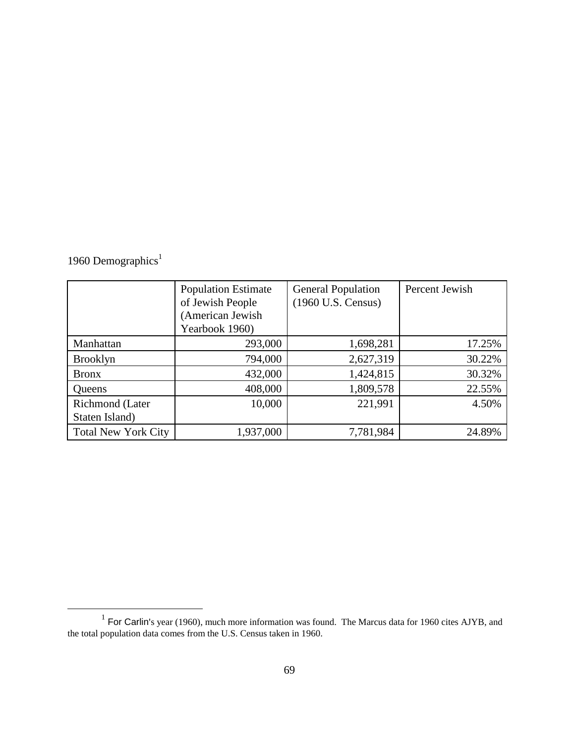1960 Demographics[1]

| | Population Estimate of Jewish People (American Jewish Yearbook 1960) | General Population (1960 U.S. Census) | Percent Jewish |
|---|---|---|---|
| Manhattan | 293,000 | 1,698,281 | 17.25% |
| Brooklyn | 794,000 | 2,627,319 | 30.22% |
| Bronx | 432,000 | 1,424,815 | 30.32% |
| Queens | 408,000 | 1,809,578 | 22.55% |
| Richmond (Later Staten Island) | 10,000 | 221,991 | 4.50% |
| Total New York City | 1,937,000 | 7,781,984 | 24.89% |

[1] For Carlin's year (1960), much more information was found. The Marcus data for 1960 cites AJYB, and the total population data comes from the U.S. Census taken in 1960.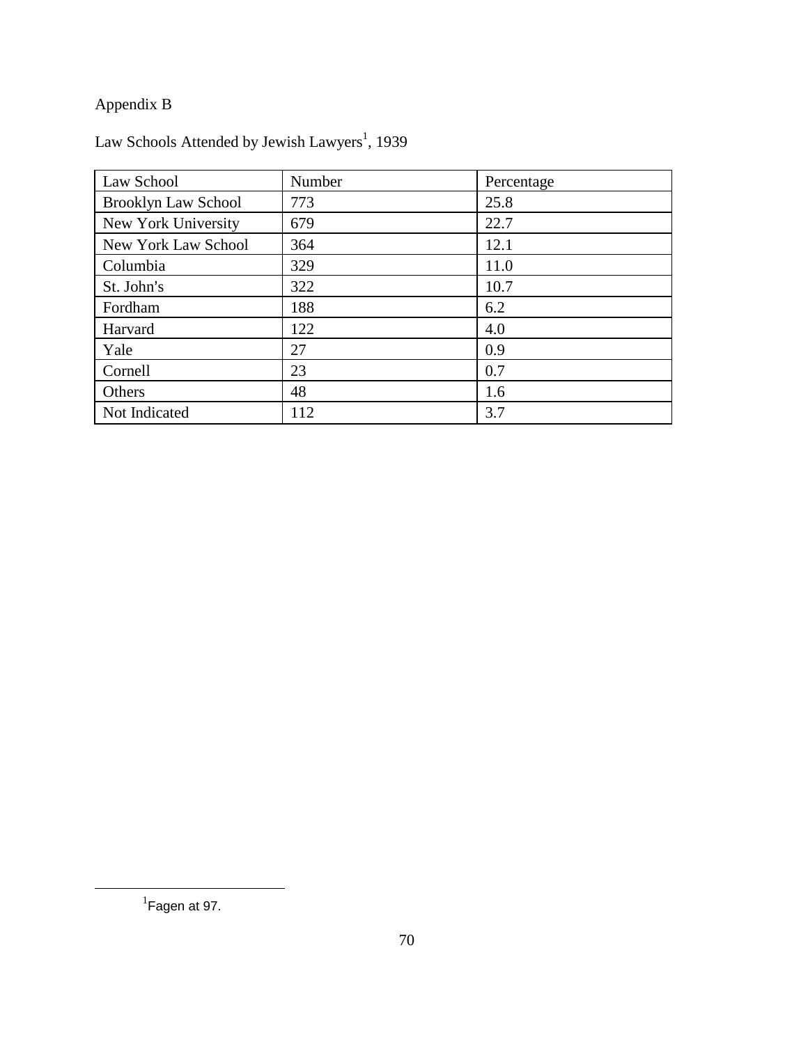# Appendix B

Law Schools Attended by Jewish Lawyers[1], 1939

| Law School | Number | Percentage |
|---|---|---|
| Brooklyn Law School | 773 | 25.8 |
| New York University | 679 | 22.7 |
| New York Law School | 364 | 12.1 |
| Columbia | 329 | 11.0 |
| St. John's | 322 | 10.7 |
| Fordham | 188 | 6.2 |
| Harvard | 122 | 4.0 |
| Yale | 27 | 0.9 |
| Cornell | 23 | 0.7 |
| Others | 48 | 1.6 |
| Not Indicated | 112 | 3.7 |

[1] Fagen at 97.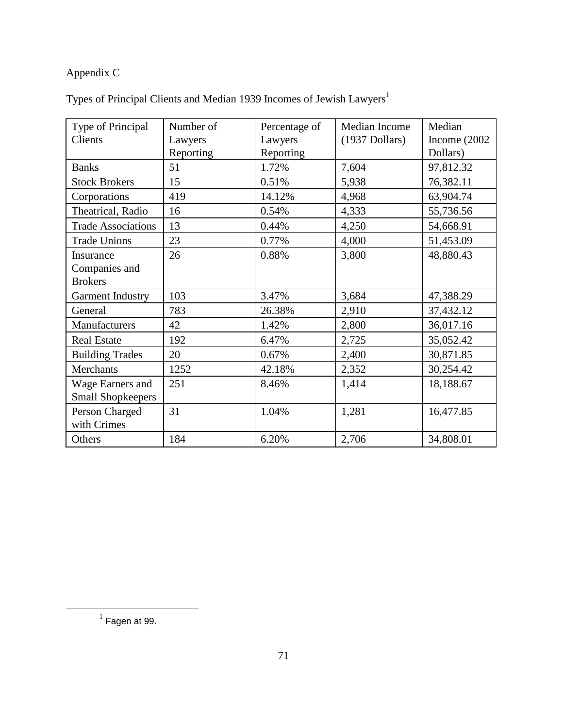Appendix C

Types of Principal Clients and Median 1939 Incomes of Jewish Lawyers[1]

| Type of Principal Clients | Number of Lawyers Reporting | Percentage of Lawyers Reporting | Median Income (1937 Dollars) | Median Income (2002 Dollars) |
|---|---|---|---|---|
| Banks | 51 | 1.72% | 7,604 | 97,812.32 |
| Stock Brokers | 15 | 0.51% | 5,938 | 76,382.11 |
| Corporations | 419 | 14.12% | 4,968 | 63,904.74 |
| Theatrical, Radio | 16 | 0.54% | 4,333 | 55,736.56 |
| Trade Associations | 13 | 0.44% | 4,250 | 54,668.91 |
| Trade Unions | 23 | 0.77% | 4,000 | 51,453.09 |
| Insurance Companies and Brokers | 26 | 0.88% | 3,800 | 48,880.43 |
| Garment Industry | 103 | 3.47% | 3,684 | 47,388.29 |
| General | 783 | 26.38% | 2,910 | 37,432.12 |
| Manufacturers | 42 | 1.42% | 2,800 | 36,017.16 |
| Real Estate | 192 | 6.47% | 2,725 | 35,052.42 |
| Building Trades | 20 | 0.67% | 2,400 | 30,871.85 |
| Merchants | 1252 | 42.18% | 2,352 | 30,254.42 |
| Wage Earners and Small Shopkeepers | 251 | 8.46% | 1,414 | 18,188.67 |
| Person Charged with Crimes | 31 | 1.04% | 1,281 | 16,477.85 |
| Others | 184 | 6.20% | 2,706 | 34,808.01 |

[1] Fagen at 99.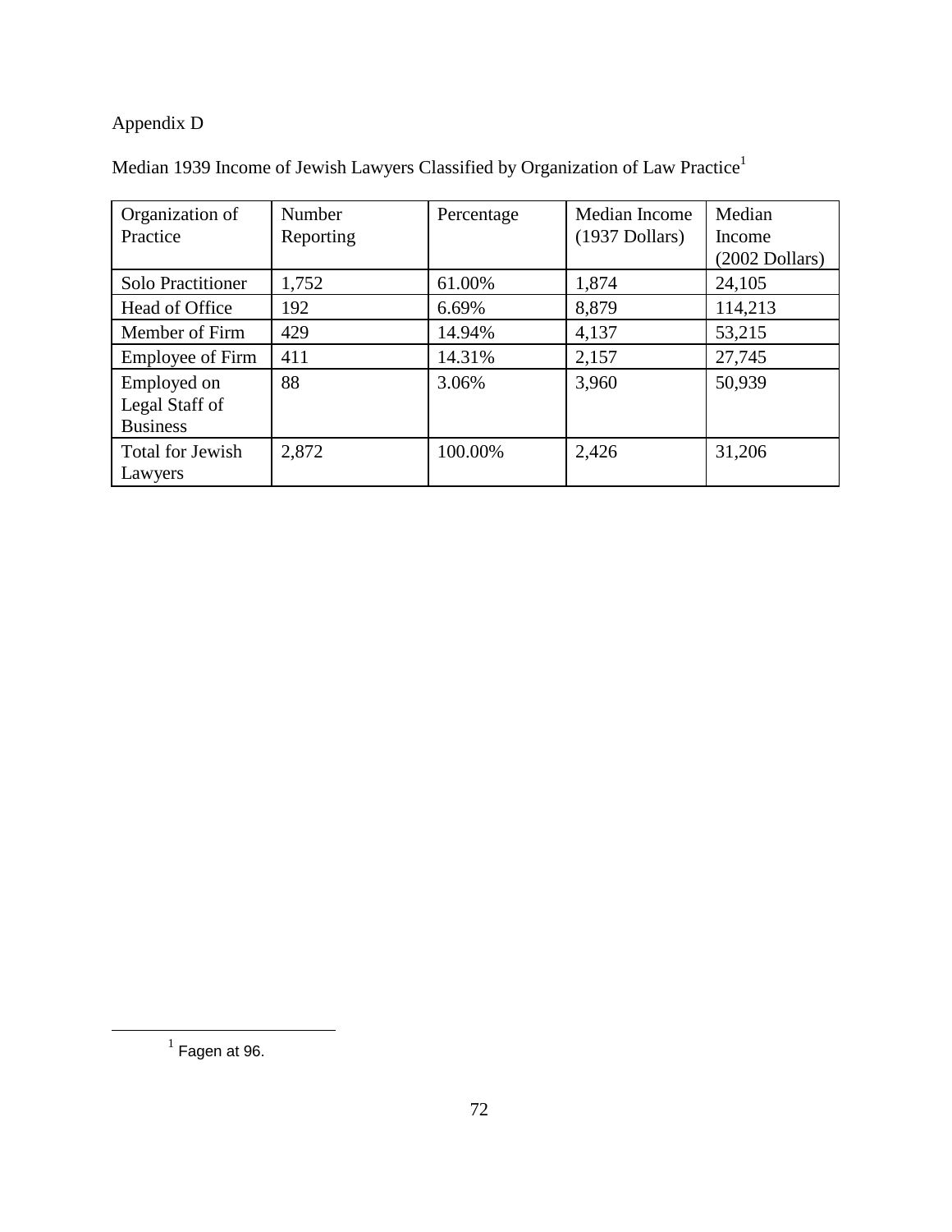Appendix D

Median 1939 Income of Jewish Lawyers Classified by Organization of Law Practice[1]

| Organization of Practice | Number Reporting | Percentage | Median Income (1937 Dollars) | Median Income (2002 Dollars) |
|---|---|---|---|---|
| Solo Practitioner | 1,752 | 61.00% | 1,874 | 24,105 |
| Head of Office | 192 | 6.69% | 8,879 | 114,213 |
| Member of Firm | 429 | 14.94% | 4,137 | 53,215 |
| Employee of Firm | 411 | 14.31% | 2,157 | 27,745 |
| Employed on Legal Staff of Business | 88 | 3.06% | 3,960 | 50,939 |
| Total for Jewish Lawyers | 2,872 | 100.00% | 2,426 | 31,206 |

[1] Fagen at 96.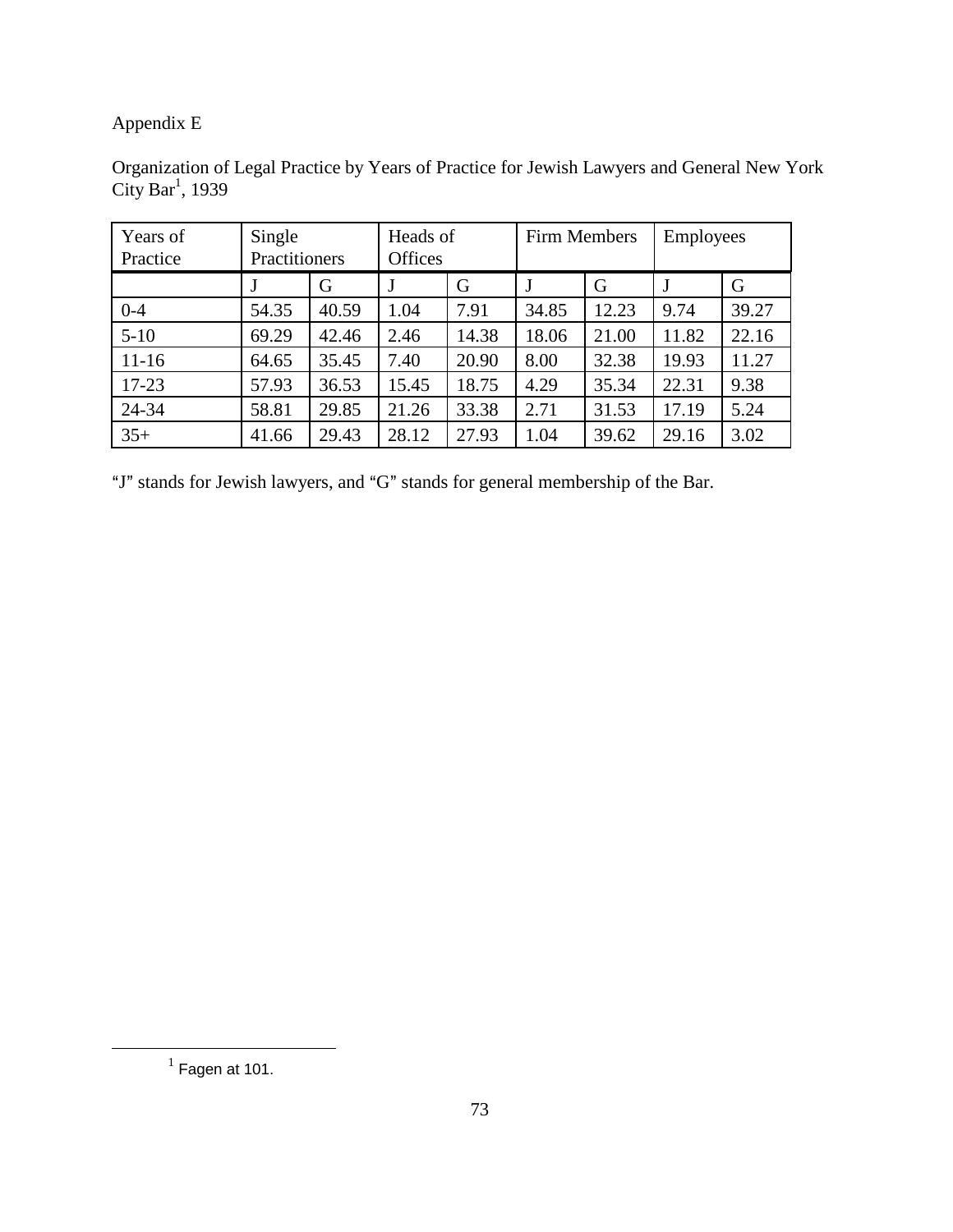Appendix E

Organization of Legal Practice by Years of Practice for Jewish Lawyers and General New York City Bar[1], 1939

| Years of Practice | Single Practitioners | | Heads of Offices | | Firm Members | | Employees | |
|---|---|---|---|---|---|---|---|---|
| | J | G | J | G | J | G | J | G |
| 0-4 | 54.35 | 40.59 | 1.04 | 7.91 | 34.85 | 12.23 | 9.74 | 39.27 |
| 5-10 | 69.29 | 42.46 | 2.46 | 14.38 | 18.06 | 21.00 | 11.82 | 22.16 |
| 11-16 | 64.65 | 35.45 | 7.40 | 20.90 | 8.00 | 32.38 | 19.93 | 11.27 |
| 17-23 | 57.93 | 36.53 | 15.45 | 18.75 | 4.29 | 35.34 | 22.31 | 9.38 |
| 24-34 | 58.81 | 29.85 | 21.26 | 33.38 | 2.71 | 31.53 | 17.19 | 5.24 |
| 35+ | 41.66 | 29.43 | 28.12 | 27.93 | 1.04 | 39.62 | 29.16 | 3.02 |

"J" stands for Jewish lawyers, and "G" stands for general membership of the Bar.

[1] Fagen at 101.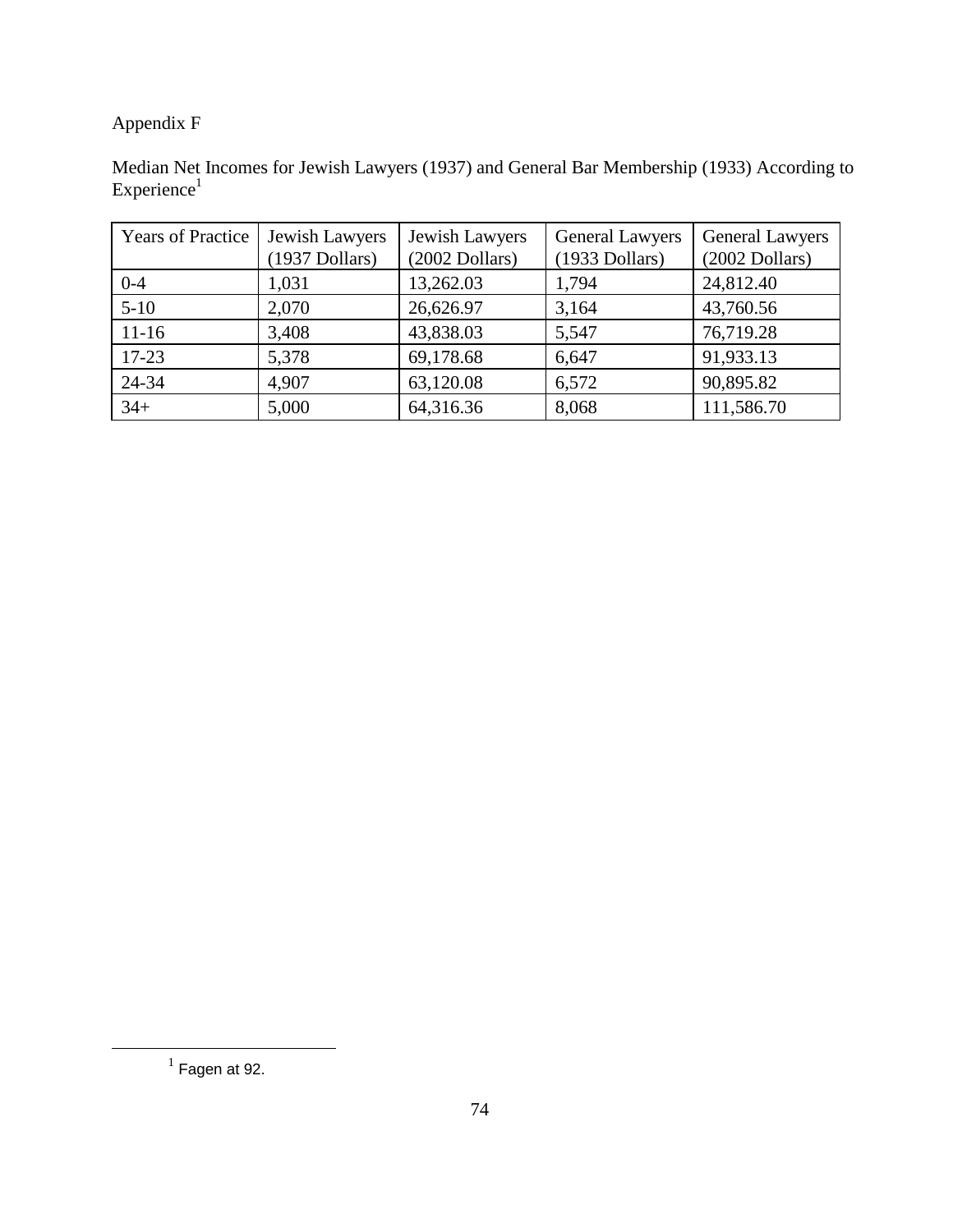Appendix F

Median Net Incomes for Jewish Lawyers (1937) and General Bar Membership (1933) According to Experience[1]

| Years of Practice | Jewish Lawyers (1937 Dollars) | Jewish Lawyers (2002 Dollars) | General Lawyers (1933 Dollars) | General Lawyers (2002 Dollars) |
|---|---|---|---|---|
| 0-4 | 1,031 | 13,262.03 | 1,794 | 24,812.40 |
| 5-10 | 2,070 | 26,626.97 | 3,164 | 43,760.56 |
| 11-16 | 3,408 | 43,838.03 | 5,547 | 76,719.28 |
| 17-23 | 5,378 | 69,178.68 | 6,647 | 91,933.13 |
| 24-34 | 4,907 | 63,120.08 | 6,572 | 90,895.82 |
| 34+ | 5,000 | 64,316.36 | 8,068 | 111,586.70 |

[1] Fagen at 92.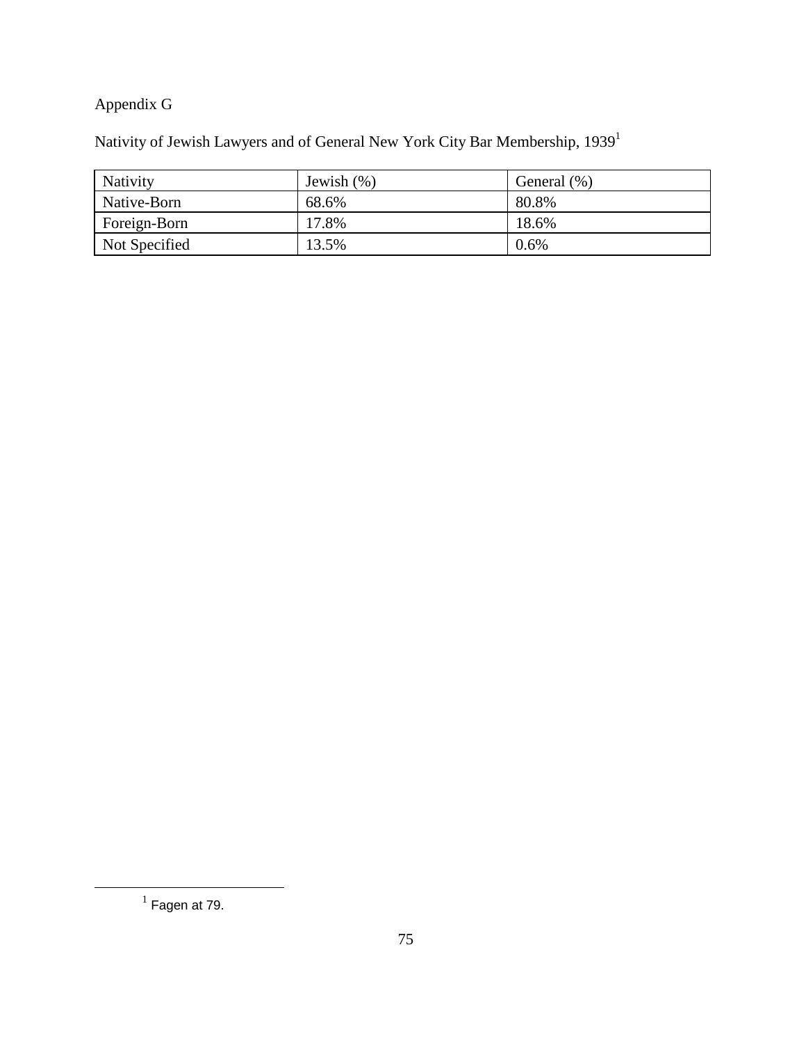Appendix G

Nativity of Jewish Lawyers and of General New York City Bar Membership, 1939[1]

| Nativity | Jewish (%) | General (%) |
|---|---|---|
| Native-Born | 68.6% | 80.8% |
| Foreign-Born | 17.8% | 18.6% |
| Not Specified | 13.5% | 0.6% |

[1] Fagen at 79.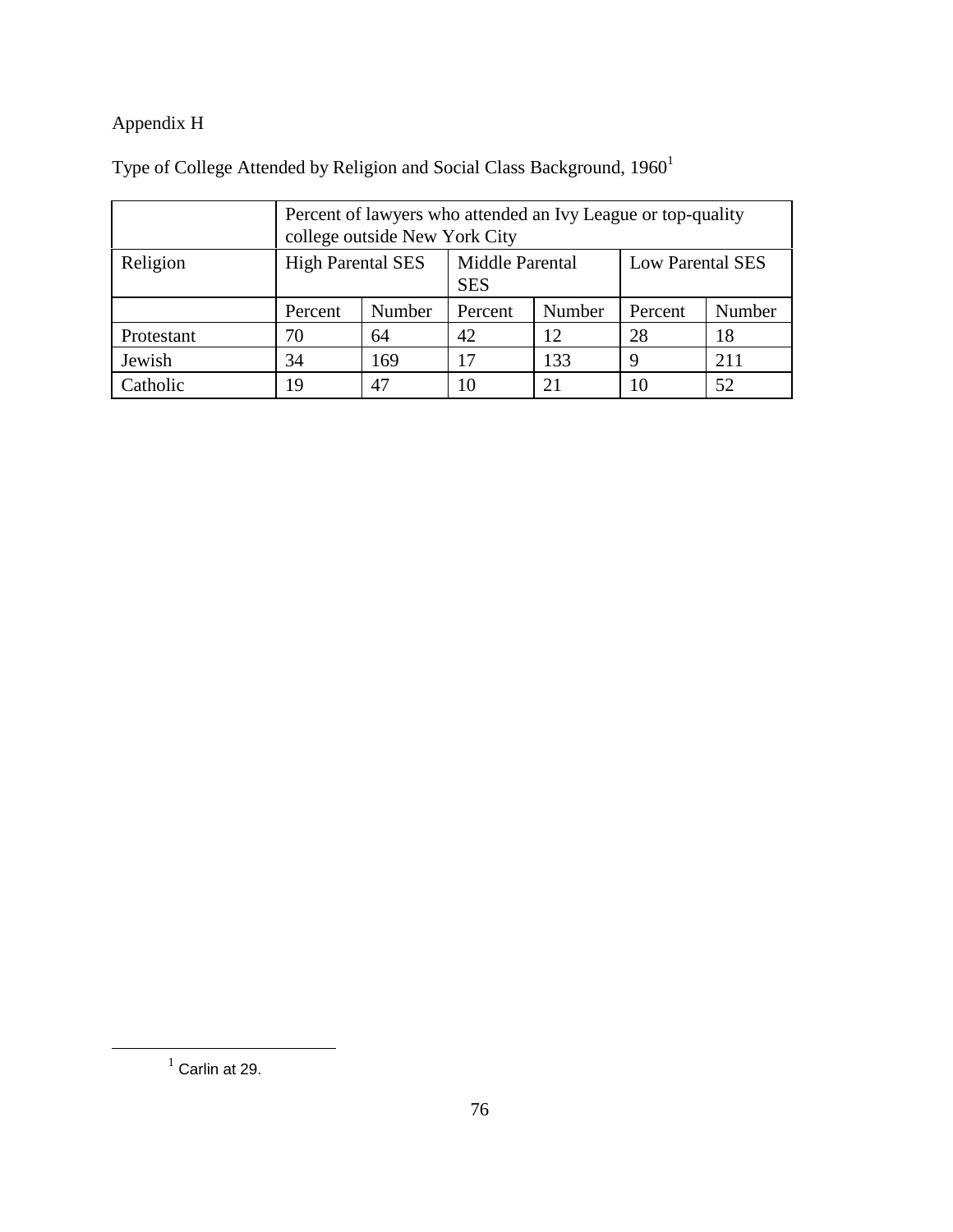Appendix H

Type of College Attended by Religion and Social Class Background, 1960[1]

| | Percent of lawyers who attended an Ivy League or top-quality college outside New York City | | | | | |
|---|---|---|---|---|---|---|
| Religion | High Parental SES | | Middle Parental SES | | Low Parental SES | |
| | Percent | Number | Percent | Number | Percent | Number |
| Protestant | 70 | 64 | 42 | 12 | 28 | 18 |
| Jewish | 34 | 169 | 17 | 133 | 9 | 211 |
| Catholic | 19 | 47 | 10 | 21 | 10 | 52 |

[1] Carlin at 29.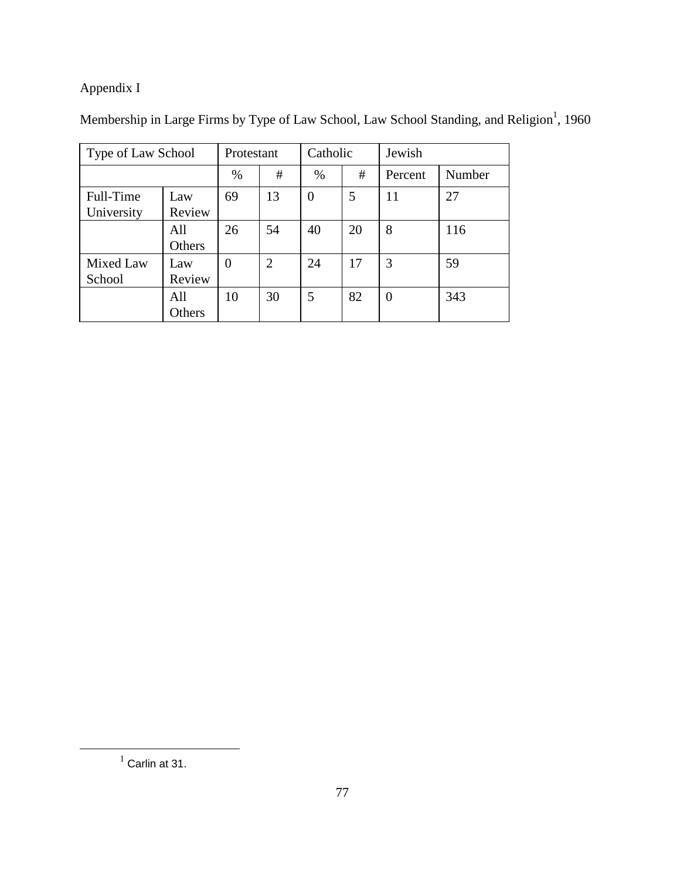Appendix I

Membership in Large Firms by Type of Law School, Law School Standing, and Religion[1], 1960

| Type of Law School | | Protestant | | Catholic | | Jewish | |
|---|---|---|---|---|---|---|---|
| | | % | # | % | # | Percent | Number |
| Full-Time University | Law Review | 69 | 13 | 0 | 5 | 11 | 27 |
| | All Others | 26 | 54 | 40 | 20 | 8 | 116 |
| Mixed Law School | Law Review | 0 | 2 | 24 | 17 | 3 | 59 |
| | All Others | 10 | 30 | 5 | 82 | 0 | 343 |

[1] Carlin at 31.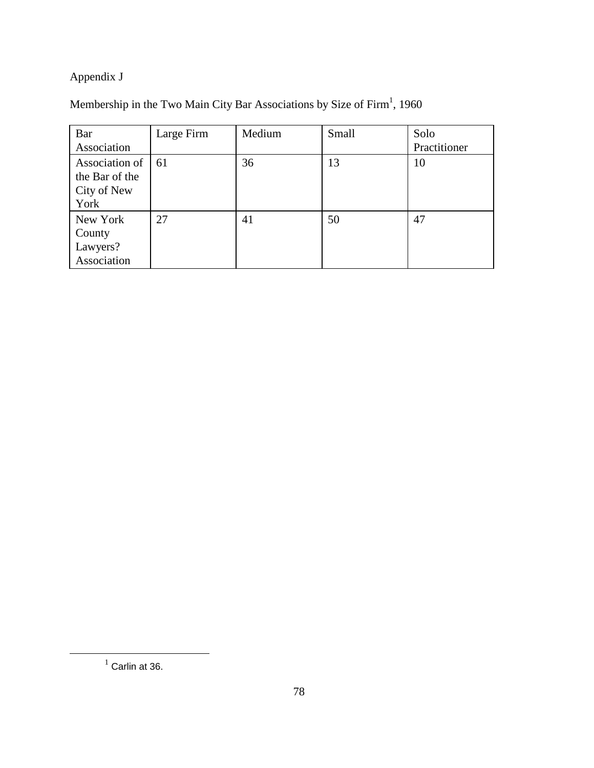Appendix J

Membership in the Two Main City Bar Associations by Size of Firm[1], 1960

| Bar Association | Large Firm | Medium | Small | Solo Practitioner |
|---|---|---|---|---|
| Association of the Bar of the City of New York | 61 | 36 | 13 | 10 |
| New York County Lawyers? Association | 27 | 41 | 50 | 47 |

[1] Carlin at 36.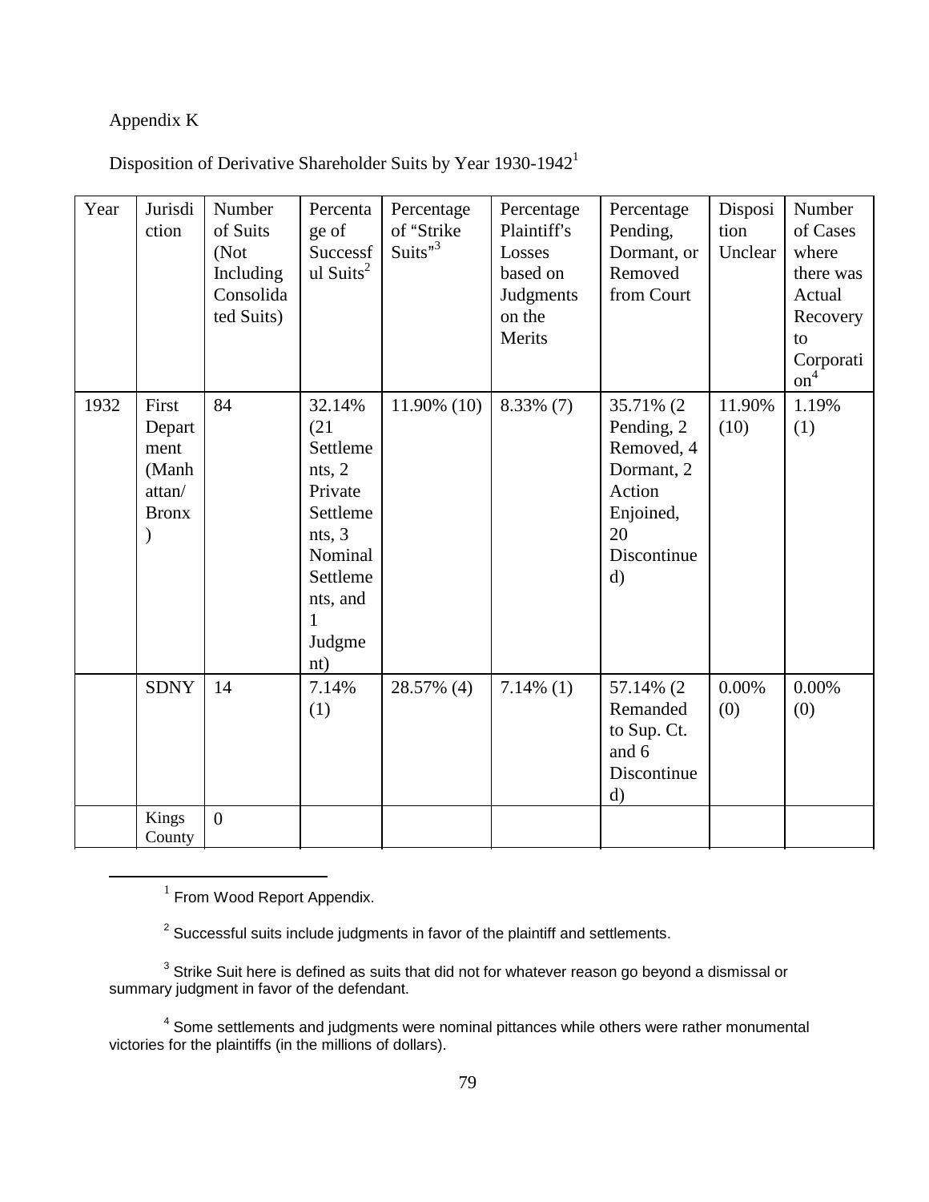Appendix K

Disposition of Derivative Shareholder Suits by Year 1930-1942[1]

| Year | Jurisdiction | Number of Suits (Not Including Consolidated Suits) | Percentage of Successful Suits[2] | Percentage of "Strike Suits"[3] | Percentage Plaintiff's Losses based on Judgments on the Merits | Percentage Pending, Dormant, or Removed from Court | Disposition Unclear | Number of Cases where there was Actual Recovery to Corporation[4] |
|---|---|---|---|---|---|---|---|---|
| 1932 | First Department (Manhattan/ Bronx) | 84 | 32.14% (21 Settlements, 2 Private Settlements, 3 Nominal Settlements, and 1 Judgment) | 11.90% (10) | 8.33% (7) | 35.71% (2 Pending, 2 Removed, 4 Dormant, 2 Action Enjoined, 20 Discontinued) | 11.90% (10) | 1.19% (1) |
| | SDNY | 14 | 7.14% (1) | 28.57% (4) | 7.14% (1) | 57.14% (2 Remanded to Sup. Ct. and 6 Discontinued) | 0.00% (0) | 0.00% (0) |
| | Kings County | 0 | | | | | | |

[1] From Wood Report Appendix.

[2] Successful suits include judgments in favor of the plaintiff and settlements.

[3] Strike Suit here is defined as suits that did not for whatever reason go beyond a dismissal or summary judgment in favor of the defendant.

[4] Some settlements and judgments were nominal pittances while others were rather monumental victories for the plaintiffs (in the millions of dollars).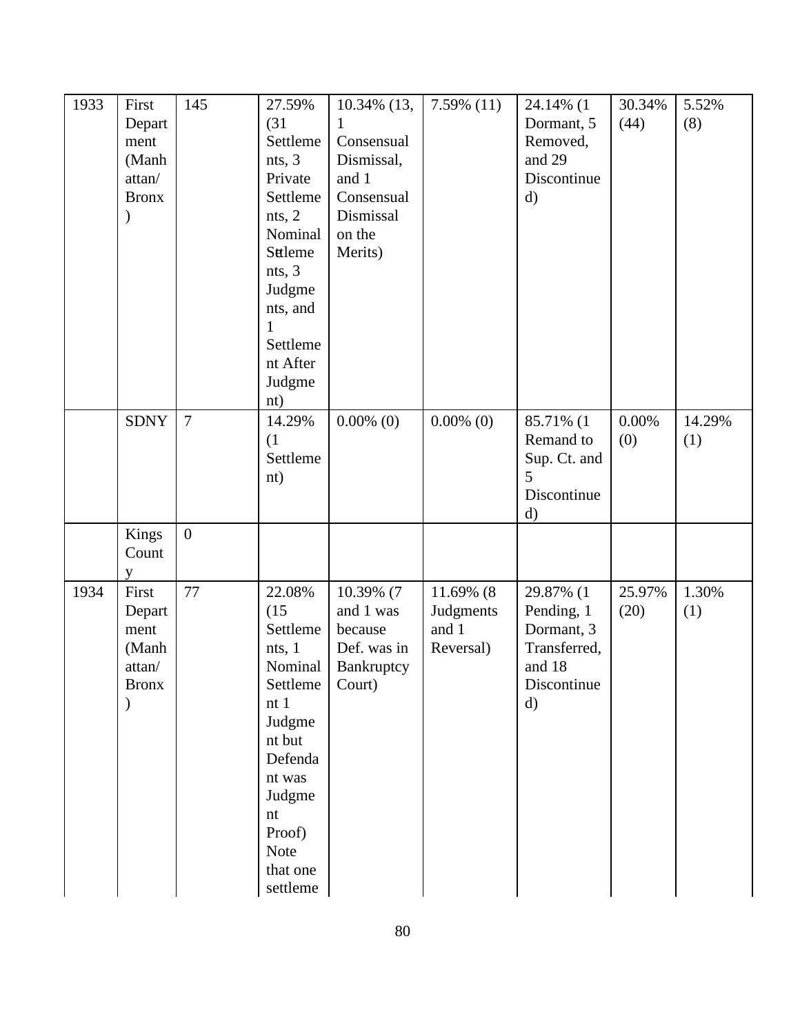| | | | | | | | | |
|---|---|---|---|---|---|---|---|---|
| 1933 | First Department (Manhattan/ Bronx) | 145 | 27.59% (31 Settlements, 3 Private Settlements, 2 Nominal Settlements, 3 Judgments, and 1 Settlement After Judgment) | 10.34% (13, 1 Consensual Dismissal, and 1 Consensual Dismissal on the Merits) | 7.59% (11) | 24.14% (1 Dormant, 5 Removed, and 29 Discontinued) | 30.34% (44) | 5.52% (8) |
| | SDNY | 7 | 14.29% (1 Settlement) | 0.00% (0) | 0.00% (0) | 85.71% (1 Remand to Sup. Ct. and 5 Discontinued) | 0.00% (0) | 14.29% (1) |
| | Kings County | 0 | | | | | | |
| 1934 | First Department (Manhattan/ Bronx) | 77 | 22.08% (15 Settlements, 1 Nominal Settlement 1 Judgment but Defendant was Judgment Proof) Note that one settleme | 10.39% (7 and 1 was because Def. was in Bankruptcy Court) | 11.69% (8 Judgments and 1 Reversal) | 29.87% (1 Pending, 1 Dormant, 3 Transferred, and 18 Discontinued) | 25.97% (20) | 1.30% (1) |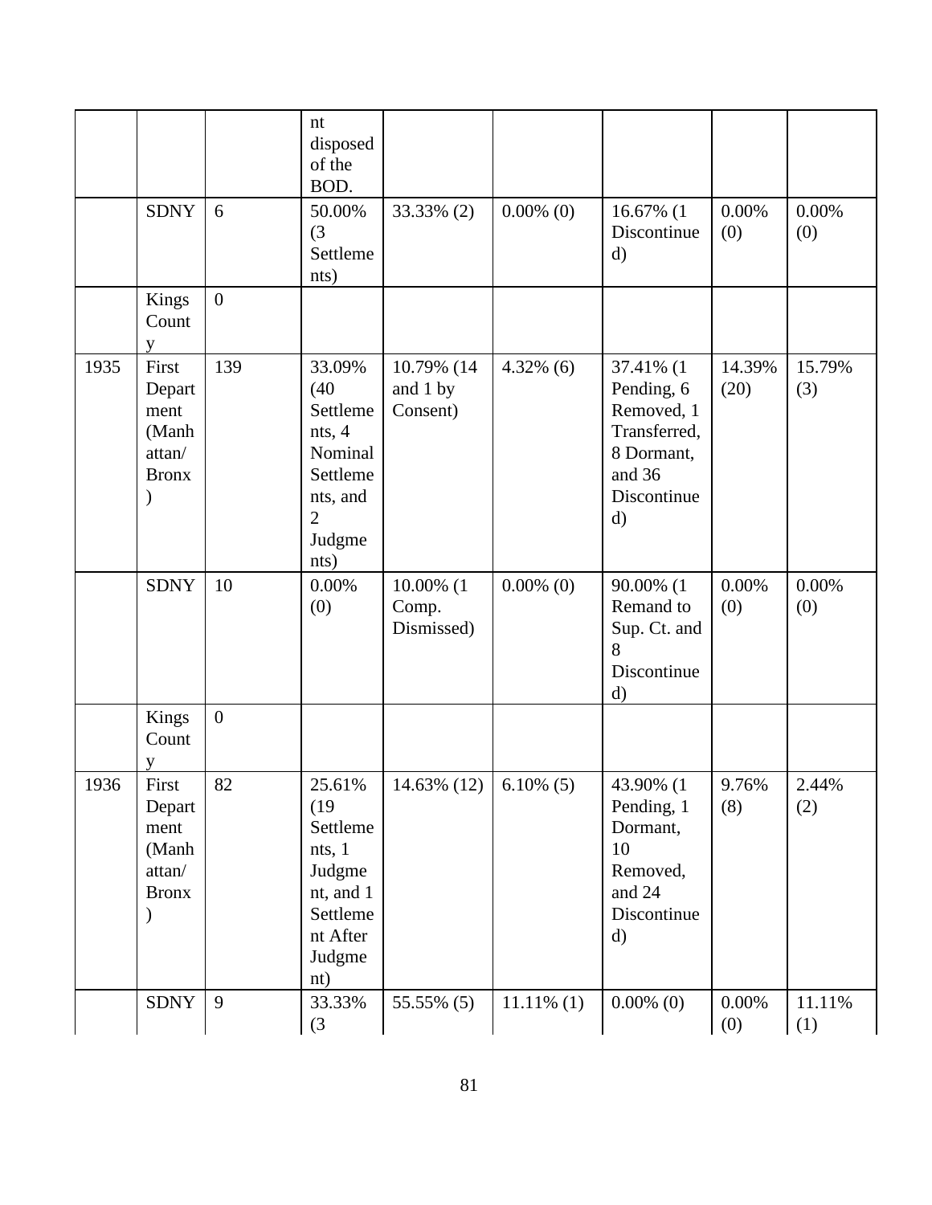| | | | nt disposed of the BOD. | | | | | |
|---|---|---|---|---|---|---|---|---|
| | SDNY | 6 | 50.00% (3 Settlements) | 33.33% (2) | 0.00% (0) | 16.67% (1 Discontinued) | 0.00% (0) | 0.00% (0) |
| | Kings County | 0 | | | | | | |
| 1935 | First Department (Manhattan/ Bronx) | 139 | 33.09% (40 Settlements, 4 Nominal Settlements, and 2 Judgments) | 10.79% (14 and 1 by Consent) | 4.32% (6) | 37.41% (1 Pending, 6 Removed, 1 Transferred, 8 Dormant, and 36 Discontinued) | 14.39% (20) | 15.79% (3) |
| | SDNY | 10 | 0.00% (0) | 10.00% (1 Comp. Dismissed) | 0.00% (0) | 90.00% (1 Remand to Sup. Ct. and 8 Discontinued) | 0.00% (0) | 0.00% (0) |
| | Kings County | 0 | | | | | | |
| 1936 | First Department (Manhattan/ Bronx) | 82 | 25.61% (19 Settlements, 1 Judgment, and 1 Settlement After Judgment) | 14.63% (12) | 6.10% (5) | 43.90% (1 Pending, 1 Dormant, 10 Removed, and 24 Discontinued) | 9.76% (8) | 2.44% (2) |
| | SDNY | 9 | 33.33% (3 | 55.55% (5) | 11.11% (1) | 0.00% (0) | 0.00% (0) | 11.11% (1) |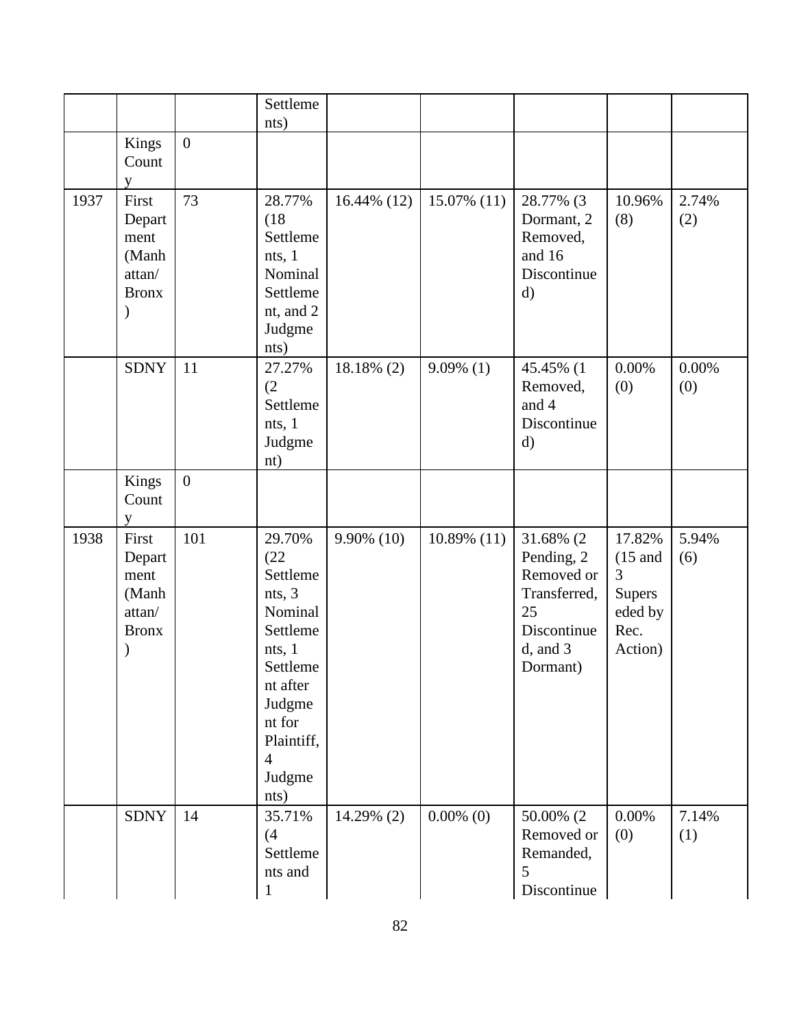| | | | Settlements) | | | | | |
|---|---|---|---|---|---|---|---|---|
| | Kings County | 0 | | | | | | |
| 1937 | First Department (Manhattan/ Bronx) | 73 | 28.77% (18 Settlements, 1 Nominal Settlement, and 2 Judgments) | 16.44% (12) | 15.07% (11) | 28.77% (3 Dormant, 2 Removed, and 16 Discontinued) | 10.96% (8) | 2.74% (2) |
| | SDNY | 11 | 27.27% (2 Settlements, 1 Judgment) | 18.18% (2) | 9.09% (1) | 45.45% (1 Removed, and 4 Discontinued) | 0.00% (0) | 0.00% (0) |
| | Kings County | 0 | | | | | | |
| 1938 | First Department (Manhattan/ Bronx) | 101 | 29.70% (22 Settlements, 3 Nominal Settlements, 1 Settlement after Judgment for Plaintiff, 4 Judgments) | 9.90% (10) | 10.89% (11) | 31.68% (2 Pending, 2 Removed or Transferred, 25 Discontinued, and 3 Dormant) | 17.82% (15 and 3 Superseded by Rec. Action) | 5.94% (6) |
| | SDNY | 14 | 35.71% (4 Settlements and 1 | 14.29% (2) | 0.00% (0) | 50.00% (2 Removed or Remanded, 5 Discontinue | 0.00% (0) | 7.14% (1) |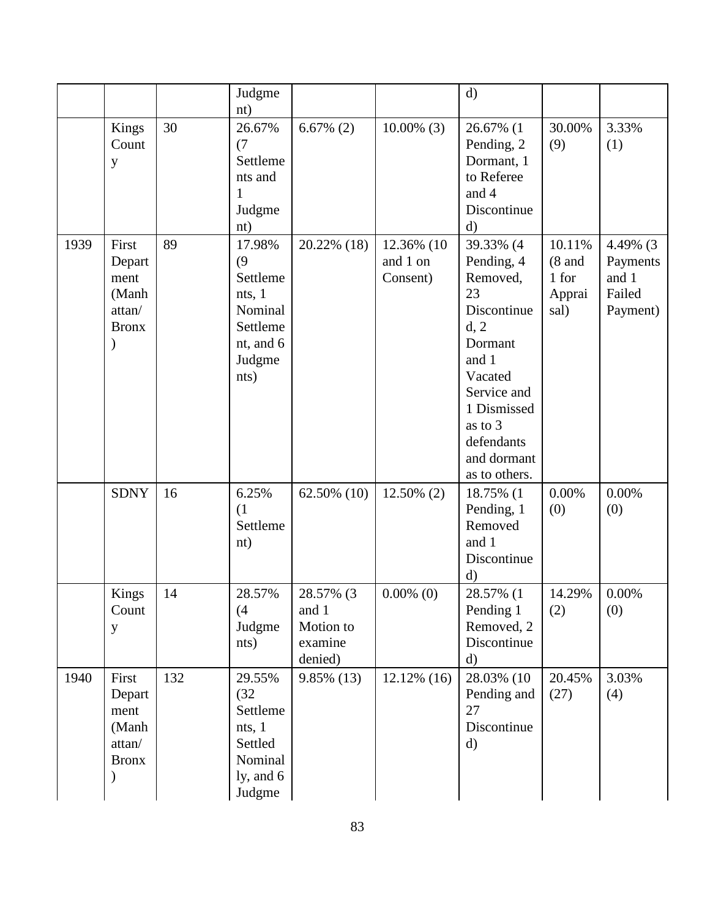| | | | Judgment) | | | d) | | |
|---|---|---|---|---|---|---|---|---|
| | Kings County | 30 | 26.67% (7 Settlements and 1 Judgment) | 6.67% (2) | 10.00% (3) | 26.67% (1 Pending, 2 Dormant, 1 to Referee and 4 Discontinued) | 30.00% (9) | 3.33% (1) |
| 1939 | First Department (Manhattan/ Bronx) | 89 | 17.98% (9 Settlements, 1 Nominal Settlement, and 6 Judgments) | 20.22% (18) | 12.36% (10 and 1 on Consent) | 39.33% (4 Pending, 4 Removed, 23 Discontinued, 2 Dormant and 1 Vacated Service and 1 Dismissed as to 3 defendants and dormant as to others. | 10.11% (8 and 1 for Appraisal) | 4.49% (3 Payments and 1 Failed Payment) |
| | SDNY | 16 | 6.25% (1 Settlement) | 62.50% (10) | 12.50% (2) | 18.75% (1 Pending, 1 Removed and 1 Discontinued) | 0.00% (0) | 0.00% (0) |
| | Kings County | 14 | 28.57% (4 Judgments) | 28.57% (3 and 1 Motion to examine denied) | 0.00% (0) | 28.57% (1 Pending 1 Removed, 2 Discontinued) | 14.29% (2) | 0.00% (0) |
| 1940 | First Department (Manhattan/ Bronx) | 132 | 29.55% (32 Settlements, 1 Settled Nominally, and 6 Judgme | 9.85% (13) | 12.12% (16) | 28.03% (10 Pending and 27 Discontinued) | 20.45% (27) | 3.03% (4) |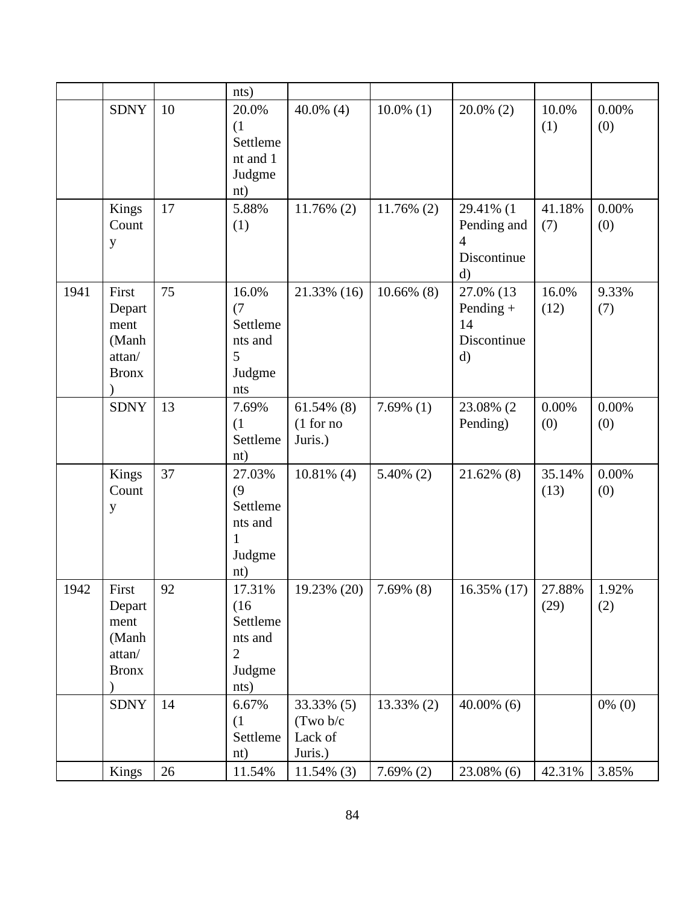| | | | nts) | | | | | |
|---|---|---|---|---|---|---|---|---|
| | SDNY | 10 | 20.0% (1 Settlement and 1 Judgment) | 40.0% (4) | 10.0% (1) | 20.0% (2) | 10.0% (1) | 0.00% (0) |
| | Kings County | 17 | 5.88% (1) | 11.76% (2) | 11.76% (2) | 29.41% (1 Pending and 4 Discontinued) | 41.18% (7) | 0.00% (0) |
| 1941 | First Department (Manhattan/ Bronx) | 75 | 16.0% (7 Settlements and 5 Judgments | 21.33% (16) | 10.66% (8) | 27.0% (13 Pending + 14 Discontinued) | 16.0% (12) | 9.33% (7) |
| | SDNY | 13 | 7.69% (1 Settlement) | 61.54% (8) (1 for no Juris.) | 7.69% (1) | 23.08% (2 Pending) | 0.00% (0) | 0.00% (0) |
| | Kings County | 37 | 27.03% (9 Settlements and 1 Judgment) | 10.81% (4) | 5.40% (2) | 21.62% (8) | 35.14% (13) | 0.00% (0) |
| 1942 | First Department (Manhattan/ Bronx) | 92 | 17.31% (16 Settlements and 2 Judgments) | 19.23% (20) | 7.69% (8) | 16.35% (17) | 27.88% (29) | 1.92% (2) |
| | SDNY | 14 | 6.67% (1 Settlement) | 33.33% (5) (Two b/c Lack of Juris.) | 13.33% (2) | 40.00% (6) | | 0% (0) |
| | Kings | 26 | 11.54% | 11.54% (3) | 7.69% (2) | 23.08% (6) | 42.31% | 3.85% |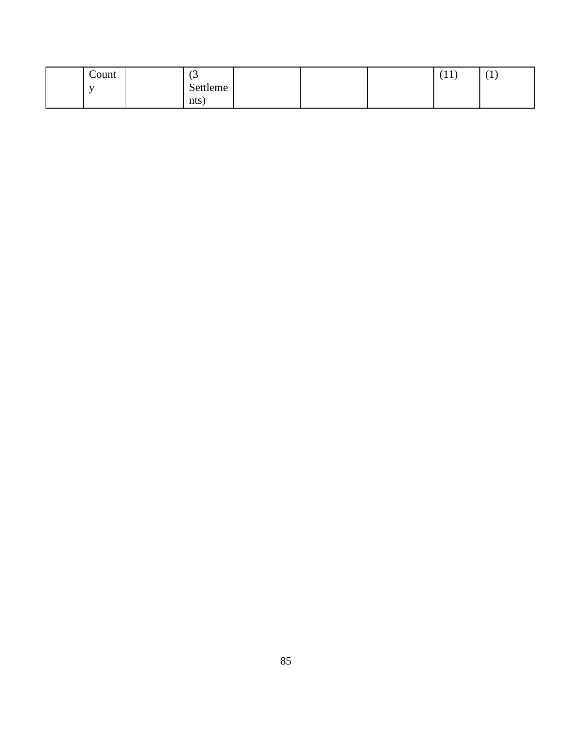| | | | | | | | | |
|---|---|---|---|---|---|---|---|---|
| | County | | (3 Settlements) | | | | (11) | (1) |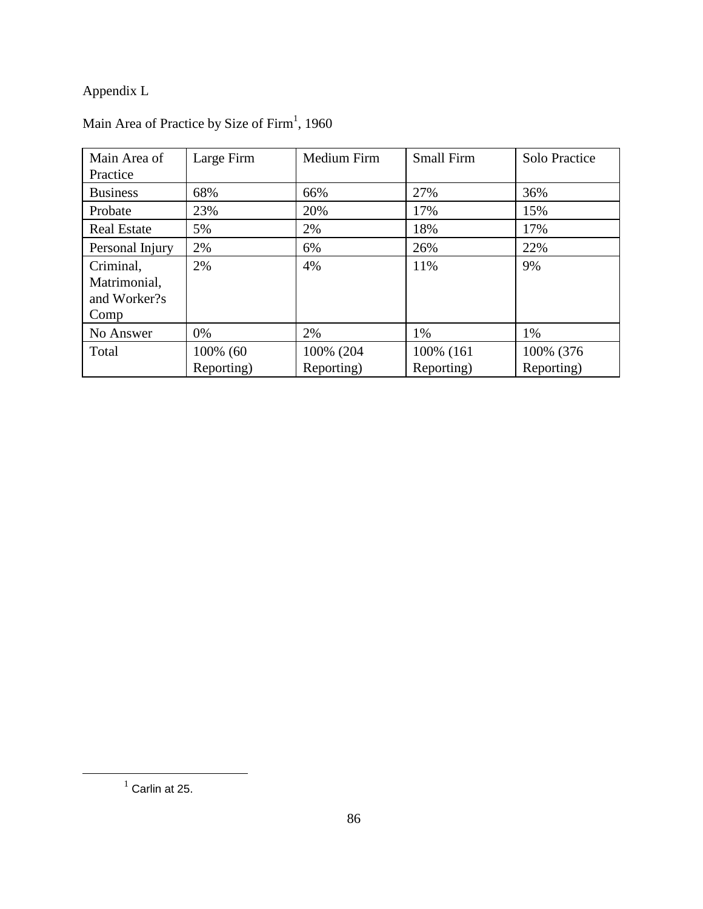Appendix L

Main Area of Practice by Size of Firm[1], 1960

| Main Area of Practice | Large Firm | Medium Firm | Small Firm | Solo Practice |
|---|---|---|---|---|
| Business | 68% | 66% | 27% | 36% |
| Probate | 23% | 20% | 17% | 15% |
| Real Estate | 5% | 2% | 18% | 17% |
| Personal Injury | 2% | 6% | 26% | 22% |
| Criminal, Matrimonial, and Worker?s Comp | 2% | 4% | 11% | 9% |
| No Answer | 0% | 2% | 1% | 1% |
| Total | 100% (60 Reporting) | 100% (204 Reporting) | 100% (161 Reporting) | 100% (376 Reporting) |

[1] Carlin at 25.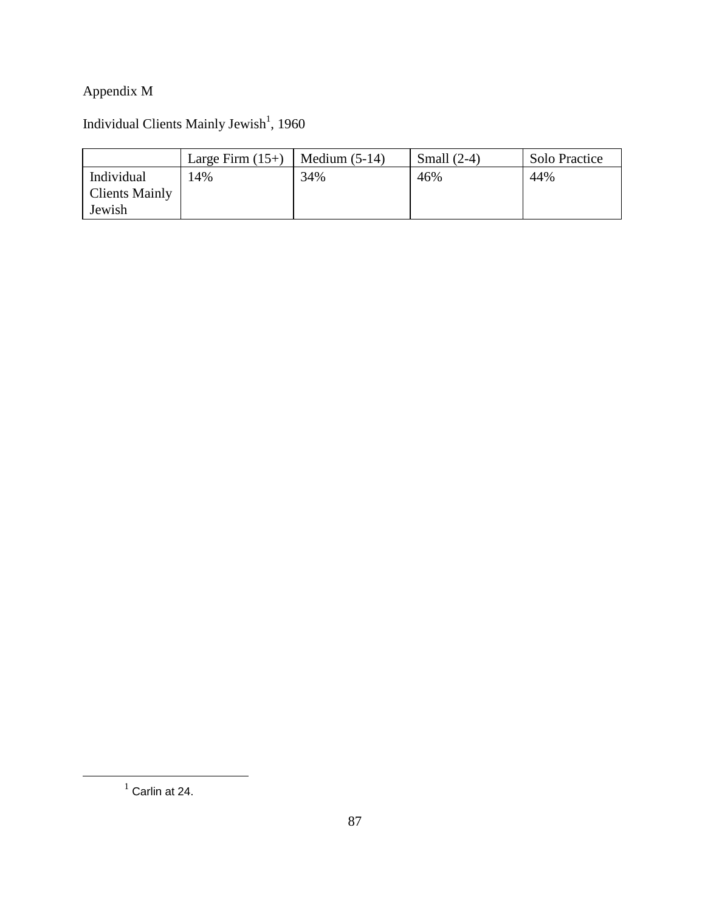Appendix M

Individual Clients Mainly Jewish[1], 1960

| | Large Firm (15+) | Medium (5-14) | Small (2-4) | Solo Practice |
|---|---|---|---|---|
| Individual Clients Mainly Jewish | 14% | 34% | 46% | 44% |

[1] Carlin at 24.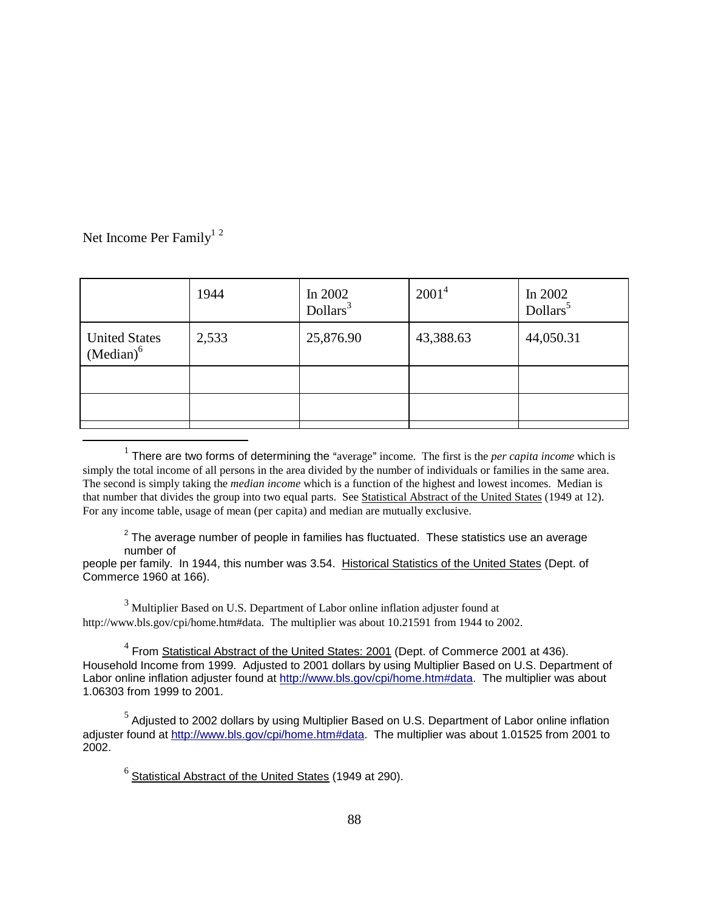Net Income Per Family[1] [2]

| | 1944 | In 2002 Dollars[3] | 2001[4] | In 2002 Dollars[5] |
|---|---|---|---|---|
| United States (Median)[6] | 2,533 | 25,876.90 | 43,388.63 | 44,050.31 |
| | | | | |
| | | | | |
| | | | | |

[1] There are two forms of determining the "average" income. The first is the *per capita income* which is simply the total income of all persons in the area divided by the number of individuals or families in the same area. The second is simply taking the *median income* which is a function of the highest and lowest incomes. Median is that number that divides the group into two equal parts. See Statistical Abstract of the United States (1949 at 12). For any income table, usage of mean (per capita) and median are mutually exclusive.

[2] The average number of people in families has fluctuated. These statistics use an average number of people per family. In 1944, this number was 3.54. Historical Statistics of the United States (Dept. of Commerce 1960 at 166).

[3] Multiplier Based on U.S. Department of Labor online inflation adjuster found at http://www.bls.gov/cpi/home.htm#data. The multiplier was about 10.21591 from 1944 to 2002.

[4] From Statistical Abstract of the United States: 2001 (Dept. of Commerce 2001 at 436). Household Income from 1999. Adjusted to 2001 dollars by using Multiplier Based on U.S. Department of Labor online inflation adjuster found at http://www.bls.gov/cpi/home.htm#data. The multiplier was about 1.06303 from 1999 to 2001.

[5] Adjusted to 2002 dollars by using Multiplier Based on U.S. Department of Labor online inflation adjuster found at http://www.bls.gov/cpi/home.htm#data. The multiplier was about 1.01525 from 2001 to 2002.

[6] Statistical Abstract of the United States (1949 at 290).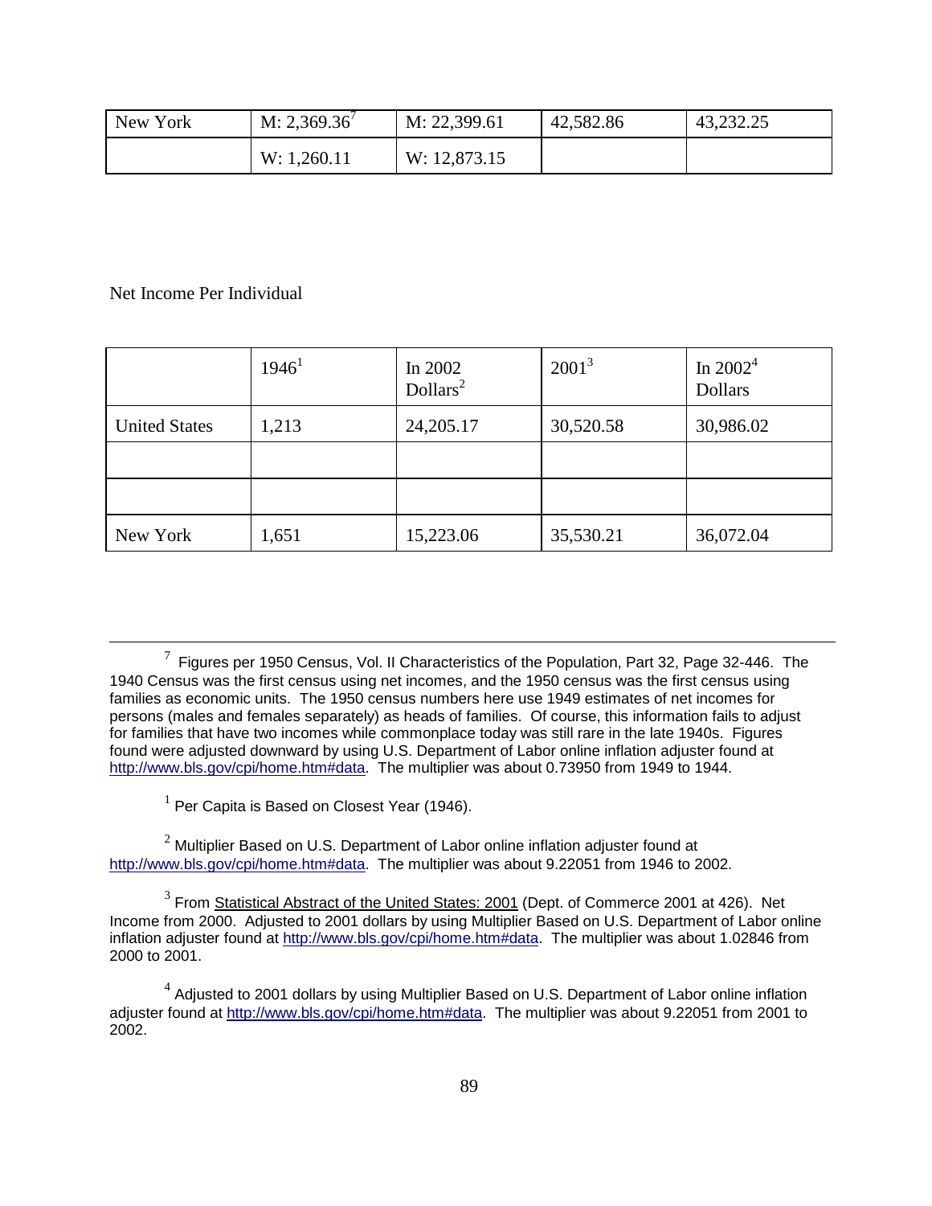| | | | | |
|---|---|---|---|---|
| New York | M: 2,369.36[7] | M: 22,399.61 | 42,582.86 | 43,232.25 |
| | W: 1,260.11 | W: 12,873.15 | | |

Net Income Per Individual

| | 1946[1] | In 2002 Dollars[2] | 2001[3] | In 2002[4] Dollars |
|---|---|---|---|---|
| United States | 1,213 | 24,205.17 | 30,520.58 | 30,986.02 |
| | | | | |
| | | | | |
| New York | 1,651 | 15,223.06 | 35,530.21 | 36,072.04 |

---

[7] Figures per 1950 Census, Vol. II Characteristics of the Population, Part 32, Page 32-446. The 1940 Census was the first census using net incomes, and the 1950 census was the first census using families as economic units. The 1950 census numbers here use 1949 estimates of net incomes for persons (males and females separately) as heads of families. Of course, this information fails to adjust for families that have two incomes while commonplace today was still rare in the late 1940s. Figures found were adjusted downward by using U.S. Department of Labor online inflation adjuster found at http://www.bls.gov/cpi/home.htm#data. The multiplier was about 0.73950 from 1949 to 1944.

[1] Per Capita is Based on Closest Year (1946).

[2] Multiplier Based on U.S. Department of Labor online inflation adjuster found at http://www.bls.gov/cpi/home.htm#data. The multiplier was about 9.22051 from 1946 to 2002.

[3] From Statistical Abstract of the United States: 2001 (Dept. of Commerce 2001 at 426). Net Income from 2000. Adjusted to 2001 dollars by using Multiplier Based on U.S. Department of Labor online inflation adjuster found at http://www.bls.gov/cpi/home.htm#data. The multiplier was about 1.02846 from 2000 to 2001.

[4] Adjusted to 2001 dollars by using Multiplier Based on U.S. Department of Labor online inflation adjuster found at http://www.bls.gov/cpi/home.htm#data. The multiplier was about 9.22051 from 2001 to 2002.